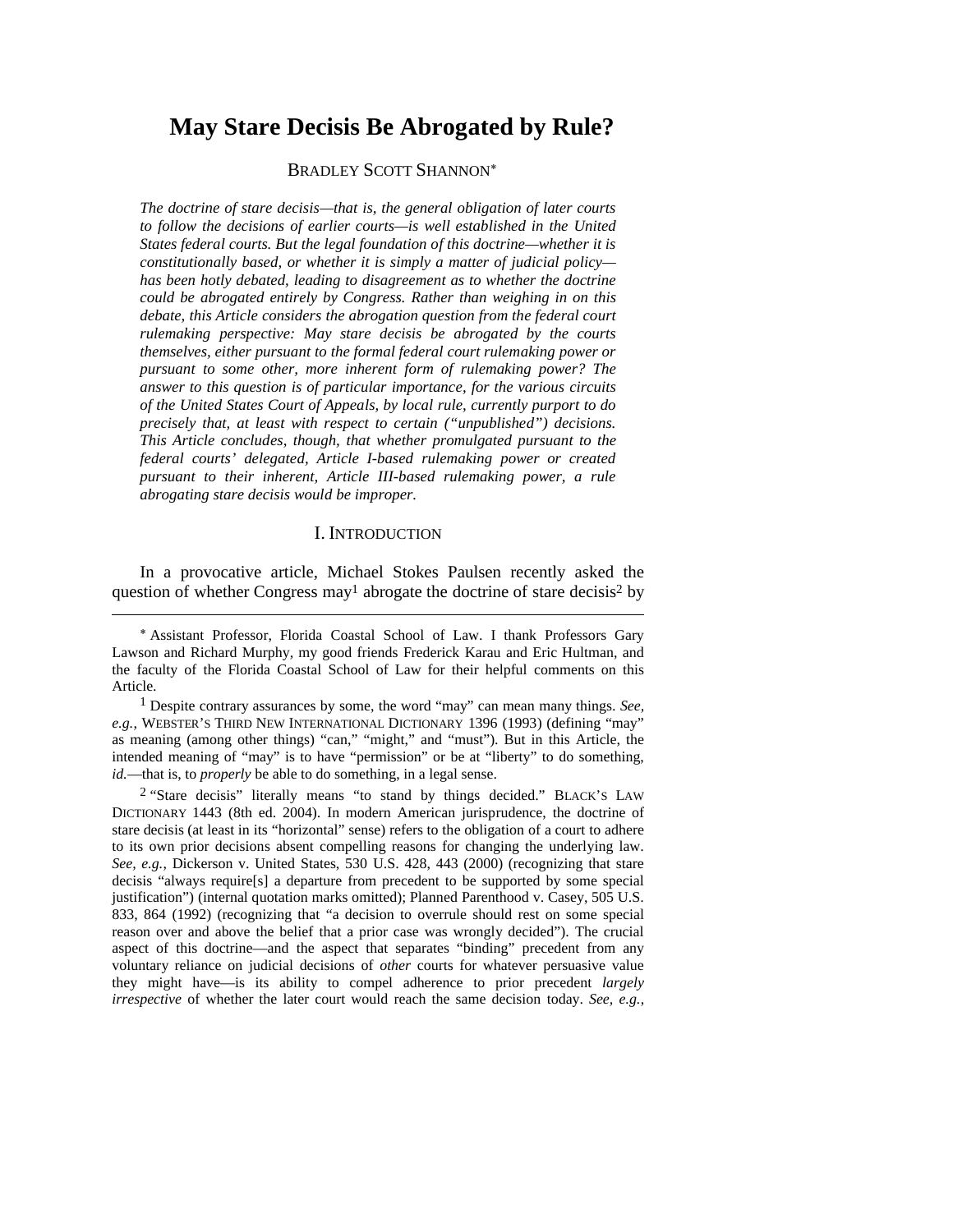# May Stare Decisis Be Abrogated by Rule?

BRADLEY SCOTT SHANNON*

*The doctrine of stare decisis—that is, the general obligation of later courts to follow the decisions of earlier courts—is well established in the United States federal courts. But the legal foundation of this doctrine—whether it is constitutionally based, or whether it is simply a matter of judicial policy—has been hotly debated, leading to disagreement as to whether the doctrine could be abrogated entirely by Congress. Rather than weighing in on this debate, this Article considers the abrogation question from the federal court rulemaking perspective: May stare decisis be abrogated by the courts themselves, either pursuant to the formal federal court rulemaking power or pursuant to some other, more inherent form of rulemaking power? The answer to this question is of particular importance, for the various circuits of the United States Court of Appeals, by local rule, currently purport to do precisely that, at least with respect to certain ("unpublished") decisions. This Article concludes, though, that whether promulgated pursuant to the federal courts' delegated, Article I-based rulemaking power or created pursuant to their inherent, Article III-based rulemaking power, a rule abrogating stare decisis would be improper.*

## I. INTRODUCTION

In a provocative article, Michael Stokes Paulsen recently asked the question of whether Congress may[1] abrogate the doctrine of stare decisis[2] by

---

* Assistant Professor, Florida Coastal School of Law. I thank Professors Gary Lawson and Richard Murphy, my good friends Frederick Karau and Eric Hultman, and the faculty of the Florida Coastal School of Law for their helpful comments on this Article.

[1] Despite contrary assurances by some, the word "may" can mean many things. *See, e.g.*, WEBSTER'S THIRD NEW INTERNATIONAL DICTIONARY 1396 (1993) (defining "may" as meaning (among other things) "can," "might," and "must"). But in this Article, the intended meaning of "may" is to have "permission" or be at "liberty" to do something, *id.*—that is, to *properly* be able to do something, in a legal sense.

[2] "Stare decisis" literally means "to stand by things decided." BLACK'S LAW DICTIONARY 1443 (8th ed. 2004). In modern American jurisprudence, the doctrine of stare decisis (at least in its "horizontal" sense) refers to the obligation of a court to adhere to its own prior decisions absent compelling reasons for changing the underlying law. *See, e.g.*, Dickerson v. United States, 530 U.S. 428, 443 (2000) (recognizing that stare decisis "always require[s] a departure from precedent to be supported by some special justification") (internal quotation marks omitted); Planned Parenthood v. Casey, 505 U.S. 833, 864 (1992) (recognizing that "a decision to overrule should rest on some special reason over and above the belief that a prior case was wrongly decided"). The crucial aspect of this doctrine—and the aspect that separates "binding" precedent from any voluntary reliance on judicial decisions of *other* courts for whatever persuasive value they might have—is its ability to compel adherence to prior precedent *largely irrespective* of whether the later court would reach the same decision today. *See, e.g.*,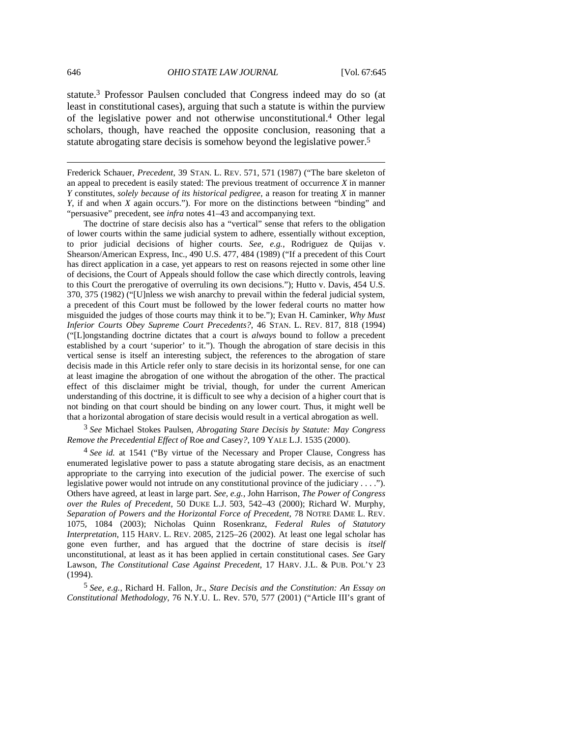statute.[3] Professor Paulsen concluded that Congress indeed may do so (at least in constitutional cases), arguing that such a statute is within the purview of the legislative power and not otherwise unconstitutional.[4] Other legal scholars, though, have reached the opposite conclusion, reasoning that a statute abrogating stare decisis is somehow beyond the legislative power.[5]

---

Frederick Schauer, *Precedent*, 39 STAN. L. REV. 571, 571 (1987) ("The bare skeleton of an appeal to precedent is easily stated: The previous treatment of occurrence *X* in manner *Y* constitutes, *solely because of its historical pedigree*, a reason for treating *X* in manner *Y*, if and when *X* again occurs."). For more on the distinctions between "binding" and "persuasive" precedent, see *infra* notes 41–43 and accompanying text.

The doctrine of stare decisis also has a "vertical" sense that refers to the obligation of lower courts within the same judicial system to adhere, essentially without exception, to prior judicial decisions of higher courts. *See, e.g.*, Rodriguez de Quijas v. Shearson/American Express, Inc., 490 U.S. 477, 484 (1989) ("If a precedent of this Court has direct application in a case, yet appears to rest on reasons rejected in some other line of decisions, the Court of Appeals should follow the case which directly controls, leaving to this Court the prerogative of overruling its own decisions."); Hutto v. Davis, 454 U.S. 370, 375 (1982) ("[U]nless we wish anarchy to prevail within the federal judicial system, a precedent of this Court must be followed by the lower federal courts no matter how misguided the judges of those courts may think it to be."); Evan H. Caminker, *Why Must Inferior Courts Obey Supreme Court Precedents?*, 46 STAN. L. REV. 817, 818 (1994) ("[L]ongstanding doctrine dictates that a court is *always* bound to follow a precedent established by a court 'superior' to it."). Though the abrogation of stare decisis in this vertical sense is itself an interesting subject, the references to the abrogation of stare decisis made in this Article refer only to stare decisis in its horizontal sense, for one can at least imagine the abrogation of one without the abrogation of the other. The practical effect of this disclaimer might be trivial, though, for under the current American understanding of this doctrine, it is difficult to see why a decision of a higher court that is not binding on that court should be binding on any lower court. Thus, it might well be that a horizontal abrogation of stare decisis would result in a vertical abrogation as well.

[3] *See* Michael Stokes Paulsen, *Abrogating Stare Decisis by Statute: May Congress Remove the Precedential Effect of* Roe *and* Casey*?*, 109 YALE L.J. 1535 (2000).

[4] *See id.* at 1541 ("By virtue of the Necessary and Proper Clause, Congress has enumerated legislative power to pass a statute abrogating stare decisis, as an enactment appropriate to the carrying into execution of the judicial power. The exercise of such legislative power would not intrude on any constitutional province of the judiciary . . . ."). Others have agreed, at least in large part. *See, e.g.*, John Harrison, *The Power of Congress over the Rules of Precedent*, 50 DUKE L.J. 503, 542–43 (2000); Richard W. Murphy, *Separation of Powers and the Horizontal Force of Precedent*, 78 NOTRE DAME L. REV. 1075, 1084 (2003); Nicholas Quinn Rosenkranz, *Federal Rules of Statutory Interpretation*, 115 HARV. L. REV. 2085, 2125–26 (2002). At least one legal scholar has gone even further, and has argued that the doctrine of stare decisis is *itself* unconstitutional, at least as it has been applied in certain constitutional cases. *See* Gary Lawson, *The Constitutional Case Against Precedent*, 17 HARV. J.L. & PUB. POL'Y 23 (1994).

[5] *See, e.g.*, Richard H. Fallon, Jr., *Stare Decisis and the Constitution: An Essay on Constitutional Methodology*, 76 N.Y.U. L. Rev. 570, 577 (2001) ("Article III's grant of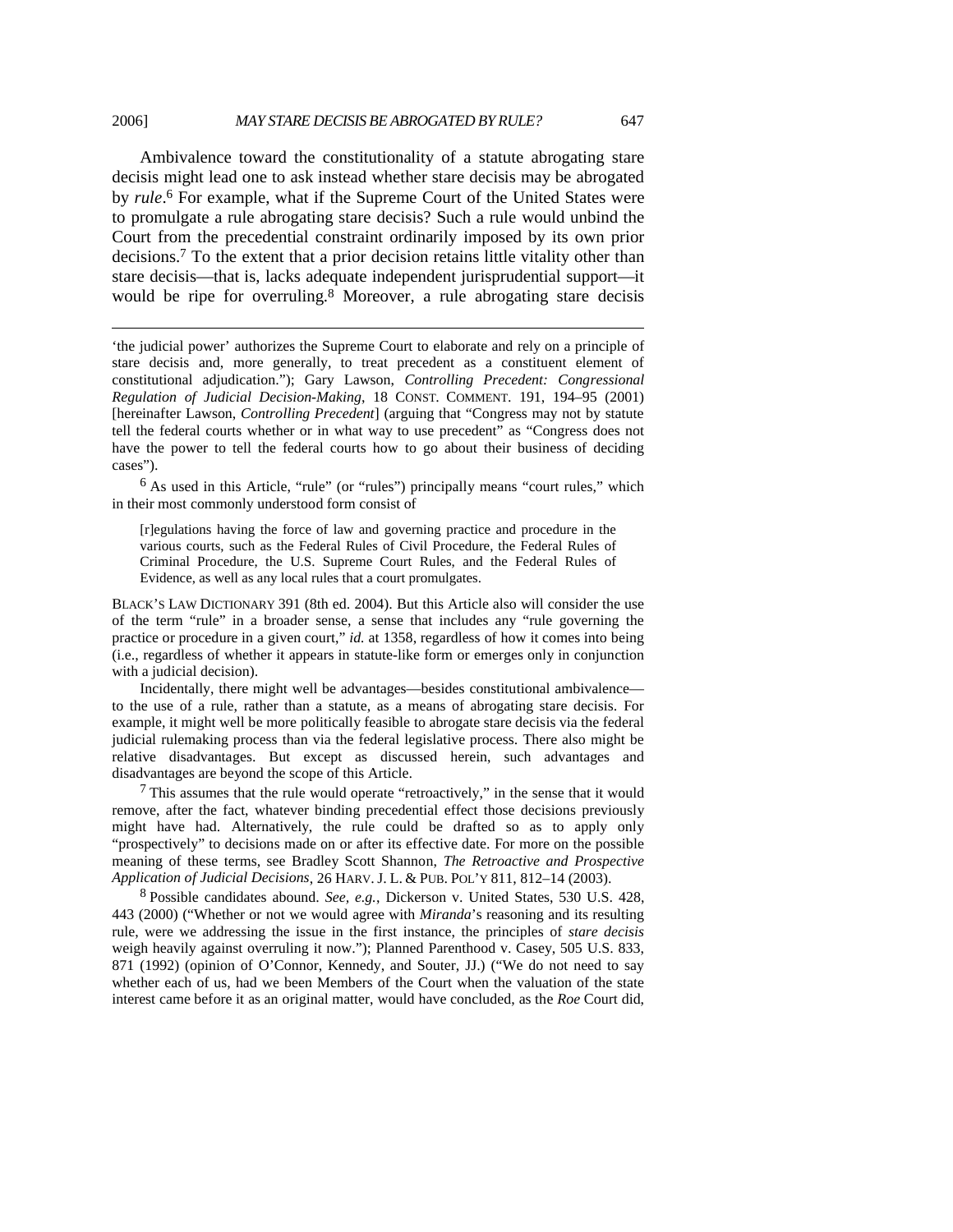Ambivalence toward the constitutionality of a statute abrogating stare decisis might lead one to ask instead whether stare decisis may be abrogated by *rule*.[6] For example, what if the Supreme Court of the United States were to promulgate a rule abrogating stare decisis? Such a rule would unbind the Court from the precedential constraint ordinarily imposed by its own prior decisions.[7] To the extent that a prior decision retains little vitality other than stare decisis—that is, lacks adequate independent jurisprudential support—it would be ripe for overruling.[8] Moreover, a rule abrogating stare decisis

---

'the judicial power' authorizes the Supreme Court to elaborate and rely on a principle of stare decisis and, more generally, to treat precedent as a constituent element of constitutional adjudication."); Gary Lawson, *Controlling Precedent: Congressional Regulation of Judicial Decision-Making*, 18 CONST. COMMENT. 191, 194–95 (2001) [hereinafter Lawson, *Controlling Precedent*] (arguing that "Congress may not by statute tell the federal courts whether or in what way to use precedent" as "Congress does not have the power to tell the federal courts how to go about their business of deciding cases").

[6] As used in this Article, "rule" (or "rules") principally means "court rules," which in their most commonly understood form consist of

> [r]egulations having the force of law and governing practice and procedure in the various courts, such as the Federal Rules of Civil Procedure, the Federal Rules of Criminal Procedure, the U.S. Supreme Court Rules, and the Federal Rules of Evidence, as well as any local rules that a court promulgates.

BLACK'S LAW DICTIONARY 391 (8th ed. 2004). But this Article also will consider the use of the term "rule" in a broader sense, a sense that includes any "rule governing the practice or procedure in a given court," *id.* at 1358, regardless of how it comes into being (i.e., regardless of whether it appears in statute-like form or emerges only in conjunction with a judicial decision).

Incidentally, there might well be advantages—besides constitutional ambivalence—to the use of a rule, rather than a statute, as a means of abrogating stare decisis. For example, it might well be more politically feasible to abrogate stare decisis via the federal judicial rulemaking process than via the federal legislative process. There also might be relative disadvantages. But except as discussed herein, such advantages and disadvantages are beyond the scope of this Article.

[7] This assumes that the rule would operate "retroactively," in the sense that it would remove, after the fact, whatever binding precedential effect those decisions previously might have had. Alternatively, the rule could be drafted so as to apply only "prospectively" to decisions made on or after its effective date. For more on the possible meaning of these terms, see Bradley Scott Shannon, *The Retroactive and Prospective Application of Judicial Decisions*, 26 HARV. J. L. & PUB. POL'Y 811, 812–14 (2003).

[8] Possible candidates abound. *See, e.g.*, Dickerson v. United States, 530 U.S. 428, 443 (2000) ("Whether or not we would agree with *Miranda*'s reasoning and its resulting rule, were we addressing the issue in the first instance, the principles of *stare decisis* weigh heavily against overruling it now."); Planned Parenthood v. Casey, 505 U.S. 833, 871 (1992) (opinion of O'Connor, Kennedy, and Souter, JJ.) ("We do not need to say whether each of us, had we been Members of the Court when the valuation of the state interest came before it as an original matter, would have concluded, as the *Roe* Court did,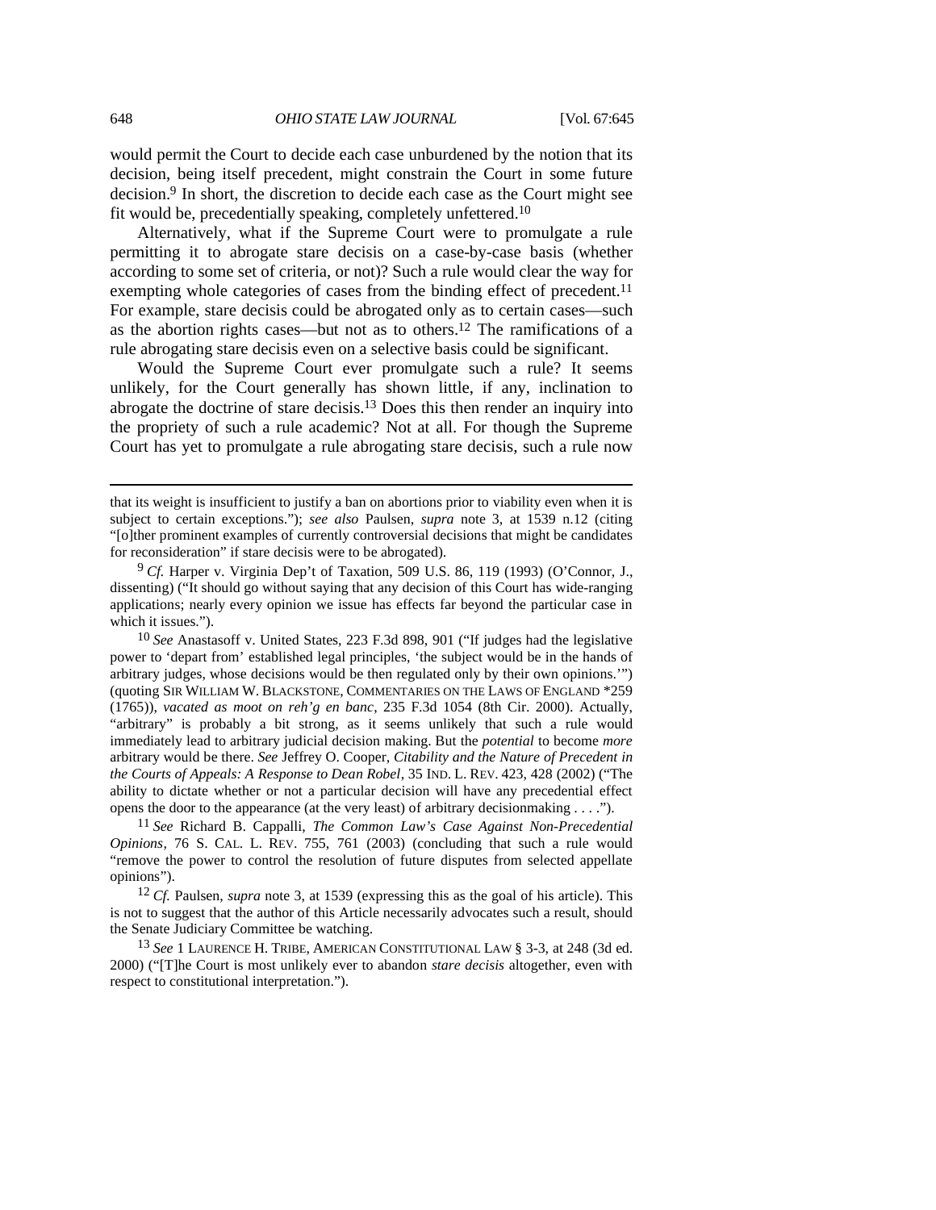would permit the Court to decide each case unburdened by the notion that its decision, being itself precedent, might constrain the Court in some future decision.[9] In short, the discretion to decide each case as the Court might see fit would be, precedentially speaking, completely unfettered.[10]

Alternatively, what if the Supreme Court were to promulgate a rule permitting it to abrogate stare decisis on a case-by-case basis (whether according to some set of criteria, or not)? Such a rule would clear the way for exempting whole categories of cases from the binding effect of precedent.[11] For example, stare decisis could be abrogated only as to certain cases—such as the abortion rights cases—but not as to others.[12] The ramifications of a rule abrogating stare decisis even on a selective basis could be significant.

Would the Supreme Court ever promulgate such a rule? It seems unlikely, for the Court generally has shown little, if any, inclination to abrogate the doctrine of stare decisis.[13] Does this then render an inquiry into the propriety of such a rule academic? Not at all. For though the Supreme Court has yet to promulgate a rule abrogating stare decisis, such a rule now

---

that its weight is insufficient to justify a ban on abortions prior to viability even when it is subject to certain exceptions."); *see also* Paulsen, *supra* note 3, at 1539 n.12 (citing "[o]ther prominent examples of currently controversial decisions that might be candidates for reconsideration" if stare decisis were to be abrogated).

[9] *Cf.* Harper v. Virginia Dep't of Taxation, 509 U.S. 86, 119 (1993) (O'Connor, J., dissenting) ("It should go without saying that any decision of this Court has wide-ranging applications; nearly every opinion we issue has effects far beyond the particular case in which it issues.").

[10] *See* Anastasoff v. United States, 223 F.3d 898, 901 ("If judges had the legislative power to 'depart from' established legal principles, 'the subject would be in the hands of arbitrary judges, whose decisions would be then regulated only by their own opinions.'") (quoting SIR WILLIAM W. BLACKSTONE, COMMENTARIES ON THE LAWS OF ENGLAND *259 (1765)), *vacated as moot on reh'g en banc*, 235 F.3d 1054 (8th Cir. 2000). Actually, "arbitrary" is probably a bit strong, as it seems unlikely that such a rule would immediately lead to arbitrary judicial decision making. But the *potential* to become *more* arbitrary would be there. *See* Jeffrey O. Cooper, *Citability and the Nature of Precedent in the Courts of Appeals: A Response to Dean Robel*, 35 IND. L. REV. 423, 428 (2002) ("The ability to dictate whether or not a particular decision will have any precedential effect opens the door to the appearance (at the very least) of arbitrary decisionmaking . . . .").

[11] *See* Richard B. Cappalli, *The Common Law's Case Against Non-Precedential Opinions*, 76 S. CAL. L. REV. 755, 761 (2003) (concluding that such a rule would "remove the power to control the resolution of future disputes from selected appellate opinions").

[12] *Cf.* Paulsen, *supra* note 3, at 1539 (expressing this as the goal of his article). This is not to suggest that the author of this Article necessarily advocates such a result, should the Senate Judiciary Committee be watching.

[13] *See* 1 LAURENCE H. TRIBE, AMERICAN CONSTITUTIONAL LAW § 3-3, at 248 (3d ed. 2000) ("[T]he Court is most unlikely ever to abandon *stare decisis* altogether, even with respect to constitutional interpretation.").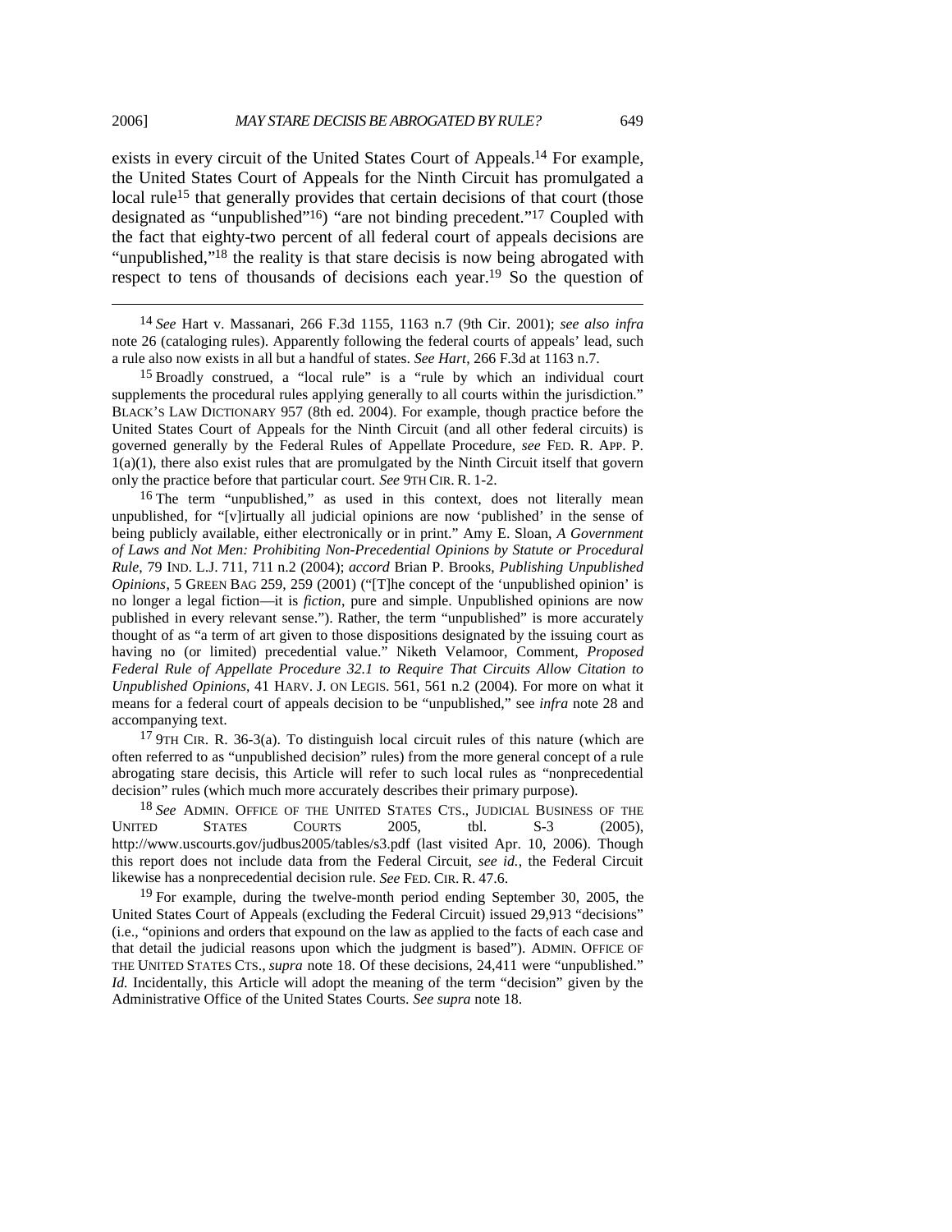exists in every circuit of the United States Court of Appeals.[14] For example, the United States Court of Appeals for the Ninth Circuit has promulgated a local rule[15] that generally provides that certain decisions of that court (those designated as "unpublished"[16]) "are not binding precedent."[17] Coupled with the fact that eighty-two percent of all federal court of appeals decisions are "unpublished,"[18] the reality is that stare decisis is now being abrogated with respect to tens of thousands of decisions each year.[19] So the question of

---

[14] *See* Hart v. Massanari, 266 F.3d 1155, 1163 n.7 (9th Cir. 2001); *see also infra* note 26 (cataloging rules). Apparently following the federal courts of appeals' lead, such a rule also now exists in all but a handful of states. *See Hart*, 266 F.3d at 1163 n.7.

[15] Broadly construed, a "local rule" is a "rule by which an individual court supplements the procedural rules applying generally to all courts within the jurisdiction." BLACK'S LAW DICTIONARY 957 (8th ed. 2004). For example, though practice before the United States Court of Appeals for the Ninth Circuit (and all other federal circuits) is governed generally by the Federal Rules of Appellate Procedure, *see* FED. R. APP. P. 1(a)(1), there also exist rules that are promulgated by the Ninth Circuit itself that govern only the practice before that particular court. *See* 9TH CIR. R. 1-2.

[16] The term "unpublished," as used in this context, does not literally mean unpublished, for "[v]irtually all judicial opinions are now 'published' in the sense of being publicly available, either electronically or in print." Amy E. Sloan, *A Government of Laws and Not Men: Prohibiting Non-Precedential Opinions by Statute or Procedural Rule*, 79 IND. L.J. 711, 711 n.2 (2004); *accord* Brian P. Brooks, *Publishing Unpublished Opinions*, 5 GREEN BAG 259, 259 (2001) ("[T]he concept of the 'unpublished opinion' is no longer a legal fiction—it is *fiction*, pure and simple. Unpublished opinions are now published in every relevant sense."). Rather, the term "unpublished" is more accurately thought of as "a term of art given to those dispositions designated by the issuing court as having no (or limited) precedential value." Niketh Velamoor, Comment, *Proposed Federal Rule of Appellate Procedure 32.1 to Require That Circuits Allow Citation to Unpublished Opinions*, 41 HARV. J. ON LEGIS. 561, 561 n.2 (2004). For more on what it means for a federal court of appeals decision to be "unpublished," see *infra* note 28 and accompanying text.

[17] 9TH CIR. R. 36-3(a). To distinguish local circuit rules of this nature (which are often referred to as "unpublished decision" rules) from the more general concept of a rule abrogating stare decisis, this Article will refer to such local rules as "nonprecedential decision" rules (which much more accurately describes their primary purpose).

[18] *See* ADMIN. OFFICE OF THE UNITED STATES CTS., JUDICIAL BUSINESS OF THE UNITED STATES COURTS 2005, tbl. S-3 (2005), http://www.uscourts.gov/judbus2005/tables/s3.pdf (last visited Apr. 10, 2006). Though this report does not include data from the Federal Circuit, *see id.*, the Federal Circuit likewise has a nonprecedential decision rule. *See* FED. CIR. R. 47.6.

[19] For example, during the twelve-month period ending September 30, 2005, the United States Court of Appeals (excluding the Federal Circuit) issued 29,913 "decisions" (i.e., "opinions and orders that expound on the law as applied to the facts of each case and that detail the judicial reasons upon which the judgment is based"). ADMIN. OFFICE OF THE UNITED STATES CTS., *supra* note 18. Of these decisions, 24,411 were "unpublished." *Id.* Incidentally, this Article will adopt the meaning of the term "decision" given by the Administrative Office of the United States Courts. *See supra* note 18.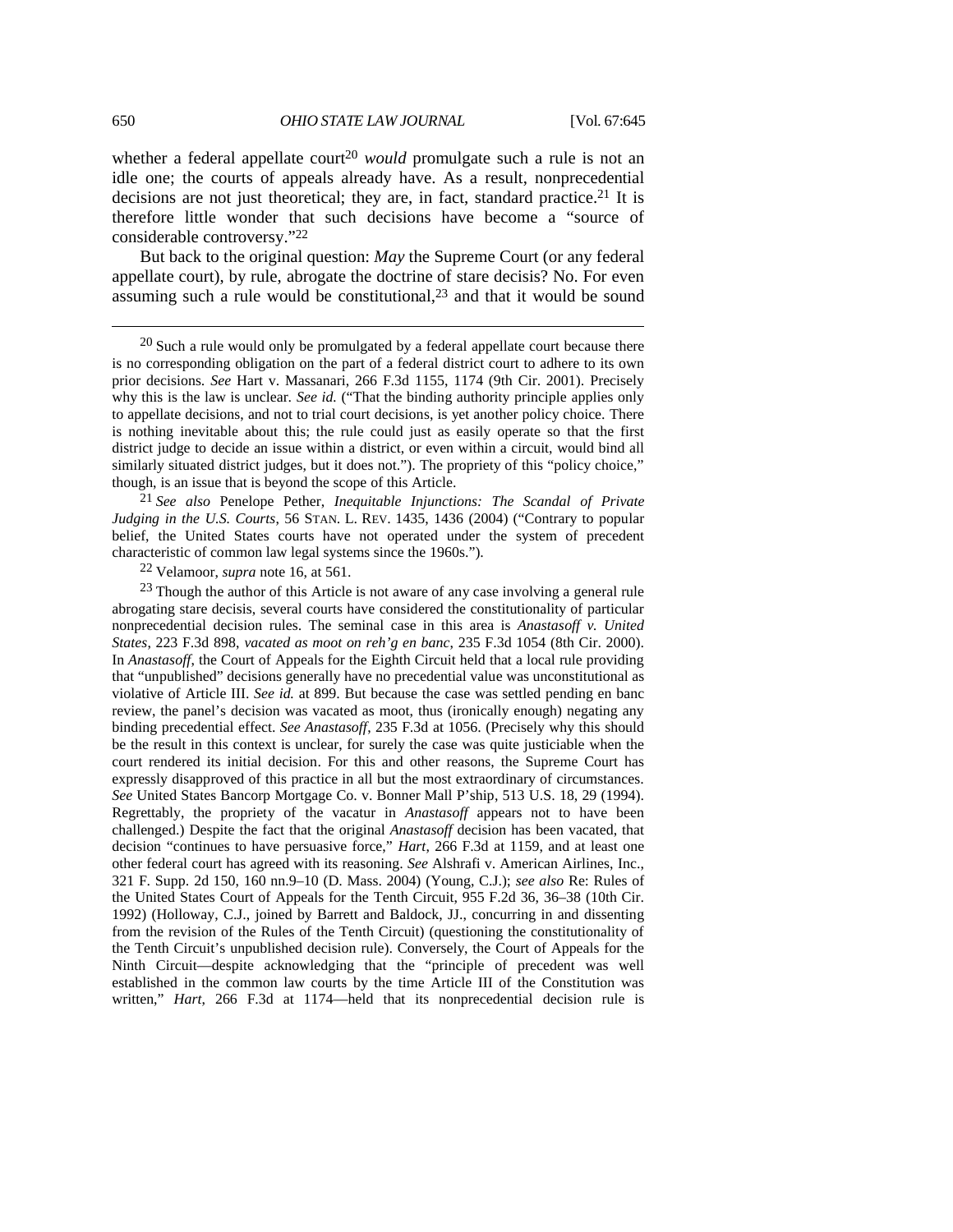whether a federal appellate court[20] *would* promulgate such a rule is not an idle one; the courts of appeals already have. As a result, nonprecedential decisions are not just theoretical; they are, in fact, standard practice.[21] It is therefore little wonder that such decisions have become a "source of considerable controversy."[22]

But back to the original question: *May* the Supreme Court (or any federal appellate court), by rule, abrogate the doctrine of stare decisis? No. For even assuming such a rule would be constitutional,[23] and that it would be sound

---

[20] Such a rule would only be promulgated by a federal appellate court because there is no corresponding obligation on the part of a federal district court to adhere to its own prior decisions. *See* Hart v. Massanari, 266 F.3d 1155, 1174 (9th Cir. 2001). Precisely why this is the law is unclear. *See id.* ("That the binding authority principle applies only to appellate decisions, and not to trial court decisions, is yet another policy choice. There is nothing inevitable about this; the rule could just as easily operate so that the first district judge to decide an issue within a district, or even within a circuit, would bind all similarly situated district judges, but it does not."). The propriety of this "policy choice," though, is an issue that is beyond the scope of this Article.

[21] *See also* Penelope Pether, *Inequitable Injunctions: The Scandal of Private Judging in the U.S. Courts*, 56 STAN. L. REV. 1435, 1436 (2004) ("Contrary to popular belief, the United States courts have not operated under the system of precedent characteristic of common law legal systems since the 1960s.").

[22] Velamoor, *supra* note 16, at 561.

[23] Though the author of this Article is not aware of any case involving a general rule abrogating stare decisis, several courts have considered the constitutionality of particular nonprecedential decision rules. The seminal case in this area is *Anastasoff v. United States*, 223 F.3d 898, *vacated as moot on reh'g en banc*, 235 F.3d 1054 (8th Cir. 2000). In *Anastasoff*, the Court of Appeals for the Eighth Circuit held that a local rule providing that "unpublished" decisions generally have no precedential value was unconstitutional as violative of Article III. *See id.* at 899. But because the case was settled pending en banc review, the panel's decision was vacated as moot, thus (ironically enough) negating any binding precedential effect. *See Anastasoff*, 235 F.3d at 1056. (Precisely why this should be the result in this context is unclear, for surely the case was quite justiciable when the court rendered its initial decision. For this and other reasons, the Supreme Court has expressly disapproved of this practice in all but the most extraordinary of circumstances. *See* United States Bancorp Mortgage Co. v. Bonner Mall P'ship, 513 U.S. 18, 29 (1994). Regrettably, the propriety of the vacatur in *Anastasoff* appears not to have been challenged.) Despite the fact that the original *Anastasoff* decision has been vacated, that decision "continues to have persuasive force," *Hart*, 266 F.3d at 1159, and at least one other federal court has agreed with its reasoning. *See* Alshrafi v. American Airlines, Inc., 321 F. Supp. 2d 150, 160 nn.9–10 (D. Mass. 2004) (Young, C.J.); *see also* Re: Rules of the United States Court of Appeals for the Tenth Circuit, 955 F.2d 36, 36–38 (10th Cir. 1992) (Holloway, C.J., joined by Barrett and Baldock, JJ., concurring in and dissenting from the revision of the Rules of the Tenth Circuit) (questioning the constitutionality of the Tenth Circuit's unpublished decision rule). Conversely, the Court of Appeals for the Ninth Circuit—despite acknowledging that the "principle of precedent was well established in the common law courts by the time Article III of the Constitution was written," *Hart*, 266 F.3d at 1174—held that its nonprecedential decision rule is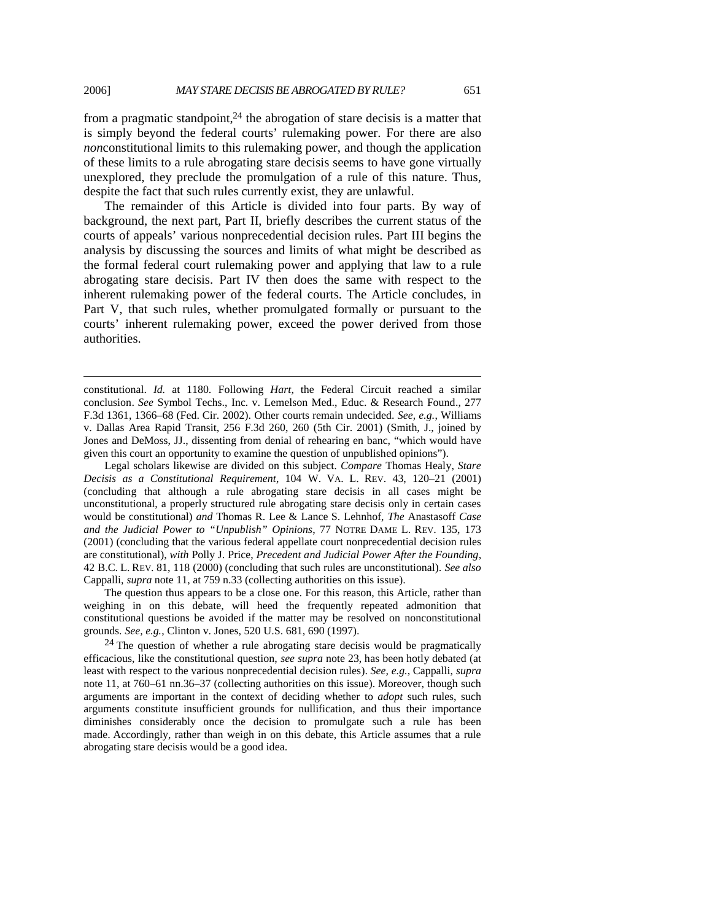from a pragmatic standpoint,[24] the abrogation of stare decisis is a matter that is simply beyond the federal courts' rulemaking power. For there are also *non*constitutional limits to this rulemaking power, and though the application of these limits to a rule abrogating stare decisis seems to have gone virtually unexplored, they preclude the promulgation of a rule of this nature. Thus, despite the fact that such rules currently exist, they are unlawful.

The remainder of this Article is divided into four parts. By way of background, the next part, Part II, briefly describes the current status of the courts of appeals' various nonprecedential decision rules. Part III begins the analysis by discussing the sources and limits of what might be described as the formal federal court rulemaking power and applying that law to a rule abrogating stare decisis. Part IV then does the same with respect to the inherent rulemaking power of the federal courts. The Article concludes, in Part V, that such rules, whether promulgated formally or pursuant to the courts' inherent rulemaking power, exceed the power derived from those authorities.

---

constitutional. *Id.* at 1180. Following *Hart*, the Federal Circuit reached a similar conclusion. *See* Symbol Techs., Inc. v. Lemelson Med., Educ. & Research Found., 277 F.3d 1361, 1366–68 (Fed. Cir. 2002). Other courts remain undecided. *See, e.g.*, Williams v. Dallas Area Rapid Transit, 256 F.3d 260, 260 (5th Cir. 2001) (Smith, J., joined by Jones and DeMoss, JJ., dissenting from denial of rehearing en banc, "which would have given this court an opportunity to examine the question of unpublished opinions").

Legal scholars likewise are divided on this subject. *Compare* Thomas Healy, *Stare Decisis as a Constitutional Requirement*, 104 W. VA. L. REV. 43, 120–21 (2001) (concluding that although a rule abrogating stare decisis in all cases might be unconstitutional, a properly structured rule abrogating stare decisis only in certain cases would be constitutional) *and* Thomas R. Lee & Lance S. Lehnhof, *The* Anastasoff *Case and the Judicial Power to "Unpublish" Opinions*, 77 NOTRE DAME L. REV. 135, 173 (2001) (concluding that the various federal appellate court nonprecedential decision rules are constitutional), *with* Polly J. Price, *Precedent and Judicial Power After the Founding*, 42 B.C. L. REV. 81, 118 (2000) (concluding that such rules are unconstitutional). *See also* Cappalli, *supra* note 11, at 759 n.33 (collecting authorities on this issue).

The question thus appears to be a close one. For this reason, this Article, rather than weighing in on this debate, will heed the frequently repeated admonition that constitutional questions be avoided if the matter may be resolved on nonconstitutional grounds. *See, e.g.*, Clinton v. Jones, 520 U.S. 681, 690 (1997).

[24] The question of whether a rule abrogating stare decisis would be pragmatically efficacious, like the constitutional question, *see supra* note 23, has been hotly debated (at least with respect to the various nonprecedential decision rules). *See, e.g.*, Cappalli, *supra* note 11, at 760–61 nn.36–37 (collecting authorities on this issue). Moreover, though such arguments are important in the context of deciding whether to *adopt* such rules, such arguments constitute insufficient grounds for nullification, and thus their importance diminishes considerably once the decision to promulgate such a rule has been made. Accordingly, rather than weigh in on this debate, this Article assumes that a rule abrogating stare decisis would be a good idea.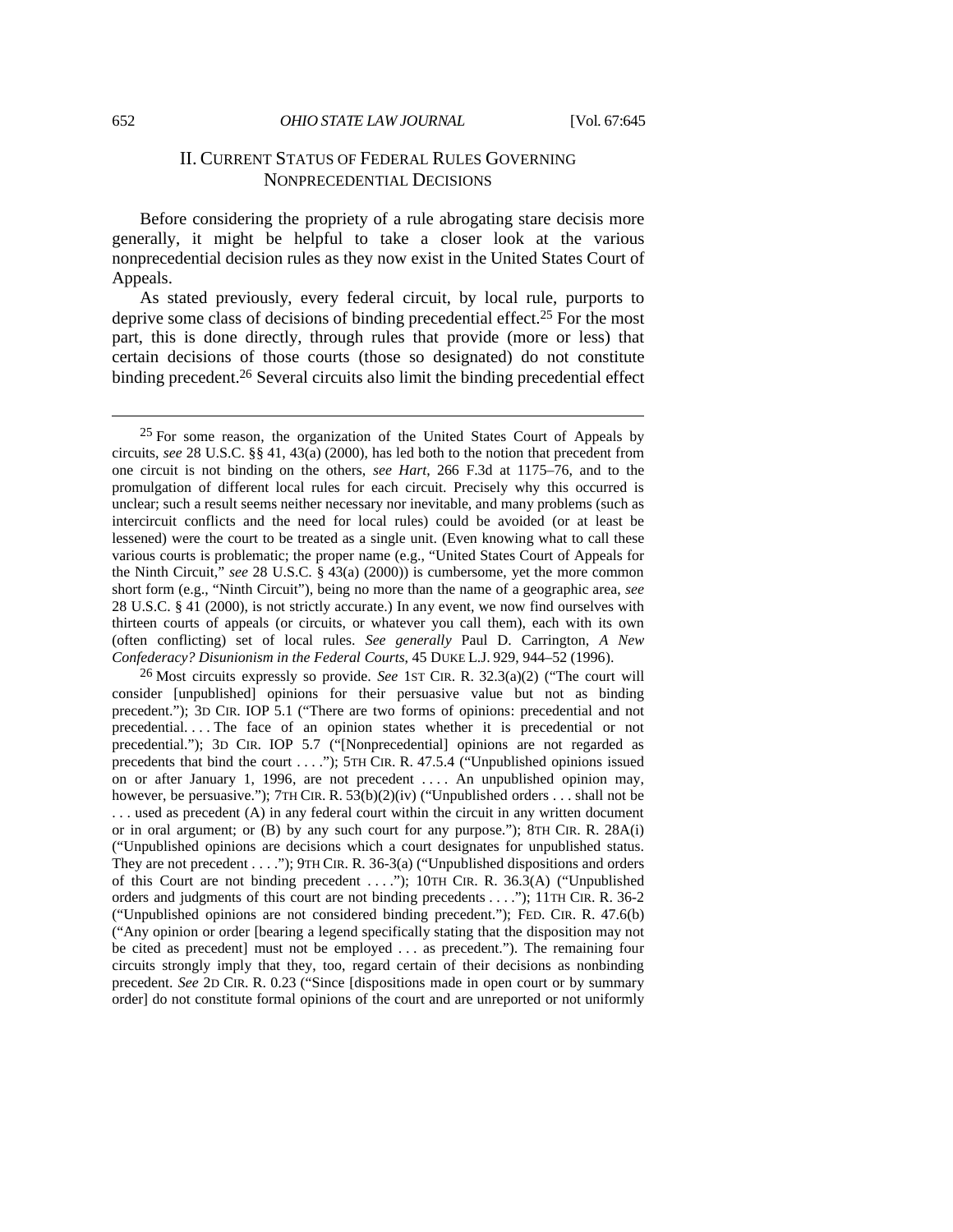## II. CURRENT STATUS OF FEDERAL RULES GOVERNING NONPRECEDENTIAL DECISIONS

Before considering the propriety of a rule abrogating stare decisis more generally, it might be helpful to take a closer look at the various nonprecedential decision rules as they now exist in the United States Court of Appeals.

As stated previously, every federal circuit, by local rule, purports to deprive some class of decisions of binding precedential effect.[25] For the most part, this is done directly, through rules that provide (more or less) that certain decisions of those courts (those so designated) do not constitute binding precedent.[26] Several circuits also limit the binding precedential effect

---

[25] For some reason, the organization of the United States Court of Appeals by circuits, *see* 28 U.S.C. §§ 41, 43(a) (2000), has led both to the notion that precedent from one circuit is not binding on the others, *see Hart*, 266 F.3d at 1175–76, and to the promulgation of different local rules for each circuit. Precisely why this occurred is unclear; such a result seems neither necessary nor inevitable, and many problems (such as intercircuit conflicts and the need for local rules) could be avoided (or at least be lessened) were the court to be treated as a single unit. (Even knowing what to call these various courts is problematic; the proper name (e.g., "United States Court of Appeals for the Ninth Circuit," *see* 28 U.S.C. § 43(a) (2000)) is cumbersome, yet the more common short form (e.g., "Ninth Circuit"), being no more than the name of a geographic area, *see* 28 U.S.C. § 41 (2000), is not strictly accurate.) In any event, we now find ourselves with thirteen courts of appeals (or circuits, or whatever you call them), each with its own (often conflicting) set of local rules. *See generally* Paul D. Carrington, *A New Confederacy? Disunionism in the Federal Courts*, 45 DUKE L.J. 929, 944–52 (1996).

[26] Most circuits expressly so provide. *See* 1ST CIR. R. 32.3(a)(2) ("The court will consider [unpublished] opinions for their persuasive value but not as binding precedent."); 3D CIR. IOP 5.1 ("There are two forms of opinions: precedential and not precedential. . . . The face of an opinion states whether it is precedential or not precedential."); 3D CIR. IOP 5.7 ("[Nonprecedential] opinions are not regarded as precedents that bind the court . . . ."); 5TH CIR. R. 47.5.4 ("Unpublished opinions issued on or after January 1, 1996, are not precedent . . . . An unpublished opinion may, however, be persuasive."); 7TH CIR. R. 53(b)(2)(iv) ("Unpublished orders . . . shall not be . . . used as precedent (A) in any federal court within the circuit in any written document or in oral argument; or (B) by any such court for any purpose."); 8TH CIR. R. 28A(i) ("Unpublished opinions are decisions which a court designates for unpublished status. They are not precedent . . . ."); 9TH CIR. R. 36-3(a) ("Unpublished dispositions and orders of this Court are not binding precedent . . . ."); 10TH CIR. R. 36.3(A) ("Unpublished orders and judgments of this court are not binding precedents . . . ."); 11TH CIR. R. 36-2 ("Unpublished opinions are not considered binding precedent."); FED. CIR. R. 47.6(b) ("Any opinion or order [bearing a legend specifically stating that the disposition may not be cited as precedent] must not be employed . . . as precedent."). The remaining four circuits strongly imply that they, too, regard certain of their decisions as nonbinding precedent. *See* 2D CIR. R. 0.23 ("Since [dispositions made in open court or by summary order] do not constitute formal opinions of the court and are unreported or not uniformly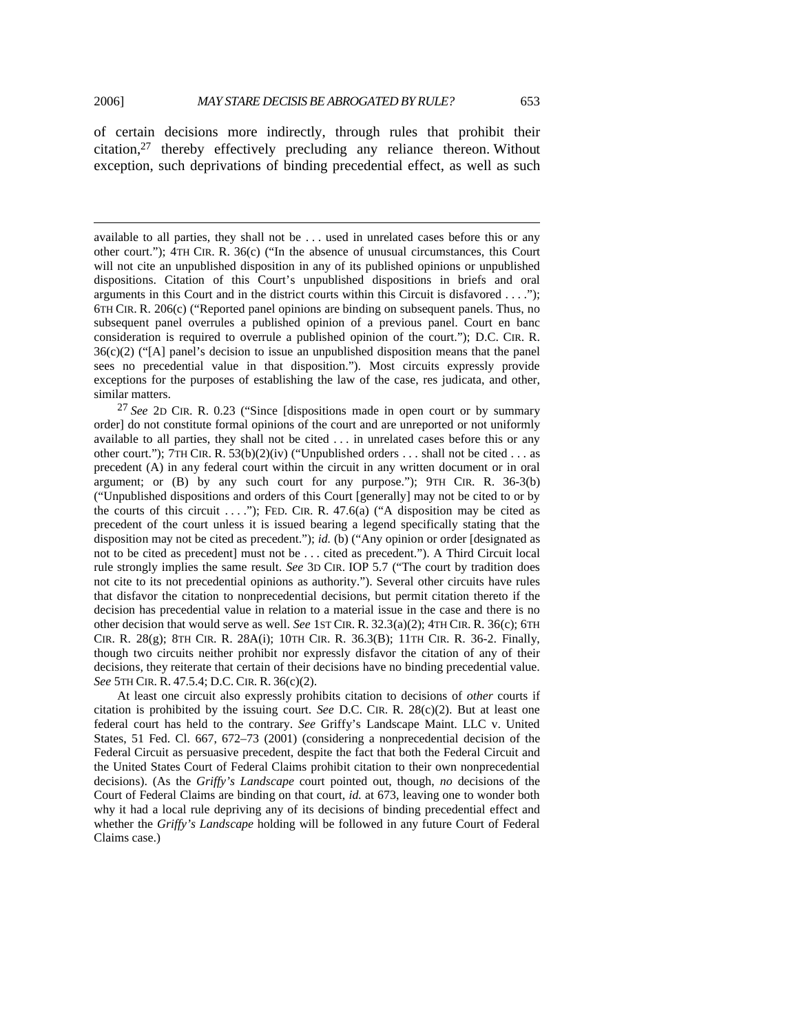of certain decisions more indirectly, through rules that prohibit their citation,[27] thereby effectively precluding any reliance thereon. Without exception, such deprivations of binding precedential effect, as well as such

---

available to all parties, they shall not be . . . used in unrelated cases before this or any other court."); 4TH CIR. R. 36(c) ("In the absence of unusual circumstances, this Court will not cite an unpublished disposition in any of its published opinions or unpublished dispositions. Citation of this Court's unpublished dispositions in briefs and oral arguments in this Court and in the district courts within this Circuit is disfavored . . . ."); 6TH CIR. R. 206(c) ("Reported panel opinions are binding on subsequent panels. Thus, no subsequent panel overrules a published opinion of a previous panel. Court en banc consideration is required to overrule a published opinion of the court."); D.C. CIR. R. 36(c)(2) ("[A] panel's decision to issue an unpublished disposition means that the panel sees no precedential value in that disposition."). Most circuits expressly provide exceptions for the purposes of establishing the law of the case, res judicata, and other, similar matters.

[27] *See* 2D CIR. R. 0.23 ("Since [dispositions made in open court or by summary order] do not constitute formal opinions of the court and are unreported or not uniformly available to all parties, they shall not be cited . . . in unrelated cases before this or any other court."); 7TH CIR. R. 53(b)(2)(iv) ("Unpublished orders . . . shall not be cited . . . as precedent (A) in any federal court within the circuit in any written document or in oral argument; or (B) by any such court for any purpose."); 9TH CIR. R. 36-3(b) ("Unpublished dispositions and orders of this Court [generally] may not be cited to or by the courts of this circuit . . . ."); FED. CIR. R. 47.6(a) ("A disposition may be cited as precedent of the court unless it is issued bearing a legend specifically stating that the disposition may not be cited as precedent."); *id.* (b) ("Any opinion or order [designated as not to be cited as precedent] must not be . . . cited as precedent."). A Third Circuit local rule strongly implies the same result. *See* 3D CIR. IOP 5.7 ("The court by tradition does not cite to its not precedential opinions as authority."). Several other circuits have rules that disfavor the citation to nonprecedential decisions, but permit citation thereto if the decision has precedential value in relation to a material issue in the case and there is no other decision that would serve as well. *See* 1ST CIR. R. 32.3(a)(2); 4TH CIR. R. 36(c); 6TH CIR. R. 28(g); 8TH CIR. R. 28A(i); 10TH CIR. R. 36.3(B); 11TH CIR. R. 36-2. Finally, though two circuits neither prohibit nor expressly disfavor the citation of any of their decisions, they reiterate that certain of their decisions have no binding precedential value. *See* 5TH CIR. R. 47.5.4; D.C. CIR. R. 36(c)(2).

At least one circuit also expressly prohibits citation to decisions of *other* courts if citation is prohibited by the issuing court. *See* D.C. CIR. R. 28(c)(2). But at least one federal court has held to the contrary. *See* Griffy's Landscape Maint. LLC v. United States, 51 Fed. Cl. 667, 672–73 (2001) (considering a nonprecedential decision of the Federal Circuit as persuasive precedent, despite the fact that both the Federal Circuit and the United States Court of Federal Claims prohibit citation to their own nonprecedential decisions). (As the *Griffy's Landscape* court pointed out, though, *no* decisions of the Court of Federal Claims are binding on that court, *id.* at 673, leaving one to wonder both why it had a local rule depriving any of its decisions of binding precedential effect and whether the *Griffy's Landscape* holding will be followed in any future Court of Federal Claims case.)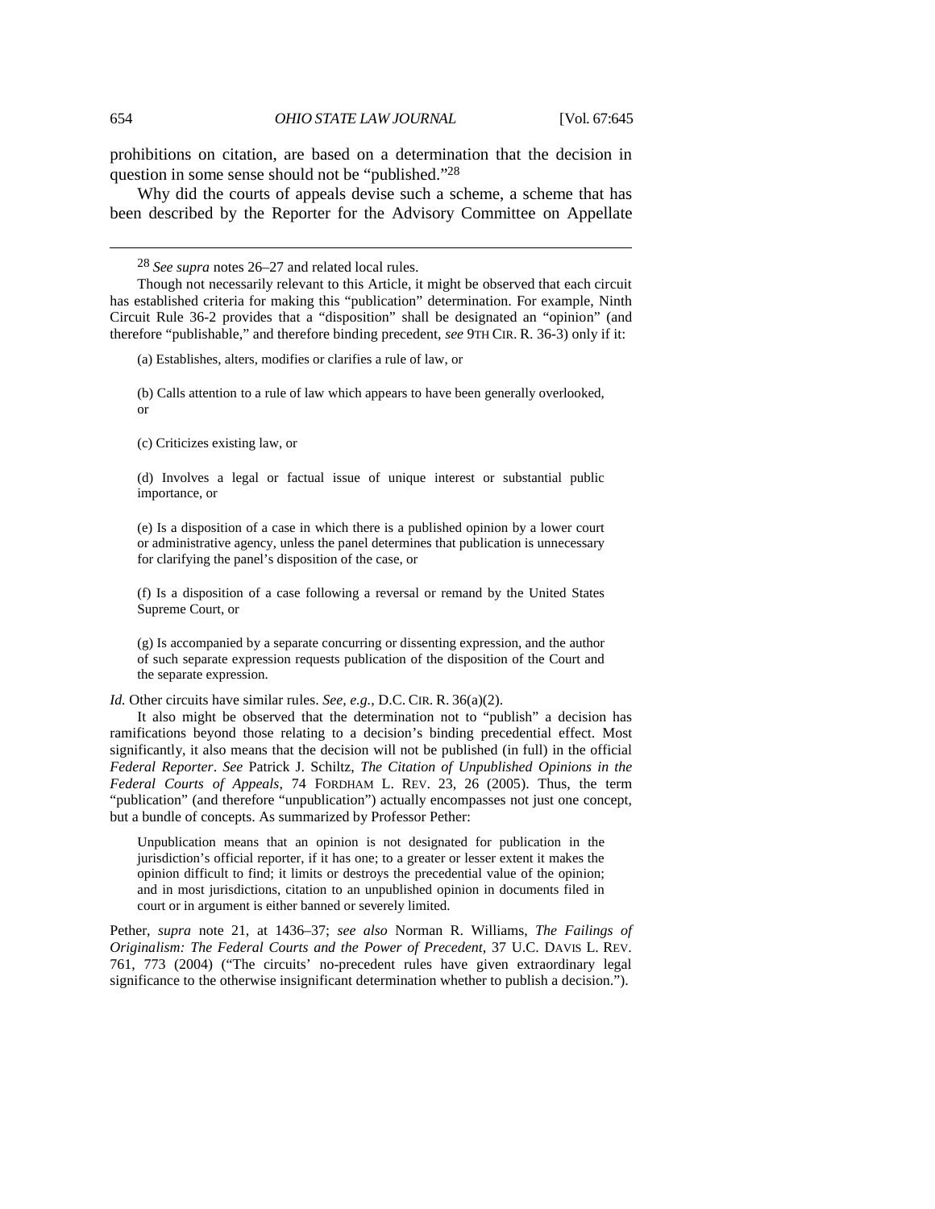prohibitions on citation, are based on a determination that the decision in question in some sense should not be "published."[28]

Why did the courts of appeals devise such a scheme, a scheme that has been described by the Reporter for the Advisory Committee on Appellate

---

[28] *See supra* notes 26–27 and related local rules.

Though not necessarily relevant to this Article, it might be observed that each circuit has established criteria for making this "publication" determination. For example, Ninth Circuit Rule 36-2 provides that a "disposition" shall be designated an "opinion" (and therefore "publishable," and therefore binding precedent, *see* 9TH CIR. R. 36-3) only if it:

> (a) Establishes, alters, modifies or clarifies a rule of law, or
>
> (b) Calls attention to a rule of law which appears to have been generally overlooked, or
>
> (c) Criticizes existing law, or
>
> (d) Involves a legal or factual issue of unique interest or substantial public importance, or
>
> (e) Is a disposition of a case in which there is a published opinion by a lower court or administrative agency, unless the panel determines that publication is unnecessary for clarifying the panel's disposition of the case, or
>
> (f) Is a disposition of a case following a reversal or remand by the United States Supreme Court, or
>
> (g) Is accompanied by a separate concurring or dissenting expression, and the author of such separate expression requests publication of the disposition of the Court and the separate expression.

*Id.* Other circuits have similar rules. *See, e.g.*, D.C. CIR. R. 36(a)(2).

It also might be observed that the determination not to "publish" a decision has ramifications beyond those relating to a decision's binding precedential effect. Most significantly, it also means that the decision will not be published (in full) in the official *Federal Reporter*. *See* Patrick J. Schiltz, *The Citation of Unpublished Opinions in the Federal Courts of Appeals*, 74 FORDHAM L. REV. 23, 26 (2005). Thus, the term "publication" (and therefore "unpublication") actually encompasses not just one concept, but a bundle of concepts. As summarized by Professor Pether:

> Unpublication means that an opinion is not designated for publication in the jurisdiction's official reporter, if it has one; to a greater or lesser extent it makes the opinion difficult to find; it limits or destroys the precedential value of the opinion; and in most jurisdictions, citation to an unpublished opinion in documents filed in court or in argument is either banned or severely limited.

Pether, *supra* note 21, at 1436–37; *see also* Norman R. Williams, *The Failings of Originalism: The Federal Courts and the Power of Precedent*, 37 U.C. DAVIS L. REV. 761, 773 (2004) ("The circuits' no-precedent rules have given extraordinary legal significance to the otherwise insignificant determination whether to publish a decision.").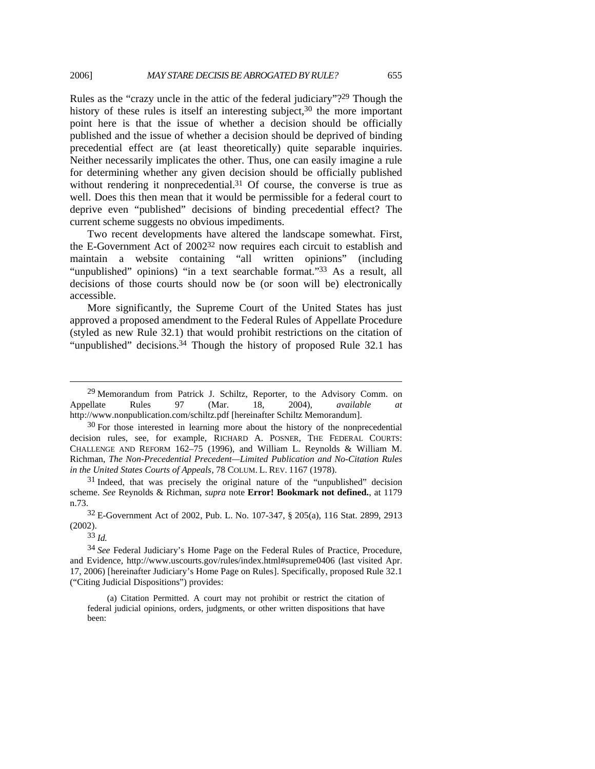Rules as the "crazy uncle in the attic of the federal judiciary"?[29] Though the history of these rules is itself an interesting subject,[30] the more important point here is that the issue of whether a decision should be officially published and the issue of whether a decision should be deprived of binding precedential effect are (at least theoretically) quite separable inquiries. Neither necessarily implicates the other. Thus, one can easily imagine a rule for determining whether any given decision should be officially published without rendering it nonprecedential.[31] Of course, the converse is true as well. Does this then mean that it would be permissible for a federal court to deprive even "published" decisions of binding precedential effect? The current scheme suggests no obvious impediments.

Two recent developments have altered the landscape somewhat. First, the E-Government Act of 2002[32] now requires each circuit to establish and maintain a website containing "all written opinions" (including "unpublished" opinions) "in a text searchable format."[33] As a result, all decisions of those courts should now be (or soon will be) electronically accessible.

More significantly, the Supreme Court of the United States has just approved a proposed amendment to the Federal Rules of Appellate Procedure (styled as new Rule 32.1) that would prohibit restrictions on the citation of "unpublished" decisions.[34] Though the history of proposed Rule 32.1 has

---

[29] Memorandum from Patrick J. Schiltz, Reporter, to the Advisory Comm. on Appellate Rules 97 (Mar. 18, 2004), *available at* http://www.nonpublication.com/schiltz.pdf [hereinafter Schiltz Memorandum].

[30] For those interested in learning more about the history of the nonprecedential decision rules, see, for example, RICHARD A. POSNER, THE FEDERAL COURTS: CHALLENGE AND REFORM 162–75 (1996), and William L. Reynolds & William M. Richman, *The Non-Precedential Precedent—Limited Publication and No-Citation Rules in the United States Courts of Appeals*, 78 COLUM. L. REV. 1167 (1978).

[31] Indeed, that was precisely the original nature of the "unpublished" decision scheme. *See* Reynolds & Richman, *supra* note **Error! Bookmark not defined.**, at 1179 n.73.

[32] E-Government Act of 2002, Pub. L. No. 107-347, § 205(a), 116 Stat. 2899, 2913 (2002).

[33] *Id.*

[34] *See* Federal Judiciary's Home Page on the Federal Rules of Practice, Procedure, and Evidence, http://www.uscourts.gov/rules/index.html#supreme0406 (last visited Apr. 17, 2006) [hereinafter Judiciary's Home Page on Rules]. Specifically, proposed Rule 32.1 ("Citing Judicial Dispositions") provides:

> (a) Citation Permitted. A court may not prohibit or restrict the citation of federal judicial opinions, orders, judgments, or other written dispositions that have been: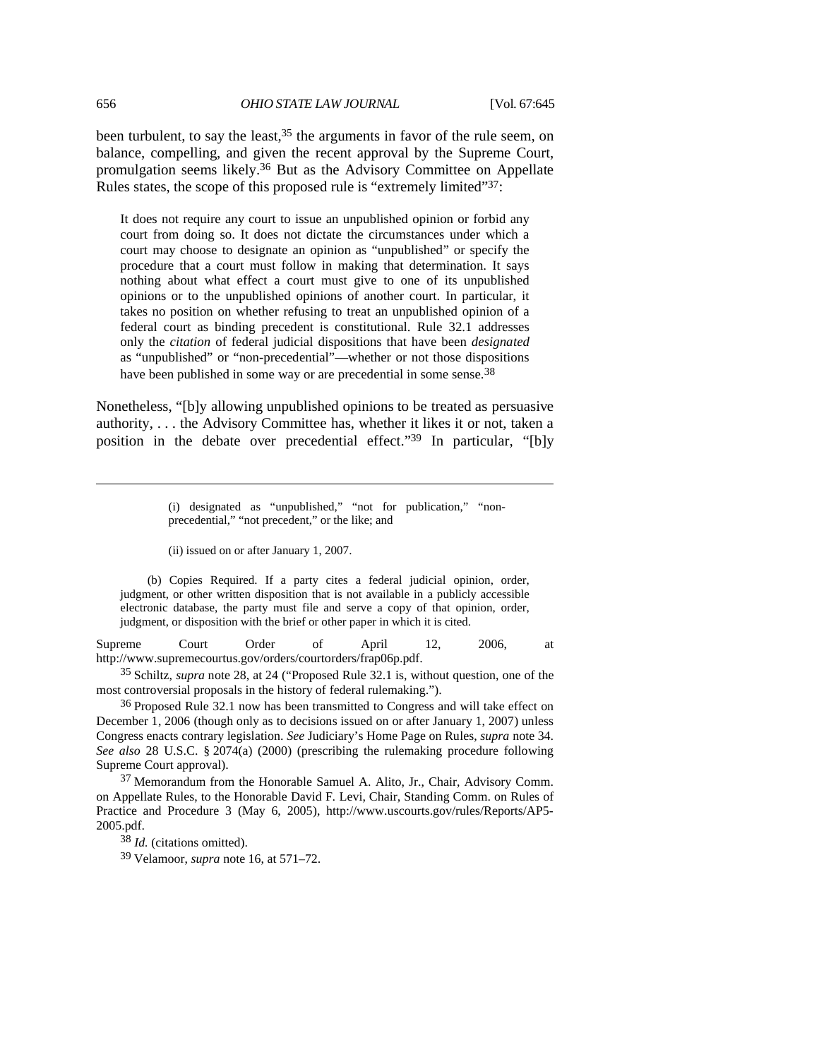been turbulent, to say the least,[35] the arguments in favor of the rule seem, on balance, compelling, and given the recent approval by the Supreme Court, promulgation seems likely.[36] But as the Advisory Committee on Appellate Rules states, the scope of this proposed rule is "extremely limited"[37]:

> It does not require any court to issue an unpublished opinion or forbid any court from doing so. It does not dictate the circumstances under which a court may choose to designate an opinion as "unpublished" or specify the procedure that a court must follow in making that determination. It says nothing about what effect a court must give to one of its unpublished opinions or to the unpublished opinions of another court. In particular, it takes no position on whether refusing to treat an unpublished opinion of a federal court as binding precedent is constitutional. Rule 32.1 addresses only the *citation* of federal judicial dispositions that have been *designated* as "unpublished" or "non-precedential"—whether or not those dispositions have been published in some way or are precedential in some sense.[38]

Nonetheless, "[b]y allowing unpublished opinions to be treated as persuasive authority, . . . the Advisory Committee has, whether it likes it or not, taken a position in the debate over precedential effect."[39] In particular, "[b]y

---

> (i) designated as "unpublished," "not for publication," "non-precedential," "not precedent," or the like; and
>
> (ii) issued on or after January 1, 2007.
>
> (b) Copies Required. If a party cites a federal judicial opinion, order, judgment, or other written disposition that is not available in a publicly accessible electronic database, the party must file and serve a copy of that opinion, order, judgment, or disposition with the brief or other paper in which it is cited.

Supreme Court Order of April 12, 2006, at http://www.supremecourtus.gov/orders/courtorders/frap06p.pdf.

[35] Schiltz, *supra* note 28, at 24 ("Proposed Rule 32.1 is, without question, one of the most controversial proposals in the history of federal rulemaking.").

[36] Proposed Rule 32.1 now has been transmitted to Congress and will take effect on December 1, 2006 (though only as to decisions issued on or after January 1, 2007) unless Congress enacts contrary legislation. *See* Judiciary's Home Page on Rules, *supra* note 34. *See also* 28 U.S.C. § 2074(a) (2000) (prescribing the rulemaking procedure following Supreme Court approval).

[37] Memorandum from the Honorable Samuel A. Alito, Jr., Chair, Advisory Comm. on Appellate Rules, to the Honorable David F. Levi, Chair, Standing Comm. on Rules of Practice and Procedure 3 (May 6, 2005), http://www.uscourts.gov/rules/Reports/AP5-2005.pdf.

[38] *Id.* (citations omitted).

[39] Velamoor, *supra* note 16, at 571–72.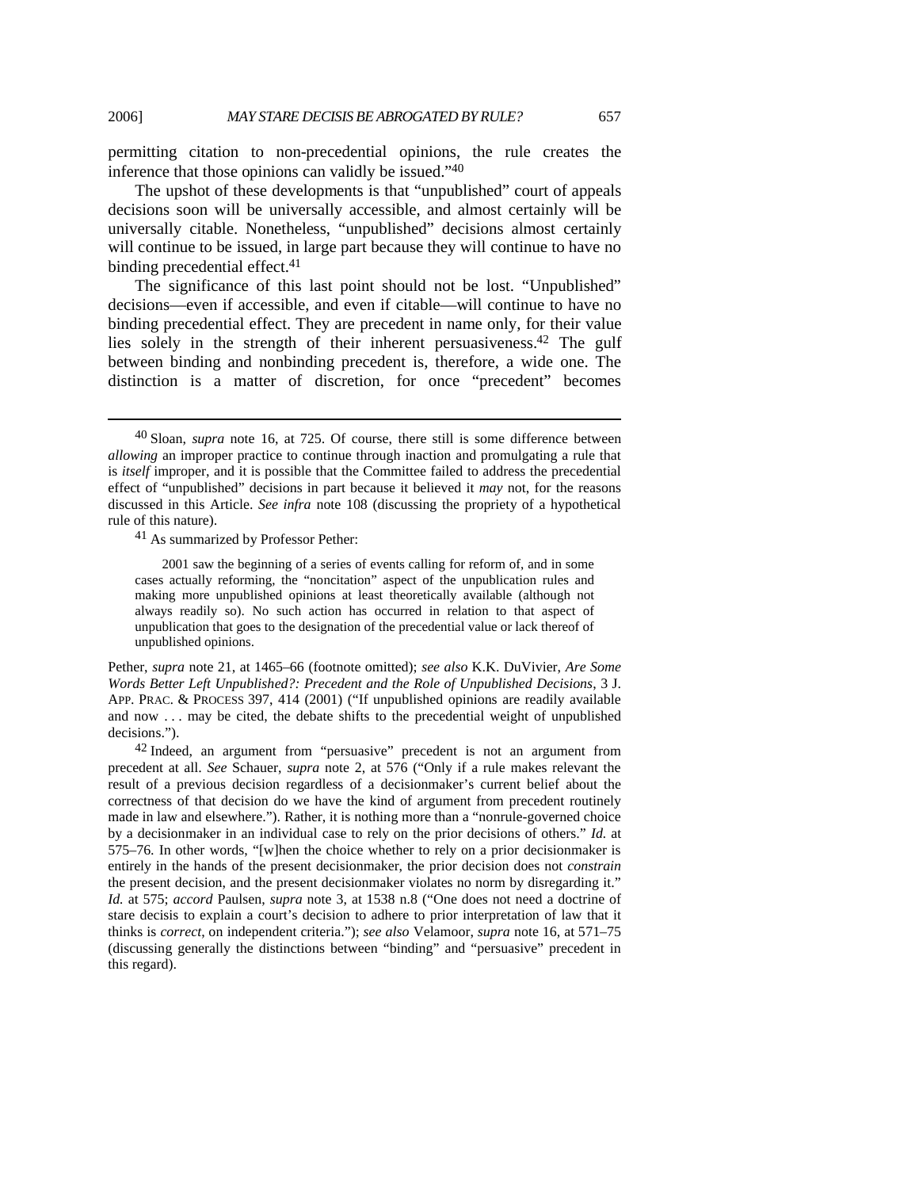permitting citation to non-precedential opinions, the rule creates the inference that those opinions can validly be issued."[40]

The upshot of these developments is that "unpublished" court of appeals decisions soon will be universally accessible, and almost certainly will be universally citable. Nonetheless, "unpublished" decisions almost certainly will continue to be issued, in large part because they will continue to have no binding precedential effect.[41]

The significance of this last point should not be lost. "Unpublished" decisions—even if accessible, and even if citable—will continue to have no binding precedential effect. They are precedent in name only, for their value lies solely in the strength of their inherent persuasiveness.[42] The gulf between binding and nonbinding precedent is, therefore, a wide one. The distinction is a matter of discretion, for once "precedent" becomes

---

[40] Sloan, *supra* note 16, at 725. Of course, there still is some difference between *allowing* an improper practice to continue through inaction and promulgating a rule that is *itself* improper, and it is possible that the Committee failed to address the precedential effect of "unpublished" decisions in part because it believed it *may* not, for the reasons discussed in this Article. *See infra* note 108 (discussing the propriety of a hypothetical rule of this nature).

[41] As summarized by Professor Pether:

> 2001 saw the beginning of a series of events calling for reform of, and in some cases actually reforming, the "noncitation" aspect of the unpublication rules and making more unpublished opinions at least theoretically available (although not always readily so). No such action has occurred in relation to that aspect of unpublication that goes to the designation of the precedential value or lack thereof of unpublished opinions.

Pether, *supra* note 21, at 1465–66 (footnote omitted); *see also* K.K. DuVivier, *Are Some Words Better Left Unpublished?: Precedent and the Role of Unpublished Decisions*, 3 J. APP. PRAC. & PROCESS 397, 414 (2001) ("If unpublished opinions are readily available and now . . . may be cited, the debate shifts to the precedential weight of unpublished decisions.").

[42] Indeed, an argument from "persuasive" precedent is not an argument from precedent at all. *See* Schauer, *supra* note 2, at 576 ("Only if a rule makes relevant the result of a previous decision regardless of a decisionmaker's current belief about the correctness of that decision do we have the kind of argument from precedent routinely made in law and elsewhere."). Rather, it is nothing more than a "nonrule-governed choice by a decisionmaker in an individual case to rely on the prior decisions of others." *Id.* at 575–76. In other words, "[w]hen the choice whether to rely on a prior decisionmaker is entirely in the hands of the present decisionmaker, the prior decision does not *constrain* the present decision, and the present decisionmaker violates no norm by disregarding it." *Id.* at 575; *accord* Paulsen, *supra* note 3, at 1538 n.8 ("One does not need a doctrine of stare decisis to explain a court's decision to adhere to prior interpretation of law that it thinks is *correct*, on independent criteria."); *see also* Velamoor, *supra* note 16, at 571–75 (discussing generally the distinctions between "binding" and "persuasive" precedent in this regard).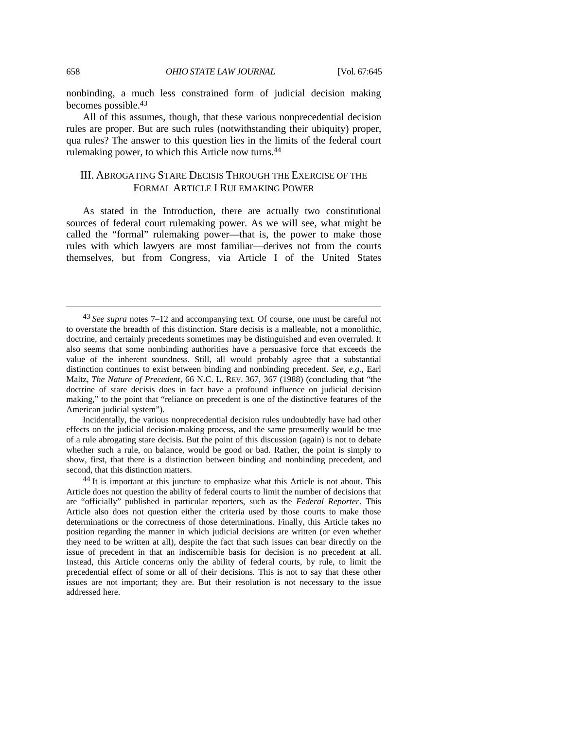nonbinding, a much less constrained form of judicial decision making becomes possible.[43]

All of this assumes, though, that these various nonprecedential decision rules are proper. But are such rules (notwithstanding their ubiquity) proper, qua rules? The answer to this question lies in the limits of the federal court rulemaking power, to which this Article now turns.[44]

## III. ABROGATING STARE DECISIS THROUGH THE EXERCISE OF THE FORMAL ARTICLE I RULEMAKING POWER

As stated in the Introduction, there are actually two constitutional sources of federal court rulemaking power. As we will see, what might be called the "formal" rulemaking power—that is, the power to make those rules with which lawyers are most familiar—derives not from the courts themselves, but from Congress, via Article I of the United States

---

[43] *See supra* notes 7–12 and accompanying text. Of course, one must be careful not to overstate the breadth of this distinction. Stare decisis is a malleable, not a monolithic, doctrine, and certainly precedents sometimes may be distinguished and even overruled. It also seems that some nonbinding authorities have a persuasive force that exceeds the value of the inherent soundness. Still, all would probably agree that a substantial distinction continues to exist between binding and nonbinding precedent. *See, e.g.*, Earl Maltz, *The Nature of Precedent*, 66 N.C. L. REV. 367, 367 (1988) (concluding that "the doctrine of stare decisis does in fact have a profound influence on judicial decision making," to the point that "reliance on precedent is one of the distinctive features of the American judicial system").

Incidentally, the various nonprecedential decision rules undoubtedly have had other effects on the judicial decision-making process, and the same presumedly would be true of a rule abrogating stare decisis. But the point of this discussion (again) is not to debate whether such a rule, on balance, would be good or bad. Rather, the point is simply to show, first, that there is a distinction between binding and nonbinding precedent, and second, that this distinction matters.

[44] It is important at this juncture to emphasize what this Article is not about. This Article does not question the ability of federal courts to limit the number of decisions that are "officially" published in particular reporters, such as the *Federal Reporter*. This Article also does not question either the criteria used by those courts to make those determinations or the correctness of those determinations. Finally, this Article takes no position regarding the manner in which judicial decisions are written (or even whether they need to be written at all), despite the fact that such issues can bear directly on the issue of precedent in that an indiscernible basis for decision is no precedent at all. Instead, this Article concerns only the ability of federal courts, by rule, to limit the precedential effect of some or all of their decisions. This is not to say that these other issues are not important; they are. But their resolution is not necessary to the issue addressed here.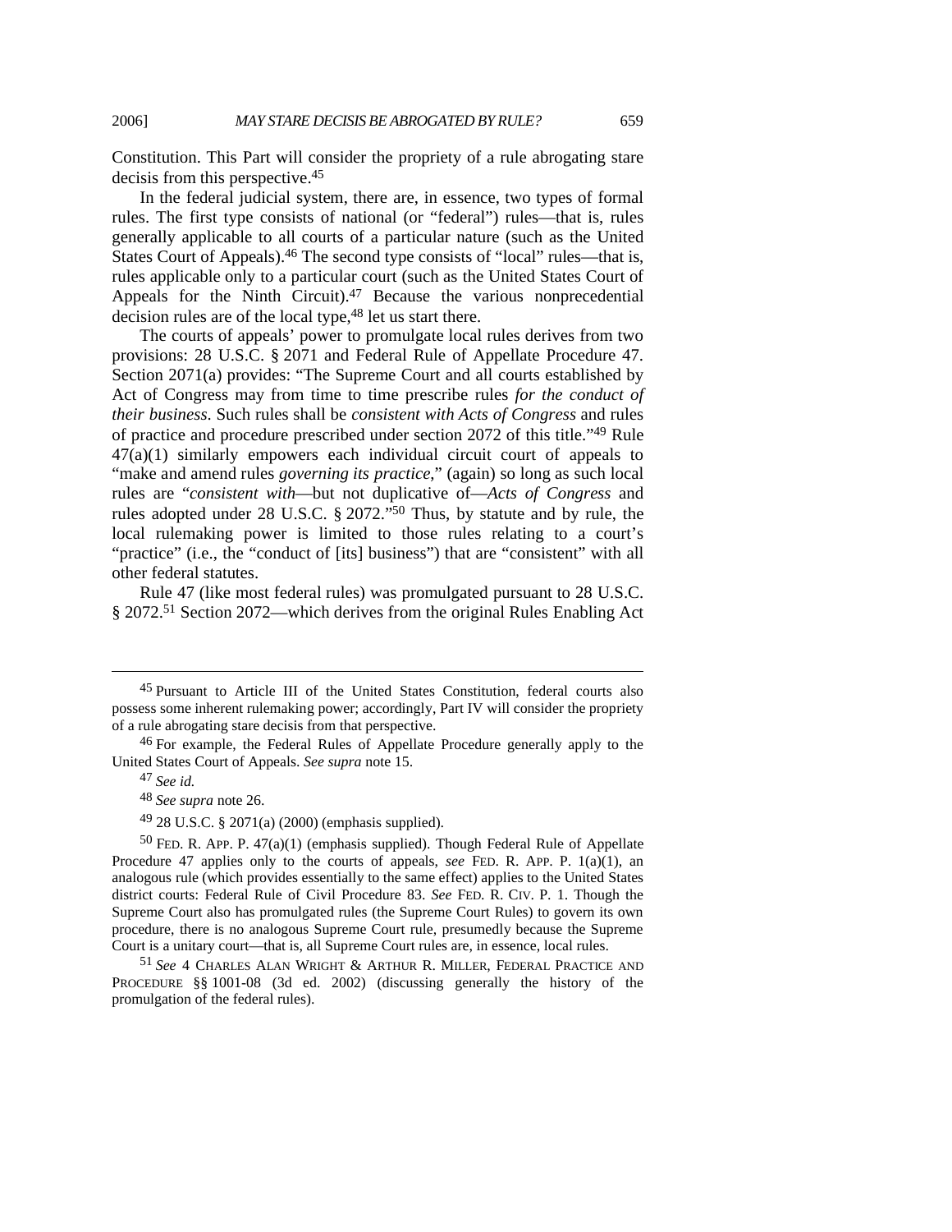Constitution. This Part will consider the propriety of a rule abrogating stare decisis from this perspective.[45]

In the federal judicial system, there are, in essence, two types of formal rules. The first type consists of national (or "federal") rules—that is, rules generally applicable to all courts of a particular nature (such as the United States Court of Appeals).[46] The second type consists of "local" rules—that is, rules applicable only to a particular court (such as the United States Court of Appeals for the Ninth Circuit).[47] Because the various nonprecedential decision rules are of the local type,[48] let us start there.

The courts of appeals' power to promulgate local rules derives from two provisions: 28 U.S.C. § 2071 and Federal Rule of Appellate Procedure 47. Section 2071(a) provides: "The Supreme Court and all courts established by Act of Congress may from time to time prescribe rules *for the conduct of their business*. Such rules shall be *consistent with Acts of Congress* and rules of practice and procedure prescribed under section 2072 of this title."[49] Rule 47(a)(1) similarly empowers each individual circuit court of appeals to "make and amend rules *governing its practice*," (again) so long as such local rules are "*consistent with*—but not duplicative of—*Acts of Congress* and rules adopted under 28 U.S.C. § 2072."[50] Thus, by statute and by rule, the local rulemaking power is limited to those rules relating to a court's "practice" (i.e., the "conduct of [its] business") that are "consistent" with all other federal statutes.

Rule 47 (like most federal rules) was promulgated pursuant to 28 U.S.C. § 2072.[51] Section 2072—which derives from the original Rules Enabling Act

---

[45] Pursuant to Article III of the United States Constitution, federal courts also possess some inherent rulemaking power; accordingly, Part IV will consider the propriety of a rule abrogating stare decisis from that perspective.

[46] For example, the Federal Rules of Appellate Procedure generally apply to the United States Court of Appeals. *See supra* note 15.

[47] *See id.*

[48] *See supra* note 26.

[49] 28 U.S.C. § 2071(a) (2000) (emphasis supplied).

[50] FED. R. APP. P. 47(a)(1) (emphasis supplied). Though Federal Rule of Appellate Procedure 47 applies only to the courts of appeals, *see* FED. R. APP. P. 1(a)(1), an analogous rule (which provides essentially to the same effect) applies to the United States district courts: Federal Rule of Civil Procedure 83. *See* FED. R. CIV. P. 1. Though the Supreme Court also has promulgated rules (the Supreme Court Rules) to govern its own procedure, there is no analogous Supreme Court rule, presumedly because the Supreme Court is a unitary court—that is, all Supreme Court rules are, in essence, local rules.

[51] *See* 4 CHARLES ALAN WRIGHT & ARTHUR R. MILLER, FEDERAL PRACTICE AND PROCEDURE §§ 1001-08 (3d ed. 2002) (discussing generally the history of the promulgation of the federal rules).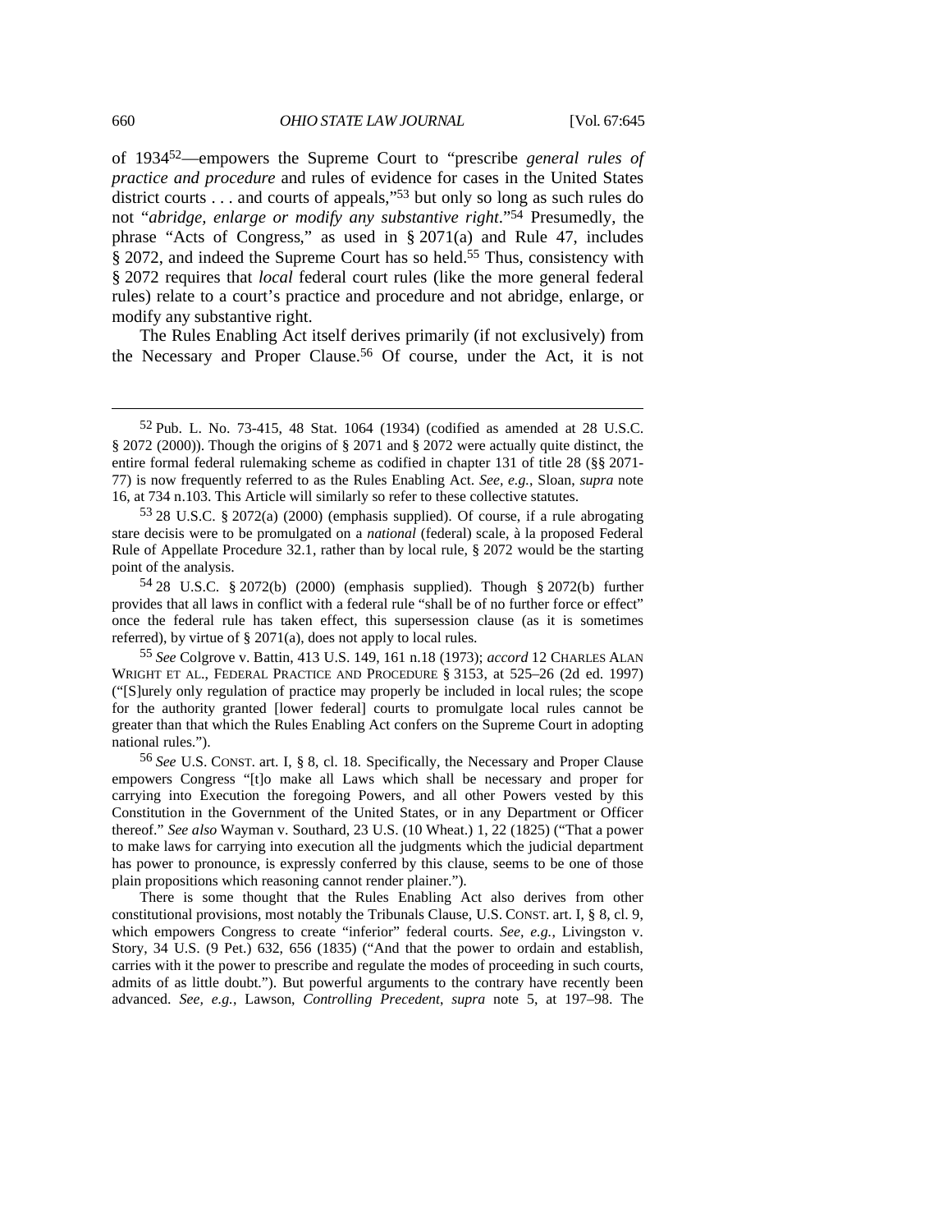of 1934[52]—empowers the Supreme Court to "prescribe *general rules of practice and procedure* and rules of evidence for cases in the United States district courts . . . and courts of appeals,"[53] but only so long as such rules do not "*abridge, enlarge or modify any substantive right*."[54] Presumedly, the phrase "Acts of Congress," as used in § 2071(a) and Rule 47, includes § 2072, and indeed the Supreme Court has so held.[55] Thus, consistency with § 2072 requires that *local* federal court rules (like the more general federal rules) relate to a court's practice and procedure and not abridge, enlarge, or modify any substantive right.

The Rules Enabling Act itself derives primarily (if not exclusively) from the Necessary and Proper Clause.[56] Of course, under the Act, it is not

---

[52] Pub. L. No. 73-415, 48 Stat. 1064 (1934) (codified as amended at 28 U.S.C. § 2072 (2000)). Though the origins of § 2071 and § 2072 were actually quite distinct, the entire formal federal rulemaking scheme as codified in chapter 131 of title 28 (§§ 2071-77) is now frequently referred to as the Rules Enabling Act. *See, e.g.*, Sloan, *supra* note 16, at 734 n.103. This Article will similarly so refer to these collective statutes.

[53] 28 U.S.C. § 2072(a) (2000) (emphasis supplied). Of course, if a rule abrogating stare decisis were to be promulgated on a *national* (federal) scale, à la proposed Federal Rule of Appellate Procedure 32.1, rather than by local rule, § 2072 would be the starting point of the analysis.

[54] 28 U.S.C. § 2072(b) (2000) (emphasis supplied). Though § 2072(b) further provides that all laws in conflict with a federal rule "shall be of no further force or effect" once the federal rule has taken effect, this supersession clause (as it is sometimes referred), by virtue of § 2071(a), does not apply to local rules.

[55] *See* Colgrove v. Battin, 413 U.S. 149, 161 n.18 (1973); *accord* 12 CHARLES ALAN WRIGHT ET AL., FEDERAL PRACTICE AND PROCEDURE § 3153, at 525–26 (2d ed. 1997) ("[S]urely only regulation of practice may properly be included in local rules; the scope for the authority granted [lower federal] courts to promulgate local rules cannot be greater than that which the Rules Enabling Act confers on the Supreme Court in adopting national rules.").

[56] *See* U.S. CONST. art. I, § 8, cl. 18. Specifically, the Necessary and Proper Clause empowers Congress "[t]o make all Laws which shall be necessary and proper for carrying into Execution the foregoing Powers, and all other Powers vested by this Constitution in the Government of the United States, or in any Department or Officer thereof." *See also* Wayman v. Southard, 23 U.S. (10 Wheat.) 1, 22 (1825) ("That a power to make laws for carrying into execution all the judgments which the judicial department has power to pronounce, is expressly conferred by this clause, seems to be one of those plain propositions which reasoning cannot render plainer.").

There is some thought that the Rules Enabling Act also derives from other constitutional provisions, most notably the Tribunals Clause, U.S. CONST. art. I, § 8, cl. 9, which empowers Congress to create "inferior" federal courts. *See, e.g.*, Livingston v. Story, 34 U.S. (9 Pet.) 632, 656 (1835) ("And that the power to ordain and establish, carries with it the power to prescribe and regulate the modes of proceeding in such courts, admits of as little doubt."). But powerful arguments to the contrary have recently been advanced. *See, e.g.*, Lawson, *Controlling Precedent*, *supra* note 5, at 197–98. The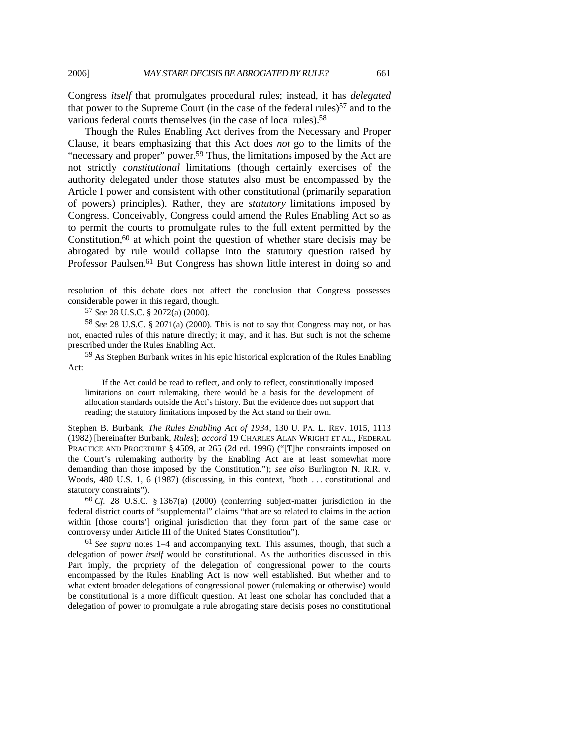Congress *itself* that promulgates procedural rules; instead, it has *delegated* that power to the Supreme Court (in the case of the federal rules)[57] and to the various federal courts themselves (in the case of local rules).[58]

Though the Rules Enabling Act derives from the Necessary and Proper Clause, it bears emphasizing that this Act does *not* go to the limits of the "necessary and proper" power.[59] Thus, the limitations imposed by the Act are not strictly *constitutional* limitations (though certainly exercises of the authority delegated under those statutes also must be encompassed by the Article I power and consistent with other constitutional (primarily separation of powers) principles). Rather, they are *statutory* limitations imposed by Congress. Conceivably, Congress could amend the Rules Enabling Act so as to permit the courts to promulgate rules to the full extent permitted by the Constitution,[60] at which point the question of whether stare decisis may be abrogated by rule would collapse into the statutory question raised by Professor Paulsen.[61] But Congress has shown little interest in doing so and

---

resolution of this debate does not affect the conclusion that Congress possesses considerable power in this regard, though.

[57] *See* 28 U.S.C. § 2072(a) (2000).

[58] *See* 28 U.S.C. § 2071(a) (2000). This is not to say that Congress may not, or has not, enacted rules of this nature directly; it may, and it has. But such is not the scheme prescribed under the Rules Enabling Act.

[59] As Stephen Burbank writes in his epic historical exploration of the Rules Enabling Act:

> If the Act could be read to reflect, and only to reflect, constitutionally imposed limitations on court rulemaking, there would be a basis for the development of allocation standards outside the Act's history. But the evidence does not support that reading; the statutory limitations imposed by the Act stand on their own.

Stephen B. Burbank, *The Rules Enabling Act of 1934*, 130 U. PA. L. REV. 1015, 1113 (1982) [hereinafter Burbank, *Rules*]; *accord* 19 CHARLES ALAN WRIGHT ET AL., FEDERAL PRACTICE AND PROCEDURE § 4509, at 265 (2d ed. 1996) ("[T]he constraints imposed on the Court's rulemaking authority by the Enabling Act are at least somewhat more demanding than those imposed by the Constitution."); *see also* Burlington N. R.R. v. Woods, 480 U.S. 1, 6 (1987) (discussing, in this context, "both . . . constitutional and statutory constraints").

[60] *Cf.* 28 U.S.C. § 1367(a) (2000) (conferring subject-matter jurisdiction in the federal district courts of "supplemental" claims "that are so related to claims in the action within [those courts'] original jurisdiction that they form part of the same case or controversy under Article III of the United States Constitution").

[61] *See supra* notes 1–4 and accompanying text. This assumes, though, that such a delegation of power *itself* would be constitutional. As the authorities discussed in this Part imply, the propriety of the delegation of congressional power to the courts encompassed by the Rules Enabling Act is now well established. But whether and to what extent broader delegations of congressional power (rulemaking or otherwise) would be constitutional is a more difficult question. At least one scholar has concluded that a delegation of power to promulgate a rule abrogating stare decisis poses no constitutional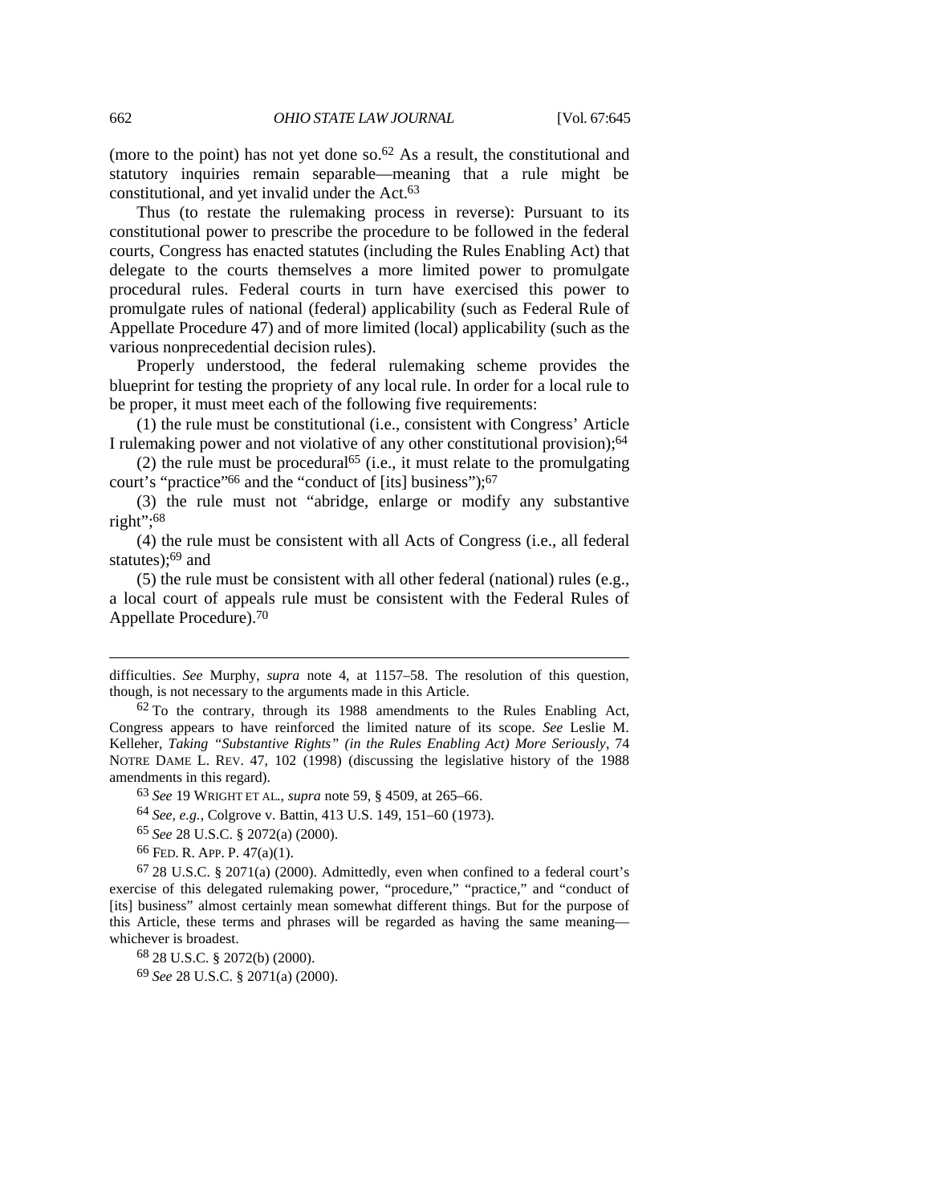(more to the point) has not yet done so.[62] As a result, the constitutional and statutory inquiries remain separable—meaning that a rule might be constitutional, and yet invalid under the Act.[63]

Thus (to restate the rulemaking process in reverse): Pursuant to its constitutional power to prescribe the procedure to be followed in the federal courts, Congress has enacted statutes (including the Rules Enabling Act) that delegate to the courts themselves a more limited power to promulgate procedural rules. Federal courts in turn have exercised this power to promulgate rules of national (federal) applicability (such as Federal Rule of Appellate Procedure 47) and of more limited (local) applicability (such as the various nonprecedential decision rules).

Properly understood, the federal rulemaking scheme provides the blueprint for testing the propriety of any local rule. In order for a local rule to be proper, it must meet each of the following five requirements:

(1) the rule must be constitutional (i.e., consistent with Congress' Article I rulemaking power and not violative of any other constitutional provision);[64]

(2) the rule must be procedural[65] (i.e., it must relate to the promulgating court's "practice"[66] and the "conduct of [its] business");[67]

(3) the rule must not "abridge, enlarge or modify any substantive right";[68]

(4) the rule must be consistent with all Acts of Congress (i.e., all federal statutes);[69] and

(5) the rule must be consistent with all other federal (national) rules (e.g., a local court of appeals rule must be consistent with the Federal Rules of Appellate Procedure).[70]

---

difficulties. *See* Murphy, *supra* note 4, at 1157–58. The resolution of this question, though, is not necessary to the arguments made in this Article.

[62] To the contrary, through its 1988 amendments to the Rules Enabling Act, Congress appears to have reinforced the limited nature of its scope. *See* Leslie M. Kelleher, *Taking "Substantive Rights" (in the Rules Enabling Act) More Seriously*, 74 NOTRE DAME L. REV. 47, 102 (1998) (discussing the legislative history of the 1988 amendments in this regard).

[63] *See* 19 WRIGHT ET AL., *supra* note 59, § 4509, at 265–66.

[64] *See, e.g.*, Colgrove v. Battin, 413 U.S. 149, 151–60 (1973).

[65] *See* 28 U.S.C. § 2072(a) (2000).

[66] FED. R. APP. P. 47(a)(1).

[67] 28 U.S.C. § 2071(a) (2000). Admittedly, even when confined to a federal court's exercise of this delegated rulemaking power, "procedure," "practice," and "conduct of [its] business" almost certainly mean somewhat different things. But for the purpose of this Article, these terms and phrases will be regarded as having the same meaning—whichever is broadest.

[68] 28 U.S.C. § 2072(b) (2000).

[69] *See* 28 U.S.C. § 2071(a) (2000).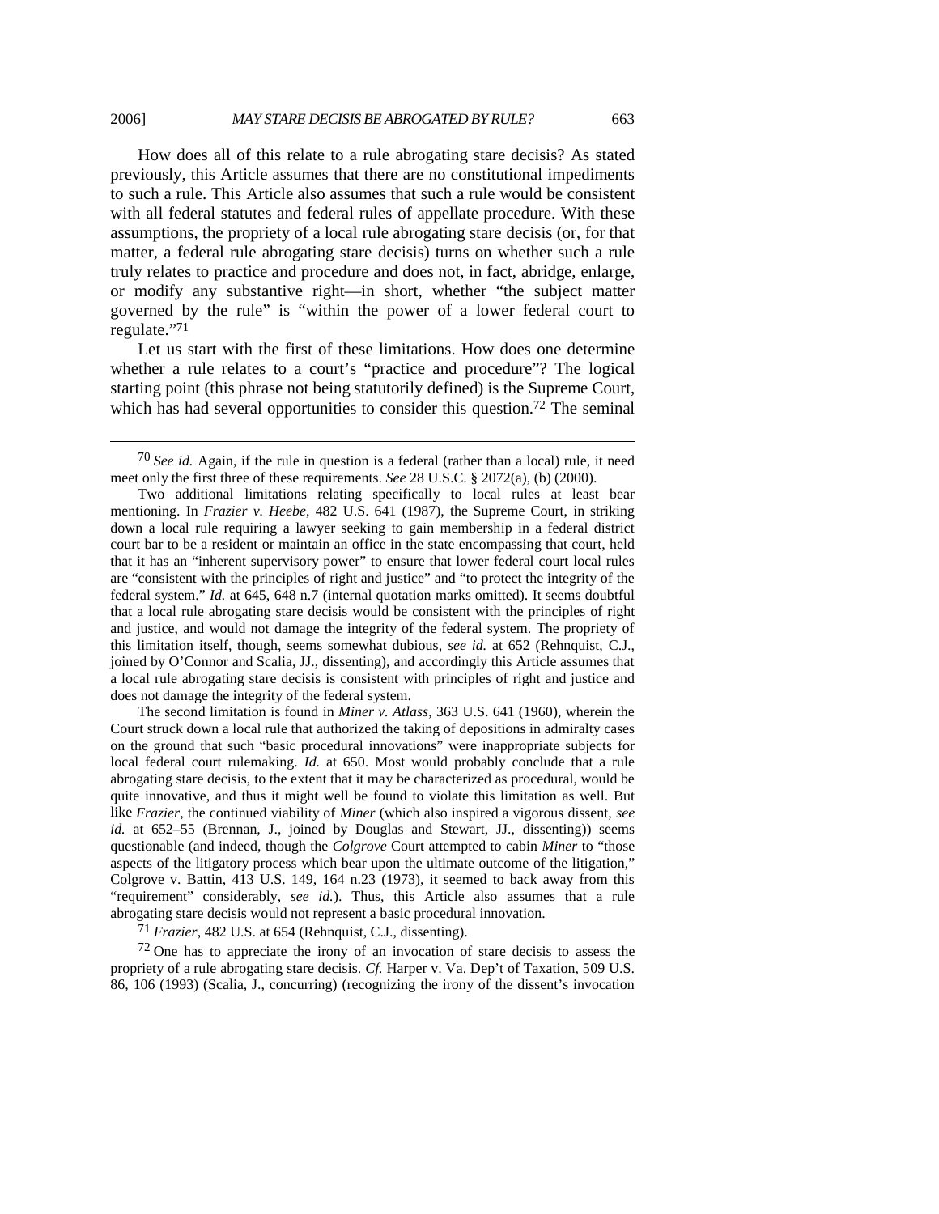How does all of this relate to a rule abrogating stare decisis? As stated previously, this Article assumes that there are no constitutional impediments to such a rule. This Article also assumes that such a rule would be consistent with all federal statutes and federal rules of appellate procedure. With these assumptions, the propriety of a local rule abrogating stare decisis (or, for that matter, a federal rule abrogating stare decisis) turns on whether such a rule truly relates to practice and procedure and does not, in fact, abridge, enlarge, or modify any substantive right—in short, whether "the subject matter governed by the rule" is "within the power of a lower federal court to regulate."[71]

Let us start with the first of these limitations. How does one determine whether a rule relates to a court's "practice and procedure"? The logical starting point (this phrase not being statutorily defined) is the Supreme Court, which has had several opportunities to consider this question.[72] The seminal

---

[70] *See id.* Again, if the rule in question is a federal (rather than a local) rule, it need meet only the first three of these requirements. *See* 28 U.S.C. § 2072(a), (b) (2000).

Two additional limitations relating specifically to local rules at least bear mentioning. In *Frazier v. Heebe*, 482 U.S. 641 (1987), the Supreme Court, in striking down a local rule requiring a lawyer seeking to gain membership in a federal district court bar to be a resident or maintain an office in the state encompassing that court, held that it has an "inherent supervisory power" to ensure that lower federal court local rules are "consistent with the principles of right and justice" and "to protect the integrity of the federal system." *Id.* at 645, 648 n.7 (internal quotation marks omitted). It seems doubtful that a local rule abrogating stare decisis would be consistent with the principles of right and justice, and would not damage the integrity of the federal system. The propriety of this limitation itself, though, seems somewhat dubious, *see id.* at 652 (Rehnquist, C.J., joined by O'Connor and Scalia, JJ., dissenting), and accordingly this Article assumes that a local rule abrogating stare decisis is consistent with principles of right and justice and does not damage the integrity of the federal system.

The second limitation is found in *Miner v. Atlass*, 363 U.S. 641 (1960), wherein the Court struck down a local rule that authorized the taking of depositions in admiralty cases on the ground that such "basic procedural innovations" were inappropriate subjects for local federal court rulemaking. *Id.* at 650. Most would probably conclude that a rule abrogating stare decisis, to the extent that it may be characterized as procedural, would be quite innovative, and thus it might well be found to violate this limitation as well. But like *Frazier*, the continued viability of *Miner* (which also inspired a vigorous dissent, *see id.* at 652–55 (Brennan, J., joined by Douglas and Stewart, JJ., dissenting)) seems questionable (and indeed, though the *Colgrove* Court attempted to cabin *Miner* to "those aspects of the litigatory process which bear upon the ultimate outcome of the litigation," Colgrove v. Battin, 413 U.S. 149, 164 n.23 (1973), it seemed to back away from this "requirement" considerably, *see id.*). Thus, this Article also assumes that a rule abrogating stare decisis would not represent a basic procedural innovation.

[71] *Frazier*, 482 U.S. at 654 (Rehnquist, C.J., dissenting).

[72] One has to appreciate the irony of an invocation of stare decisis to assess the propriety of a rule abrogating stare decisis. *Cf.* Harper v. Va. Dep't of Taxation, 509 U.S. 86, 106 (1993) (Scalia, J., concurring) (recognizing the irony of the dissent's invocation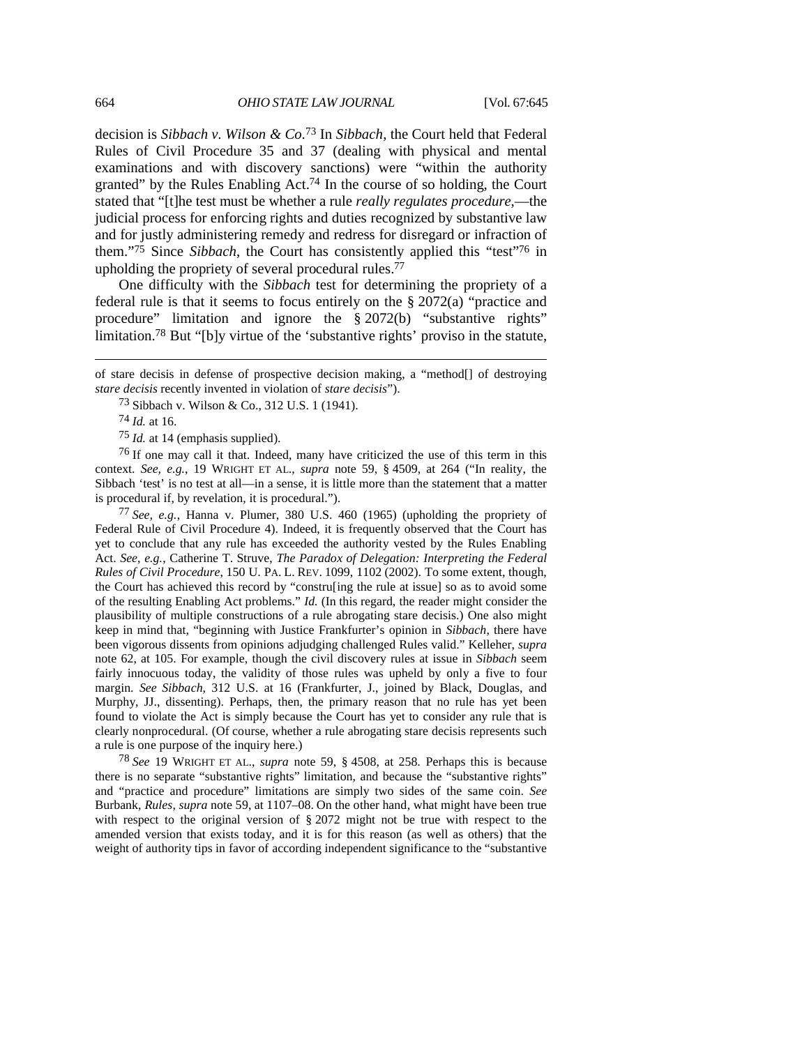decision is *Sibbach v. Wilson & Co*.[73] In *Sibbach*, the Court held that Federal Rules of Civil Procedure 35 and 37 (dealing with physical and mental examinations and with discovery sanctions) were "within the authority granted" by the Rules Enabling Act.[74] In the course of so holding, the Court stated that "[t]he test must be whether a rule *really regulates procedure*,—the judicial process for enforcing rights and duties recognized by substantive law and for justly administering remedy and redress for disregard or infraction of them."[75] Since *Sibbach*, the Court has consistently applied this "test"[76] in upholding the propriety of several procedural rules.[77]

One difficulty with the *Sibbach* test for determining the propriety of a federal rule is that it seems to focus entirely on the § 2072(a) "practice and procedure" limitation and ignore the § 2072(b) "substantive rights" limitation.[78] But "[b]y virtue of the 'substantive rights' proviso in the statute,

---

of stare decisis in defense of prospective decision making, a "method[] of destroying *stare decisis* recently invented in violation of *stare decisis*").

[73] Sibbach v. Wilson & Co., 312 U.S. 1 (1941).

[74] *Id.* at 16.

[75] *Id.* at 14 (emphasis supplied).

[76] If one may call it that. Indeed, many have criticized the use of this term in this context. *See, e.g.*, 19 WRIGHT ET AL., *supra* note 59, § 4509, at 264 ("In reality, the Sibbach 'test' is no test at all—in a sense, it is little more than the statement that a matter is procedural if, by revelation, it is procedural.").

[77] *See, e.g.*, Hanna v. Plumer, 380 U.S. 460 (1965) (upholding the propriety of Federal Rule of Civil Procedure 4). Indeed, it is frequently observed that the Court has yet to conclude that any rule has exceeded the authority vested by the Rules Enabling Act. *See, e.g.*, Catherine T. Struve, *The Paradox of Delegation: Interpreting the Federal Rules of Civil Procedure*, 150 U. PA. L. REV. 1099, 1102 (2002). To some extent, though, the Court has achieved this record by "constru[ing the rule at issue] so as to avoid some of the resulting Enabling Act problems." *Id.* (In this regard, the reader might consider the plausibility of multiple constructions of a rule abrogating stare decisis.) One also might keep in mind that, "beginning with Justice Frankfurter's opinion in *Sibbach*, there have been vigorous dissents from opinions adjudging challenged Rules valid." Kelleher, *supra* note 62, at 105. For example, though the civil discovery rules at issue in *Sibbach* seem fairly innocuous today, the validity of those rules was upheld by only a five to four margin. *See Sibbach*, 312 U.S. at 16 (Frankfurter, J., joined by Black, Douglas, and Murphy, JJ., dissenting). Perhaps, then, the primary reason that no rule has yet been found to violate the Act is simply because the Court has yet to consider any rule that is clearly nonprocedural. (Of course, whether a rule abrogating stare decisis represents such a rule is one purpose of the inquiry here.)

[78] *See* 19 WRIGHT ET AL., *supra* note 59, § 4508, at 258. Perhaps this is because there is no separate "substantive rights" limitation, and because the "substantive rights" and "practice and procedure" limitations are simply two sides of the same coin. *See* Burbank, *Rules*, *supra* note 59, at 1107–08. On the other hand, what might have been true with respect to the original version of § 2072 might not be true with respect to the amended version that exists today, and it is for this reason (as well as others) that the weight of authority tips in favor of according independent significance to the "substantive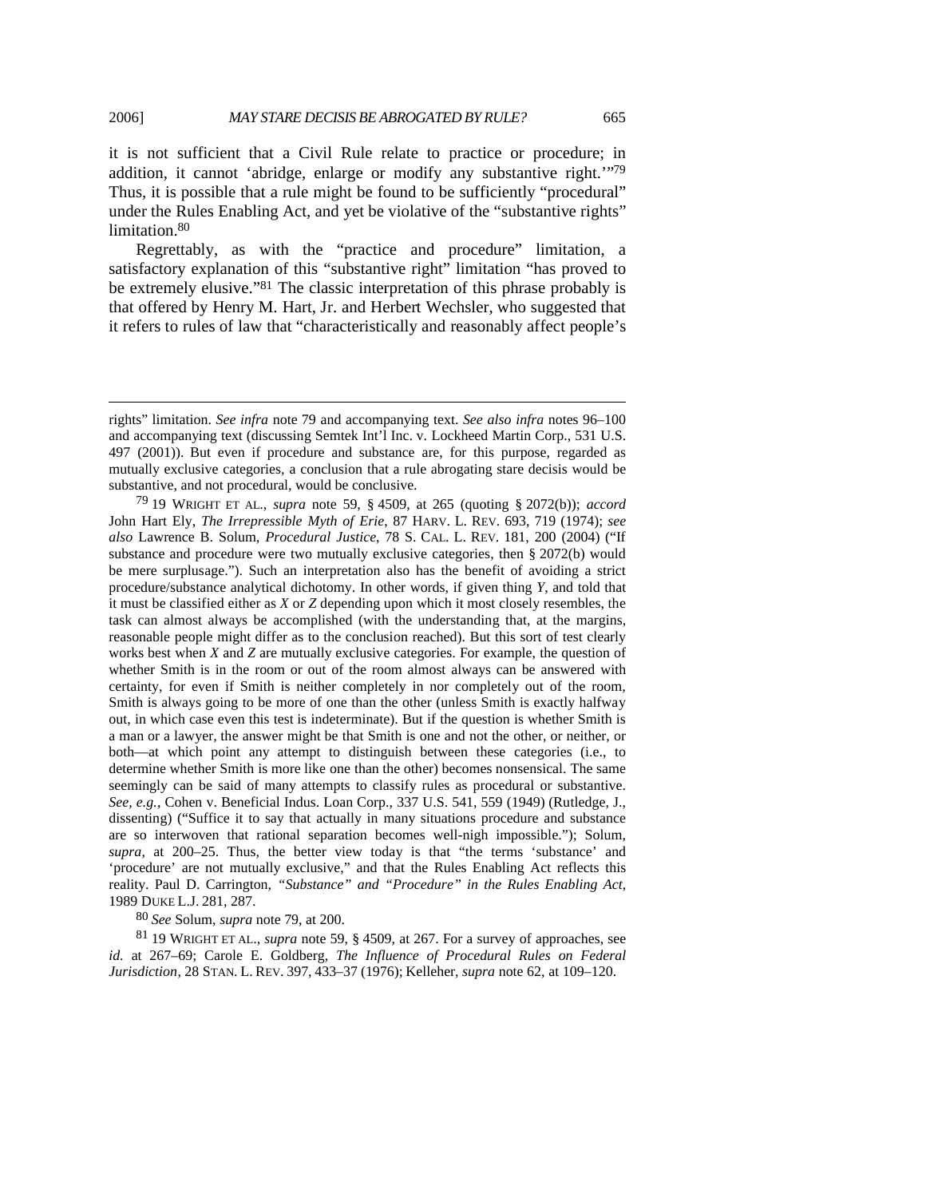it is not sufficient that a Civil Rule relate to practice or procedure; in addition, it cannot 'abridge, enlarge or modify any substantive right.'"[79] Thus, it is possible that a rule might be found to be sufficiently "procedural" under the Rules Enabling Act, and yet be violative of the "substantive rights" limitation.[80]

Regrettably, as with the "practice and procedure" limitation, a satisfactory explanation of this "substantive right" limitation "has proved to be extremely elusive."[81] The classic interpretation of this phrase probably is that offered by Henry M. Hart, Jr. and Herbert Wechsler, who suggested that it refers to rules of law that "characteristically and reasonably affect people's

---

rights" limitation. *See infra* note 79 and accompanying text. *See also infra* notes 96–100 and accompanying text (discussing Semtek Int'l Inc. v. Lockheed Martin Corp., 531 U.S. 497 (2001)). But even if procedure and substance are, for this purpose, regarded as mutually exclusive categories, a conclusion that a rule abrogating stare decisis would be substantive, and not procedural, would be conclusive.

[79] 19 WRIGHT ET AL., *supra* note 59, § 4509, at 265 (quoting § 2072(b)); *accord* John Hart Ely, *The Irrepressible Myth of Erie*, 87 HARV. L. REV. 693, 719 (1974); *see also* Lawrence B. Solum, *Procedural Justice*, 78 S. CAL. L. REV. 181, 200 (2004) ("If substance and procedure were two mutually exclusive categories, then § 2072(b) would be mere surplusage."). Such an interpretation also has the benefit of avoiding a strict procedure/substance analytical dichotomy. In other words, if given thing *Y*, and told that it must be classified either as *X* or *Z* depending upon which it most closely resembles, the task can almost always be accomplished (with the understanding that, at the margins, reasonable people might differ as to the conclusion reached). But this sort of test clearly works best when *X* and *Z* are mutually exclusive categories. For example, the question of whether Smith is in the room or out of the room almost always can be answered with certainty, for even if Smith is neither completely in nor completely out of the room, Smith is always going to be more of one than the other (unless Smith is exactly halfway out, in which case even this test is indeterminate). But if the question is whether Smith is a man or a lawyer, the answer might be that Smith is one and not the other, or neither, or both—at which point any attempt to distinguish between these categories (i.e., to determine whether Smith is more like one than the other) becomes nonsensical. The same seemingly can be said of many attempts to classify rules as procedural or substantive. *See, e.g.*, Cohen v. Beneficial Indus. Loan Corp., 337 U.S. 541, 559 (1949) (Rutledge, J., dissenting) ("Suffice it to say that actually in many situations procedure and substance are so interwoven that rational separation becomes well-nigh impossible."); Solum, *supra*, at 200–25. Thus, the better view today is that "the terms 'substance' and 'procedure' are not mutually exclusive," and that the Rules Enabling Act reflects this reality. Paul D. Carrington, *"Substance" and "Procedure" in the Rules Enabling Act*, 1989 DUKE L.J. 281, 287.

[80] *See* Solum, *supra* note 79, at 200.

[81] 19 WRIGHT ET AL., *supra* note 59, § 4509, at 267. For a survey of approaches, see *id.* at 267–69; Carole E. Goldberg, *The Influence of Procedural Rules on Federal Jurisdiction*, 28 STAN. L. REV. 397, 433–37 (1976); Kelleher, *supra* note 62, at 109–120.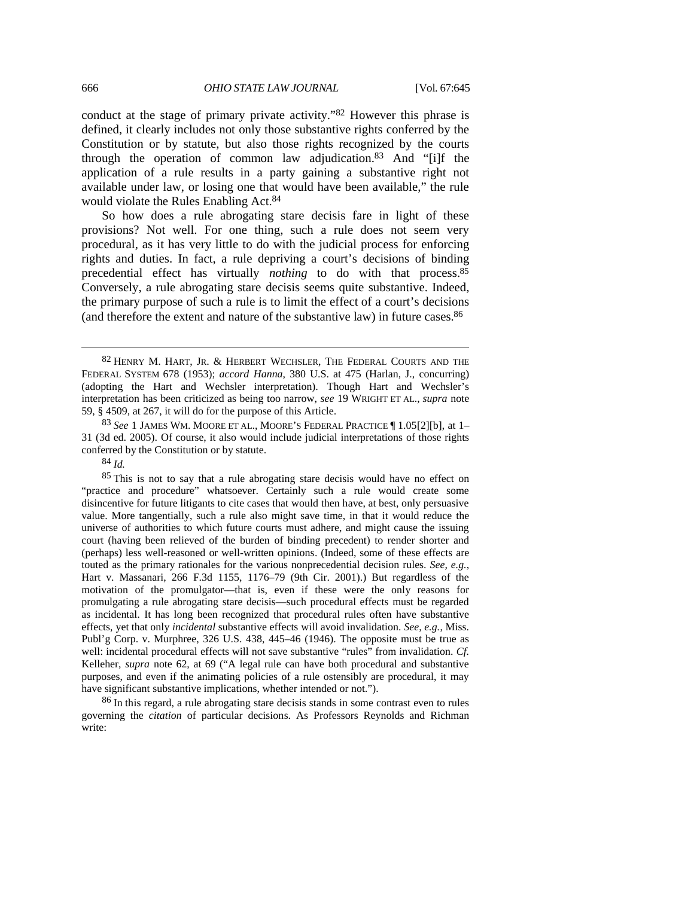conduct at the stage of primary private activity."[82] However this phrase is defined, it clearly includes not only those substantive rights conferred by the Constitution or by statute, but also those rights recognized by the courts through the operation of common law adjudication.[83] And "[i]f the application of a rule results in a party gaining a substantive right not available under law, or losing one that would have been available," the rule would violate the Rules Enabling Act.[84]

So how does a rule abrogating stare decisis fare in light of these provisions? Not well. For one thing, such a rule does not seem very procedural, as it has very little to do with the judicial process for enforcing rights and duties. In fact, a rule depriving a court's decisions of binding precedential effect has virtually *nothing* to do with that process.[85] Conversely, a rule abrogating stare decisis seems quite substantive. Indeed, the primary purpose of such a rule is to limit the effect of a court's decisions (and therefore the extent and nature of the substantive law) in future cases.[86]

---

[82] HENRY M. HART, JR. & HERBERT WECHSLER, THE FEDERAL COURTS AND THE FEDERAL SYSTEM 678 (1953); *accord Hanna*, 380 U.S. at 475 (Harlan, J., concurring) (adopting the Hart and Wechsler interpretation). Though Hart and Wechsler's interpretation has been criticized as being too narrow, *see* 19 WRIGHT ET AL., *supra* note 59, § 4509, at 267, it will do for the purpose of this Article.

[83] *See* 1 JAMES WM. MOORE ET AL., MOORE'S FEDERAL PRACTICE ¶ 1.05[2][b], at 1–31 (3d ed. 2005). Of course, it also would include judicial interpretations of those rights conferred by the Constitution or by statute.

[84] *Id.*

[85] This is not to say that a rule abrogating stare decisis would have no effect on "practice and procedure" whatsoever. Certainly such a rule would create some disincentive for future litigants to cite cases that would then have, at best, only persuasive value. More tangentially, such a rule also might save time, in that it would reduce the universe of authorities to which future courts must adhere, and might cause the issuing court (having been relieved of the burden of binding precedent) to render shorter and (perhaps) less well-reasoned or well-written opinions. (Indeed, some of these effects are touted as the primary rationales for the various nonprecedential decision rules. *See, e.g.*, Hart v. Massanari, 266 F.3d 1155, 1176–79 (9th Cir. 2001).) But regardless of the motivation of the promulgator—that is, even if these were the only reasons for promulgating a rule abrogating stare decisis—such procedural effects must be regarded as incidental. It has long been recognized that procedural rules often have substantive effects, yet that only *incidental* substantive effects will avoid invalidation. *See, e.g.*, Miss. Publ'g Corp. v. Murphree, 326 U.S. 438, 445–46 (1946). The opposite must be true as well: incidental procedural effects will not save substantive "rules" from invalidation. *Cf.* Kelleher, *supra* note 62, at 69 ("A legal rule can have both procedural and substantive purposes, and even if the animating policies of a rule ostensibly are procedural, it may have significant substantive implications, whether intended or not.").

[86] In this regard, a rule abrogating stare decisis stands in some contrast even to rules governing the *citation* of particular decisions. As Professors Reynolds and Richman write: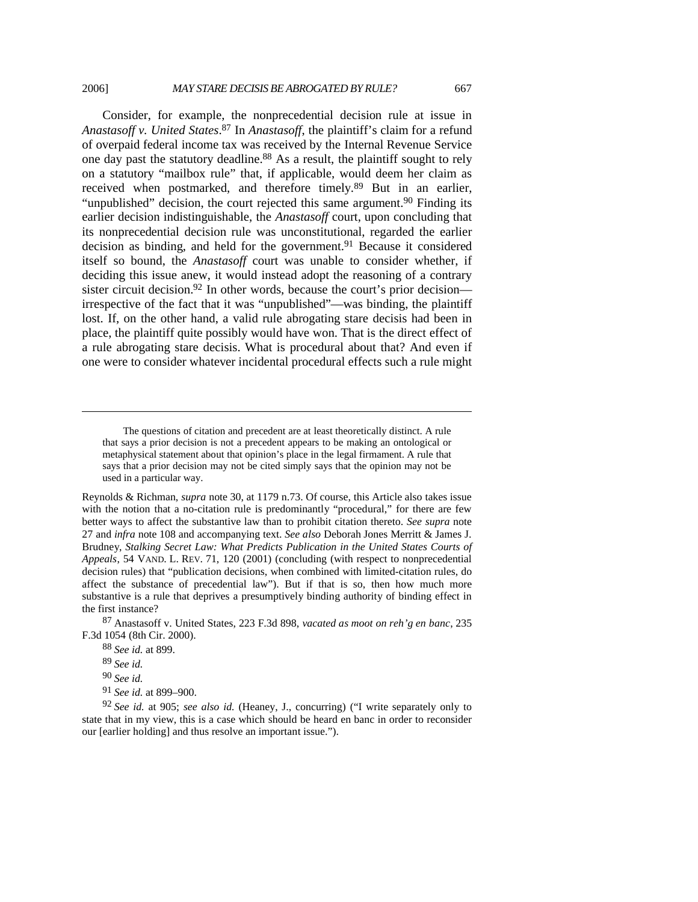Consider, for example, the nonprecedential decision rule at issue in *Anastasoff v. United States*.[87] In *Anastasoff*, the plaintiff's claim for a refund of overpaid federal income tax was received by the Internal Revenue Service one day past the statutory deadline.[88] As a result, the plaintiff sought to rely on a statutory "mailbox rule" that, if applicable, would deem her claim as received when postmarked, and therefore timely.[89] But in an earlier, "unpublished" decision, the court rejected this same argument.[90] Finding its earlier decision indistinguishable, the *Anastasoff* court, upon concluding that its nonprecedential decision rule was unconstitutional, regarded the earlier decision as binding, and held for the government.[91] Because it considered itself so bound, the *Anastasoff* court was unable to consider whether, if deciding this issue anew, it would instead adopt the reasoning of a contrary sister circuit decision.[92] In other words, because the court's prior decision—irrespective of the fact that it was "unpublished"—was binding, the plaintiff lost. If, on the other hand, a valid rule abrogating stare decisis had been in place, the plaintiff quite possibly would have won. That is the direct effect of a rule abrogating stare decisis. What is procedural about that? And even if one were to consider whatever incidental procedural effects such a rule might

---

> The questions of citation and precedent are at least theoretically distinct. A rule that says a prior decision is not a precedent appears to be making an ontological or metaphysical statement about that opinion's place in the legal firmament. A rule that says that a prior decision may not be cited simply says that the opinion may not be used in a particular way.

Reynolds & Richman, *supra* note 30, at 1179 n.73. Of course, this Article also takes issue with the notion that a no-citation rule is predominantly "procedural," for there are few better ways to affect the substantive law than to prohibit citation thereto. *See supra* note 27 and *infra* note 108 and accompanying text. *See also* Deborah Jones Merritt & James J. Brudney, *Stalking Secret Law: What Predicts Publication in the United States Courts of Appeals*, 54 VAND. L. REV. 71, 120 (2001) (concluding (with respect to nonprecedential decision rules) that "publication decisions, when combined with limited-citation rules, do affect the substance of precedential law"). But if that is so, then how much more substantive is a rule that deprives a presumptively binding authority of binding effect in the first instance?

[87] Anastasoff v. United States, 223 F.3d 898, *vacated as moot on reh'g en banc*, 235 F.3d 1054 (8th Cir. 2000).

[88] *See id.* at 899.

[89] *See id.*

[90] *See id.*

[91] *See id.* at 899–900.

[92] *See id.* at 905; *see also id.* (Heaney, J., concurring) ("I write separately only to state that in my view, this is a case which should be heard en banc in order to reconsider our [earlier holding] and thus resolve an important issue.").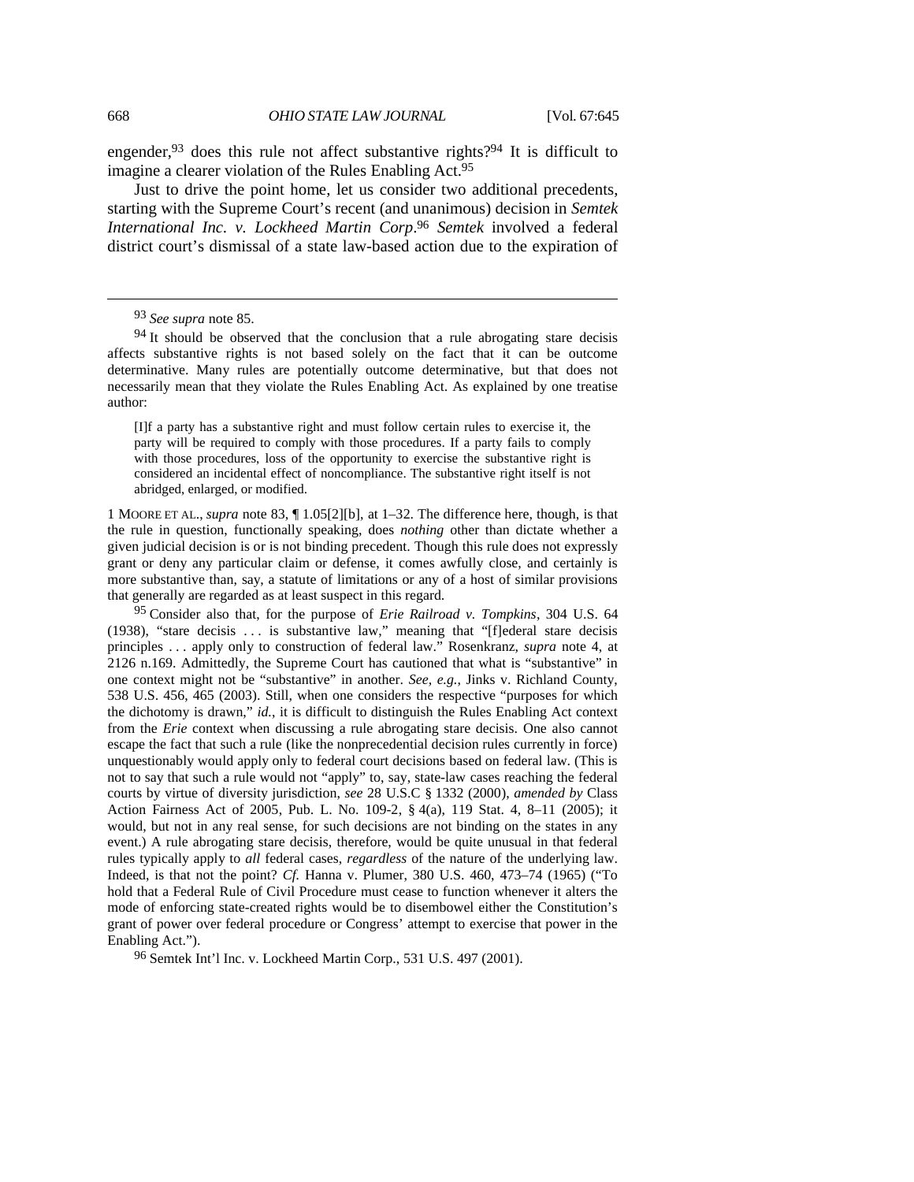engender,[93] does this rule not affect substantive rights?[94] It is difficult to imagine a clearer violation of the Rules Enabling Act.[95]

Just to drive the point home, let us consider two additional precedents, starting with the Supreme Court's recent (and unanimous) decision in *Semtek International Inc. v. Lockheed Martin Corp*.[96] *Semtek* involved a federal district court's dismissal of a state law-based action due to the expiration of

---

[93] *See supra* note 85.

[94] It should be observed that the conclusion that a rule abrogating stare decisis affects substantive rights is not based solely on the fact that it can be outcome determinative. Many rules are potentially outcome determinative, but that does not necessarily mean that they violate the Rules Enabling Act. As explained by one treatise author:

> [I]f a party has a substantive right and must follow certain rules to exercise it, the party will be required to comply with those procedures. If a party fails to comply with those procedures, loss of the opportunity to exercise the substantive right is considered an incidental effect of noncompliance. The substantive right itself is not abridged, enlarged, or modified.

1 MOORE ET AL., *supra* note 83, ¶ 1.05[2][b], at 1–32. The difference here, though, is that the rule in question, functionally speaking, does *nothing* other than dictate whether a given judicial decision is or is not binding precedent. Though this rule does not expressly grant or deny any particular claim or defense, it comes awfully close, and certainly is more substantive than, say, a statute of limitations or any of a host of similar provisions that generally are regarded as at least suspect in this regard.

[95] Consider also that, for the purpose of *Erie Railroad v. Tompkins*, 304 U.S. 64 (1938), "stare decisis . . . is substantive law," meaning that "[f]ederal stare decisis principles . . . apply only to construction of federal law." Rosenkranz, *supra* note 4, at 2126 n.169. Admittedly, the Supreme Court has cautioned that what is "substantive" in one context might not be "substantive" in another. *See, e.g.*, Jinks v. Richland County, 538 U.S. 456, 465 (2003). Still, when one considers the respective "purposes for which the dichotomy is drawn," *id.*, it is difficult to distinguish the Rules Enabling Act context from the *Erie* context when discussing a rule abrogating stare decisis. One also cannot escape the fact that such a rule (like the nonprecedential decision rules currently in force) unquestionably would apply only to federal court decisions based on federal law. (This is not to say that such a rule would not "apply" to, say, state-law cases reaching the federal courts by virtue of diversity jurisdiction, *see* 28 U.S.C § 1332 (2000), *amended by* Class Action Fairness Act of 2005, Pub. L. No. 109-2, § 4(a), 119 Stat. 4, 8–11 (2005); it would, but not in any real sense, for such decisions are not binding on the states in any event.) A rule abrogating stare decisis, therefore, would be quite unusual in that federal rules typically apply to *all* federal cases, *regardless* of the nature of the underlying law. Indeed, is that not the point? *Cf.* Hanna v. Plumer, 380 U.S. 460, 473–74 (1965) ("To hold that a Federal Rule of Civil Procedure must cease to function whenever it alters the mode of enforcing state-created rights would be to disembowel either the Constitution's grant of power over federal procedure or Congress' attempt to exercise that power in the Enabling Act.").

[96] Semtek Int'l Inc. v. Lockheed Martin Corp., 531 U.S. 497 (2001).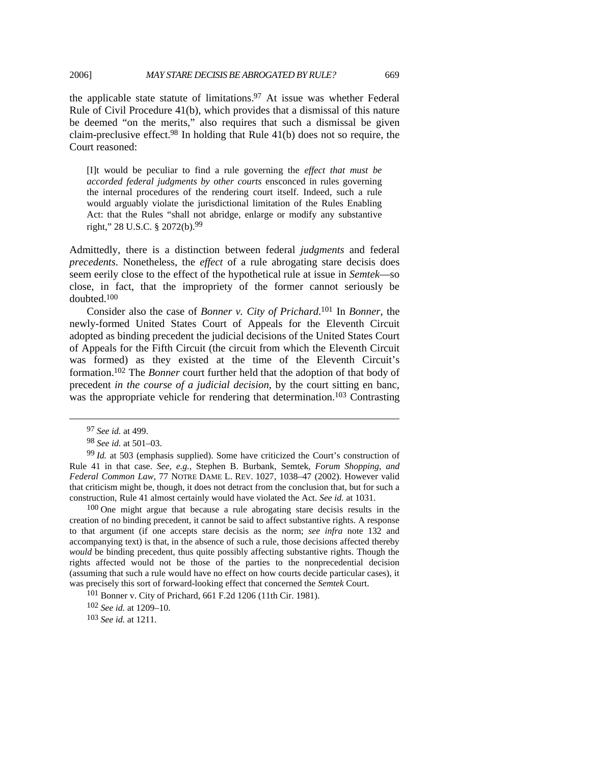the applicable state statute of limitations.[97] At issue was whether Federal Rule of Civil Procedure 41(b), which provides that a dismissal of this nature be deemed "on the merits," also requires that such a dismissal be given claim-preclusive effect.[98] In holding that Rule 41(b) does not so require, the Court reasoned:

> [I]t would be peculiar to find a rule governing the *effect that must be accorded federal judgments by other courts* ensconced in rules governing the internal procedures of the rendering court itself. Indeed, such a rule would arguably violate the jurisdictional limitation of the Rules Enabling Act: that the Rules "shall not abridge, enlarge or modify any substantive right," 28 U.S.C. § 2072(b).[99]

Admittedly, there is a distinction between federal *judgments* and federal *precedents*. Nonetheless, the *effect* of a rule abrogating stare decisis does seem eerily close to the effect of the hypothetical rule at issue in *Semtek*—so close, in fact, that the impropriety of the former cannot seriously be doubted.[100]

Consider also the case of *Bonner v. City of Prichard*.[101] In *Bonner*, the newly-formed United States Court of Appeals for the Eleventh Circuit adopted as binding precedent the judicial decisions of the United States Court of Appeals for the Fifth Circuit (the circuit from which the Eleventh Circuit was formed) as they existed at the time of the Eleventh Circuit's formation.[102] The *Bonner* court further held that the adoption of that body of precedent *in the course of a judicial decision*, by the court sitting en banc, was the appropriate vehicle for rendering that determination.[103] Contrasting

---

[97] *See id.* at 499.

[98] *See id.* at 501–03.

[99] *Id.* at 503 (emphasis supplied). Some have criticized the Court's construction of Rule 41 in that case. *See, e.g.*, Stephen B. Burbank, Semtek*, Forum Shopping, and Federal Common Law*, 77 NOTRE DAME L. REV. 1027, 1038–47 (2002). However valid that criticism might be, though, it does not detract from the conclusion that, but for such a construction, Rule 41 almost certainly would have violated the Act. *See id.* at 1031.

[100] One might argue that because a rule abrogating stare decisis results in the creation of no binding precedent, it cannot be said to affect substantive rights. A response to that argument (if one accepts stare decisis as the norm; *see infra* note 132 and accompanying text) is that, in the absence of such a rule, those decisions affected thereby *would* be binding precedent, thus quite possibly affecting substantive rights. Though the rights affected would not be those of the parties to the nonprecedential decision (assuming that such a rule would have no effect on how courts decide particular cases), it was precisely this sort of forward-looking effect that concerned the *Semtek* Court.

[101] Bonner v. City of Prichard, 661 F.2d 1206 (11th Cir. 1981).

[102] *See id.* at 1209–10.

[103] *See id.* at 1211.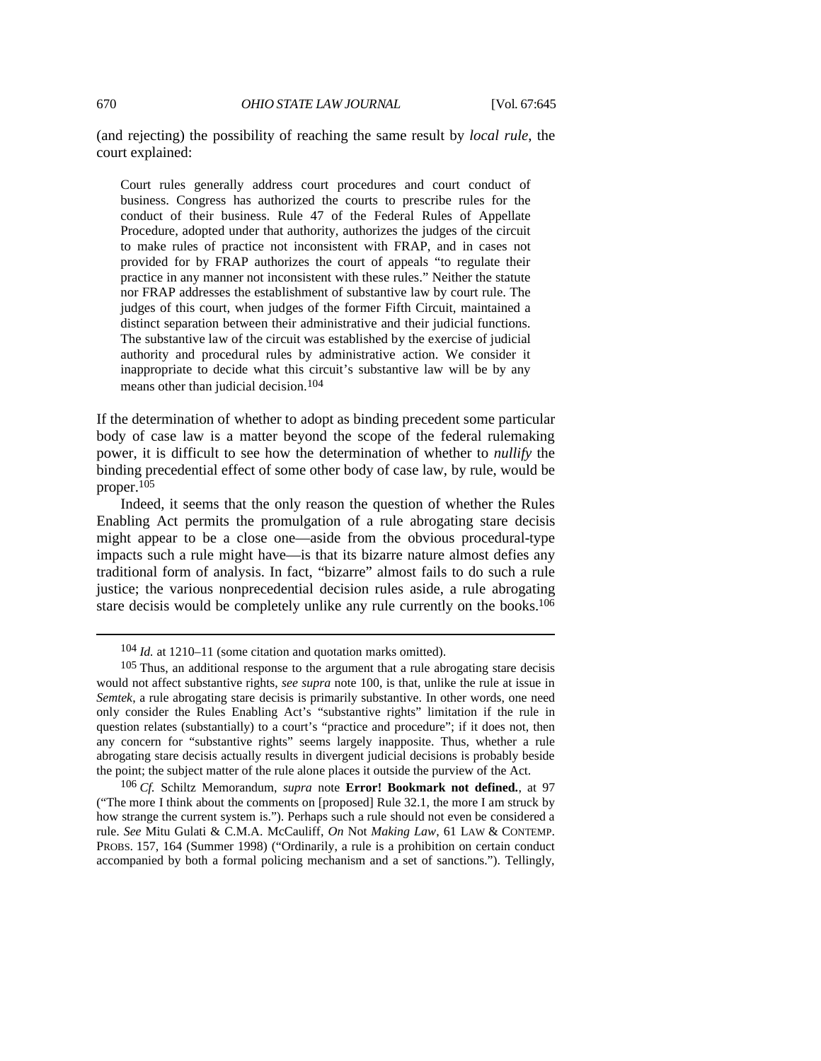(and rejecting) the possibility of reaching the same result by *local rule*, the court explained:

> Court rules generally address court procedures and court conduct of business. Congress has authorized the courts to prescribe rules for the conduct of their business. Rule 47 of the Federal Rules of Appellate Procedure, adopted under that authority, authorizes the judges of the circuit to make rules of practice not inconsistent with FRAP, and in cases not provided for by FRAP authorizes the court of appeals "to regulate their practice in any manner not inconsistent with these rules." Neither the statute nor FRAP addresses the establishment of substantive law by court rule. The judges of this court, when judges of the former Fifth Circuit, maintained a distinct separation between their administrative and their judicial functions. The substantive law of the circuit was established by the exercise of judicial authority and procedural rules by administrative action. We consider it inappropriate to decide what this circuit's substantive law will be by any means other than judicial decision.[104]

If the determination of whether to adopt as binding precedent some particular body of case law is a matter beyond the scope of the federal rulemaking power, it is difficult to see how the determination of whether to *nullify* the binding precedential effect of some other body of case law, by rule, would be proper.[105]

Indeed, it seems that the only reason the question of whether the Rules Enabling Act permits the promulgation of a rule abrogating stare decisis might appear to be a close one—aside from the obvious procedural-type impacts such a rule might have—is that its bizarre nature almost defies any traditional form of analysis. In fact, "bizarre" almost fails to do such a rule justice; the various nonprecedential decision rules aside, a rule abrogating stare decisis would be completely unlike any rule currently on the books.[106]

---

[104] *Id.* at 1210–11 (some citation and quotation marks omitted).

[105] Thus, an additional response to the argument that a rule abrogating stare decisis would not affect substantive rights, *see supra* note 100, is that, unlike the rule at issue in *Semtek*, a rule abrogating stare decisis is primarily substantive. In other words, one need only consider the Rules Enabling Act's "substantive rights" limitation if the rule in question relates (substantially) to a court's "practice and procedure"; if it does not, then any concern for "substantive rights" seems largely inapposite. Thus, whether a rule abrogating stare decisis actually results in divergent judicial decisions is probably beside the point; the subject matter of the rule alone places it outside the purview of the Act.

[106] *Cf.* Schiltz Memorandum, *supra* note **Error! Bookmark not defined.**, at 97 ("The more I think about the comments on [proposed] Rule 32.1, the more I am struck by how strange the current system is."). Perhaps such a rule should not even be considered a rule. *See* Mitu Gulati & C.M.A. McCauliff, *On* Not *Making Law*, 61 LAW & CONTEMP. PROBS. 157, 164 (Summer 1998) ("Ordinarily, a rule is a prohibition on certain conduct accompanied by both a formal policing mechanism and a set of sanctions."). Tellingly,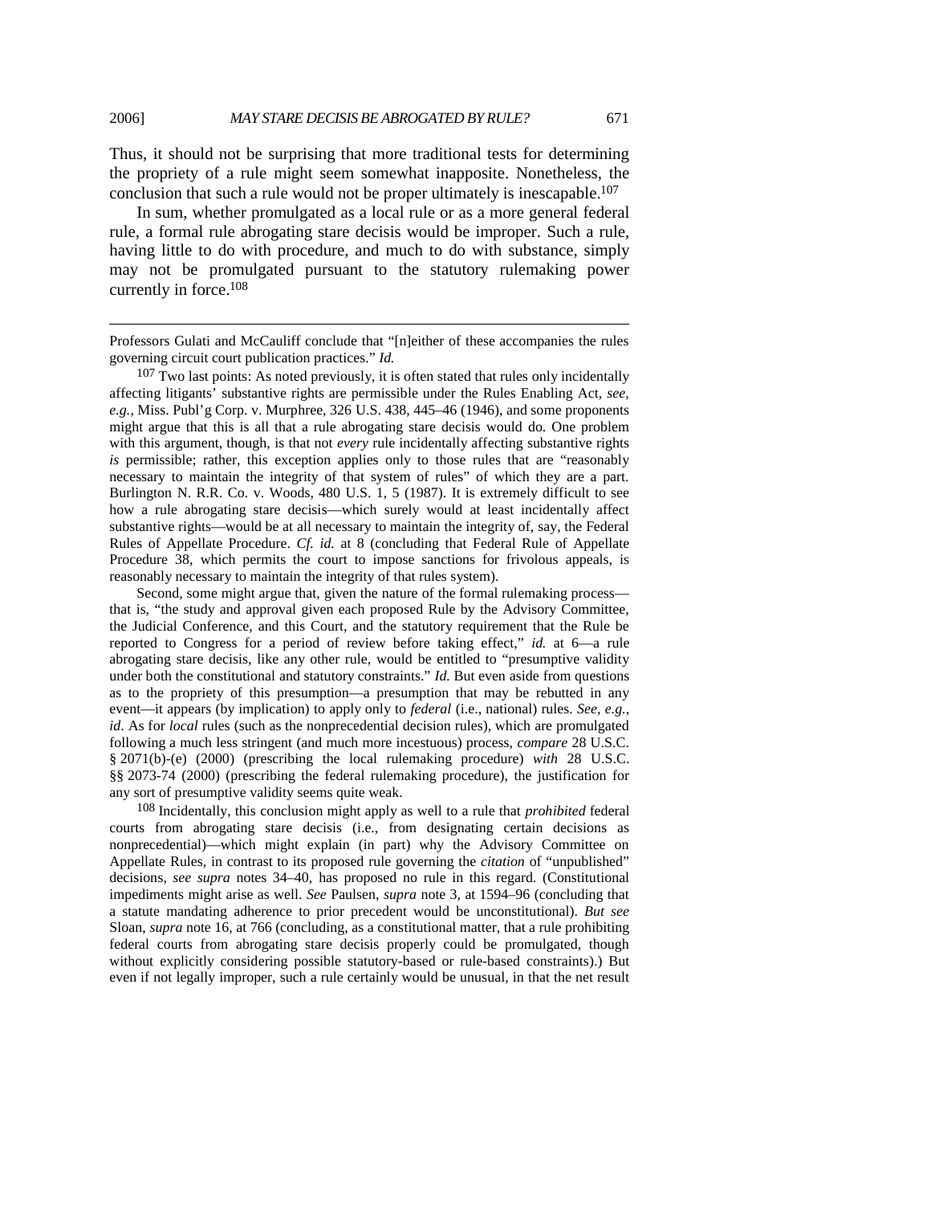Thus, it should not be surprising that more traditional tests for determining the propriety of a rule might seem somewhat inapposite. Nonetheless, the conclusion that such a rule would not be proper ultimately is inescapable.[107]

In sum, whether promulgated as a local rule or as a more general federal rule, a formal rule abrogating stare decisis would be improper. Such a rule, having little to do with procedure, and much to do with substance, simply may not be promulgated pursuant to the statutory rulemaking power currently in force.[108]

---

Professors Gulati and McCauliff conclude that "[n]either of these accompanies the rules governing circuit court publication practices." *Id.*

[107] Two last points: As noted previously, it is often stated that rules only incidentally affecting litigants' substantive rights are permissible under the Rules Enabling Act, *see, e.g.*, Miss. Publ'g Corp. v. Murphree, 326 U.S. 438, 445–46 (1946), and some proponents might argue that this is all that a rule abrogating stare decisis would do. One problem with this argument, though, is that not *every* rule incidentally affecting substantive rights *is* permissible; rather, this exception applies only to those rules that are "reasonably necessary to maintain the integrity of that system of rules" of which they are a part. Burlington N. R.R. Co. v. Woods, 480 U.S. 1, 5 (1987). It is extremely difficult to see how a rule abrogating stare decisis—which surely would at least incidentally affect substantive rights—would be at all necessary to maintain the integrity of, say, the Federal Rules of Appellate Procedure. *Cf. id.* at 8 (concluding that Federal Rule of Appellate Procedure 38, which permits the court to impose sanctions for frivolous appeals, is reasonably necessary to maintain the integrity of that rules system).

Second, some might argue that, given the nature of the formal rulemaking process—that is, "the study and approval given each proposed Rule by the Advisory Committee, the Judicial Conference, and this Court, and the statutory requirement that the Rule be reported to Congress for a period of review before taking effect," *id.* at 6—a rule abrogating stare decisis, like any other rule, would be entitled to "presumptive validity under both the constitutional and statutory constraints." *Id.* But even aside from questions as to the propriety of this presumption—a presumption that may be rebutted in any event—it appears (by implication) to apply only to *federal* (i.e., national) rules. *See, e.g.*, *id*. As for *local* rules (such as the nonprecedential decision rules), which are promulgated following a much less stringent (and much more incestuous) process, *compare* 28 U.S.C. § 2071(b)-(e) (2000) (prescribing the local rulemaking procedure) *with* 28 U.S.C. §§ 2073-74 (2000) (prescribing the federal rulemaking procedure), the justification for any sort of presumptive validity seems quite weak.

[108] Incidentally, this conclusion might apply as well to a rule that *prohibited* federal courts from abrogating stare decisis (i.e., from designating certain decisions as nonprecedential)—which might explain (in part) why the Advisory Committee on Appellate Rules, in contrast to its proposed rule governing the *citation* of "unpublished" decisions, *see supra* notes 34–40, has proposed no rule in this regard. (Constitutional impediments might arise as well. *See* Paulsen, *supra* note 3, at 1594–96 (concluding that a statute mandating adherence to prior precedent would be unconstitutional). *But see* Sloan, *supra* note 16, at 766 (concluding, as a constitutional matter, that a rule prohibiting federal courts from abrogating stare decisis properly could be promulgated, though without explicitly considering possible statutory-based or rule-based constraints).) But even if not legally improper, such a rule certainly would be unusual, in that the net result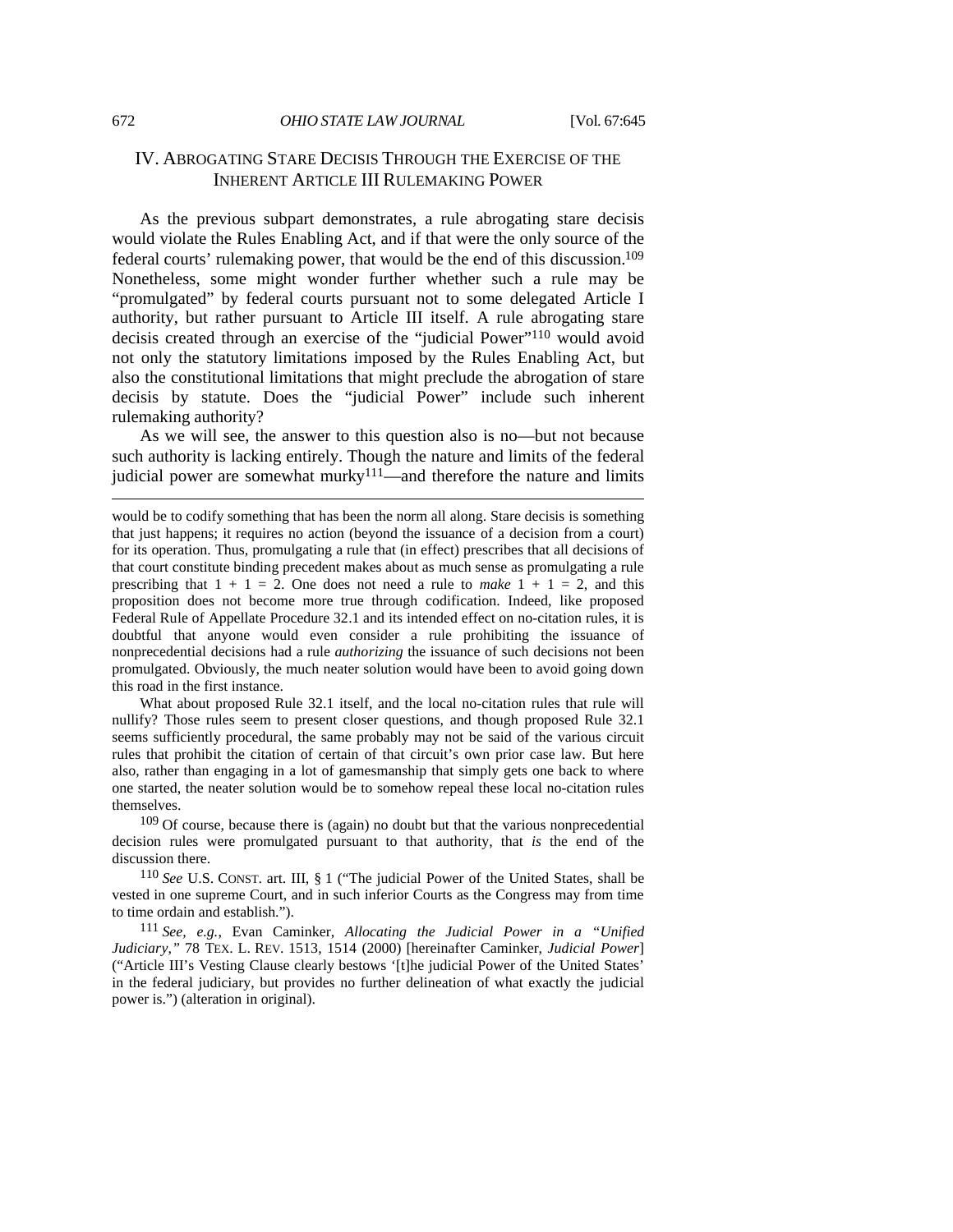## IV. ABROGATING STARE DECISIS THROUGH THE EXERCISE OF THE INHERENT ARTICLE III RULEMAKING POWER

As the previous subpart demonstrates, a rule abrogating stare decisis would violate the Rules Enabling Act, and if that were the only source of the federal courts' rulemaking power, that would be the end of this discussion.[109] Nonetheless, some might wonder further whether such a rule may be "promulgated" by federal courts pursuant not to some delegated Article I authority, but rather pursuant to Article III itself. A rule abrogating stare decisis created through an exercise of the "judicial Power"[110] would avoid not only the statutory limitations imposed by the Rules Enabling Act, but also the constitutional limitations that might preclude the abrogation of stare decisis by statute. Does the "judicial Power" include such inherent rulemaking authority?

As we will see, the answer to this question also is no—but not because such authority is lacking entirely. Though the nature and limits of the federal judicial power are somewhat murky[111]—and therefore the nature and limits

---

would be to codify something that has been the norm all along. Stare decisis is something that just happens; it requires no action (beyond the issuance of a decision from a court) for its operation. Thus, promulgating a rule that (in effect) prescribes that all decisions of that court constitute binding precedent makes about as much sense as promulgating a rule prescribing that $1 + 1 = 2$. One does not need a rule to *make* $1 + 1 = 2$, and this proposition does not become more true through codification. Indeed, like proposed Federal Rule of Appellate Procedure 32.1 and its intended effect on no-citation rules, it is doubtful that anyone would even consider a rule prohibiting the issuance of nonprecedential decisions had a rule *authorizing* the issuance of such decisions not been promulgated. Obviously, the much neater solution would have been to avoid going down this road in the first instance.

What about proposed Rule 32.1 itself, and the local no-citation rules that rule will nullify? Those rules seem to present closer questions, and though proposed Rule 32.1 seems sufficiently procedural, the same probably may not be said of the various circuit rules that prohibit the citation of certain of that circuit's own prior case law. But here also, rather than engaging in a lot of gamesmanship that simply gets one back to where one started, the neater solution would be to somehow repeal these local no-citation rules themselves.

[109] Of course, because there is (again) no doubt but that the various nonprecedential decision rules were promulgated pursuant to that authority, that *is* the end of the discussion there.

[110] *See* U.S. CONST. art. III, § 1 ("The judicial Power of the United States, shall be vested in one supreme Court, and in such inferior Courts as the Congress may from time to time ordain and establish.").

[111] *See, e.g.*, Evan Caminker, *Allocating the Judicial Power in a "Unified Judiciary*,*"* 78 TEX. L. REV. 1513, 1514 (2000) [hereinafter Caminker, *Judicial Power*] ("Article III's Vesting Clause clearly bestows '[t]he judicial Power of the United States' in the federal judiciary, but provides no further delineation of what exactly the judicial power is.") (alteration in original).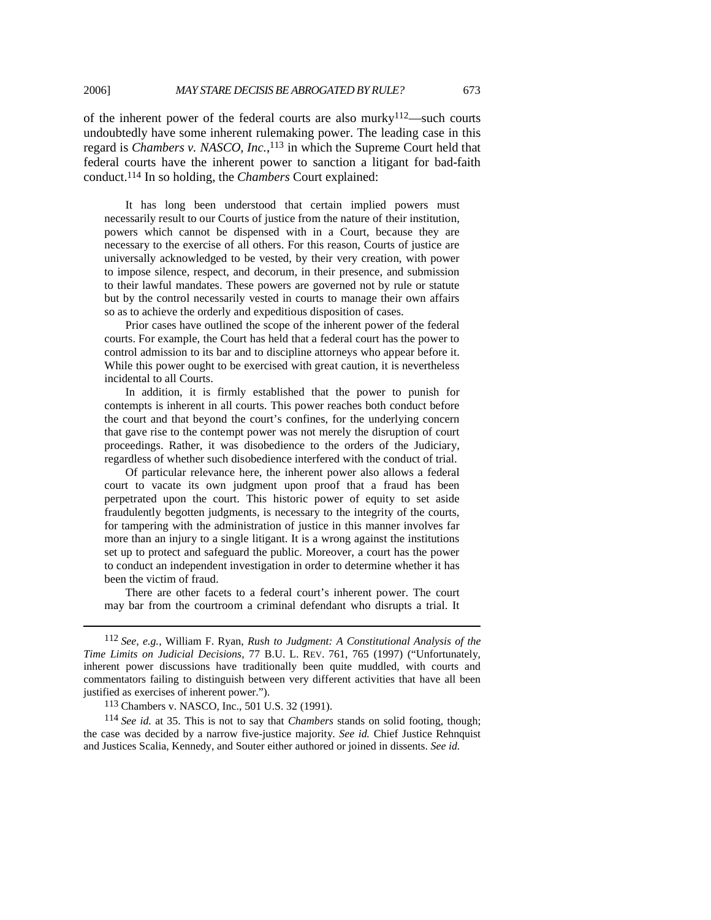of the inherent power of the federal courts are also murky[112]—such courts undoubtedly have some inherent rulemaking power. The leading case in this regard is *Chambers v. NASCO, Inc.*,[113] in which the Supreme Court held that federal courts have the inherent power to sanction a litigant for bad-faith conduct.[114] In so holding, the *Chambers* Court explained:

> It has long been understood that certain implied powers must necessarily result to our Courts of justice from the nature of their institution, powers which cannot be dispensed with in a Court, because they are necessary to the exercise of all others. For this reason, Courts of justice are universally acknowledged to be vested, by their very creation, with power to impose silence, respect, and decorum, in their presence, and submission to their lawful mandates. These powers are governed not by rule or statute but by the control necessarily vested in courts to manage their own affairs so as to achieve the orderly and expeditious disposition of cases.
>
> Prior cases have outlined the scope of the inherent power of the federal courts. For example, the Court has held that a federal court has the power to control admission to its bar and to discipline attorneys who appear before it. While this power ought to be exercised with great caution, it is nevertheless incidental to all Courts.
>
> In addition, it is firmly established that the power to punish for contempts is inherent in all courts. This power reaches both conduct before the court and that beyond the court's confines, for the underlying concern that gave rise to the contempt power was not merely the disruption of court proceedings. Rather, it was disobedience to the orders of the Judiciary, regardless of whether such disobedience interfered with the conduct of trial.
>
> Of particular relevance here, the inherent power also allows a federal court to vacate its own judgment upon proof that a fraud has been perpetrated upon the court. This historic power of equity to set aside fraudulently begotten judgments, is necessary to the integrity of the courts, for tampering with the administration of justice in this manner involves far more than an injury to a single litigant. It is a wrong against the institutions set up to protect and safeguard the public. Moreover, a court has the power to conduct an independent investigation in order to determine whether it has been the victim of fraud.
>
> There are other facets to a federal court's inherent power. The court may bar from the courtroom a criminal defendant who disrupts a trial. It

---

[112] *See, e.g.*, William F. Ryan, *Rush to Judgment: A Constitutional Analysis of the Time Limits on Judicial Decisions*, 77 B.U. L. REV. 761, 765 (1997) ("Unfortunately, inherent power discussions have traditionally been quite muddled, with courts and commentators failing to distinguish between very different activities that have all been justified as exercises of inherent power.").

[113] Chambers v. NASCO, Inc., 501 U.S. 32 (1991).

[114] *See id.* at 35. This is not to say that *Chambers* stands on solid footing, though; the case was decided by a narrow five-justice majority. *See id.* Chief Justice Rehnquist and Justices Scalia, Kennedy, and Souter either authored or joined in dissents. *See id.*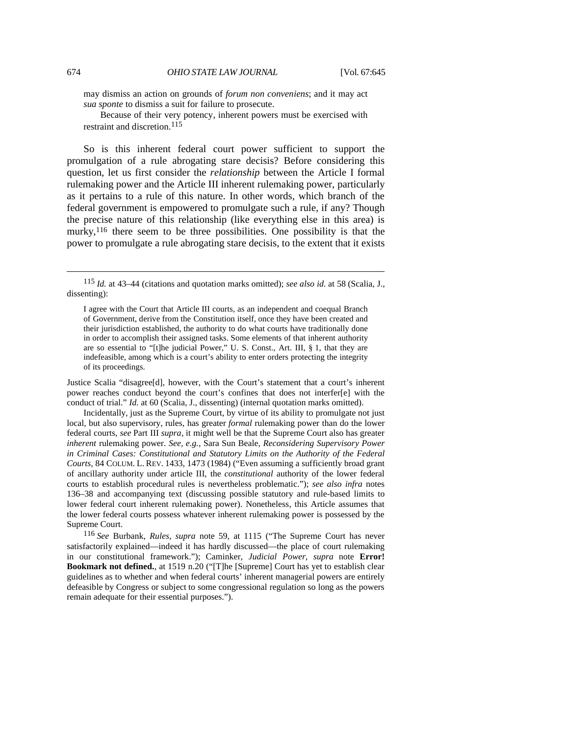may dismiss an action on grounds of *forum non conveniens*; and it may act *sua sponte* to dismiss a suit for failure to prosecute.

Because of their very potency, inherent powers must be exercised with restraint and discretion.[115]

So is this inherent federal court power sufficient to support the promulgation of a rule abrogating stare decisis? Before considering this question, let us first consider the *relationship* between the Article I formal rulemaking power and the Article III inherent rulemaking power, particularly as it pertains to a rule of this nature. In other words, which branch of the federal government is empowered to promulgate such a rule, if any? Though the precise nature of this relationship (like everything else in this area) is murky,[116] there seem to be three possibilities. One possibility is that the power to promulgate a rule abrogating stare decisis, to the extent that it exists

---

[115] *Id.* at 43–44 (citations and quotation marks omitted); *see also id.* at 58 (Scalia, J., dissenting):

> I agree with the Court that Article III courts, as an independent and coequal Branch of Government, derive from the Constitution itself, once they have been created and their jurisdiction established, the authority to do what courts have traditionally done in order to accomplish their assigned tasks. Some elements of that inherent authority are so essential to "[t]he judicial Power," U. S. Const., Art. III, § 1, that they are indefeasible, among which is a court's ability to enter orders protecting the integrity of its proceedings.

Justice Scalia "disagree[d], however, with the Court's statement that a court's inherent power reaches conduct beyond the court's confines that does not interfer[e] with the conduct of trial." *Id.* at 60 (Scalia, J., dissenting) (internal quotation marks omitted).

Incidentally, just as the Supreme Court, by virtue of its ability to promulgate not just local, but also supervisory, rules, has greater *formal* rulemaking power than do the lower federal courts, *see* Part III *supra*, it might well be that the Supreme Court also has greater *inherent* rulemaking power. *See, e.g.*, Sara Sun Beale, *Reconsidering Supervisory Power in Criminal Cases: Constitutional and Statutory Limits on the Authority of the Federal Courts*, 84 COLUM. L. REV. 1433, 1473 (1984) ("Even assuming a sufficiently broad grant of ancillary authority under article III, the *constitutional* authority of the lower federal courts to establish procedural rules is nevertheless problematic."); *see also infra* notes 136–38 and accompanying text (discussing possible statutory and rule-based limits to lower federal court inherent rulemaking power). Nonetheless, this Article assumes that the lower federal courts possess whatever inherent rulemaking power is possessed by the Supreme Court.

[116] *See* Burbank, *Rules*, *supra* note 59, at 1115 ("The Supreme Court has never satisfactorily explained—indeed it has hardly discussed—the place of court rulemaking in our constitutional framework."); Caminker, *Judicial Power*, *supra* note **Error! Bookmark not defined.**, at 1519 n.20 ("[T]he [Supreme] Court has yet to establish clear guidelines as to whether and when federal courts' inherent managerial powers are entirely defeasible by Congress or subject to some congressional regulation so long as the powers remain adequate for their essential purposes.").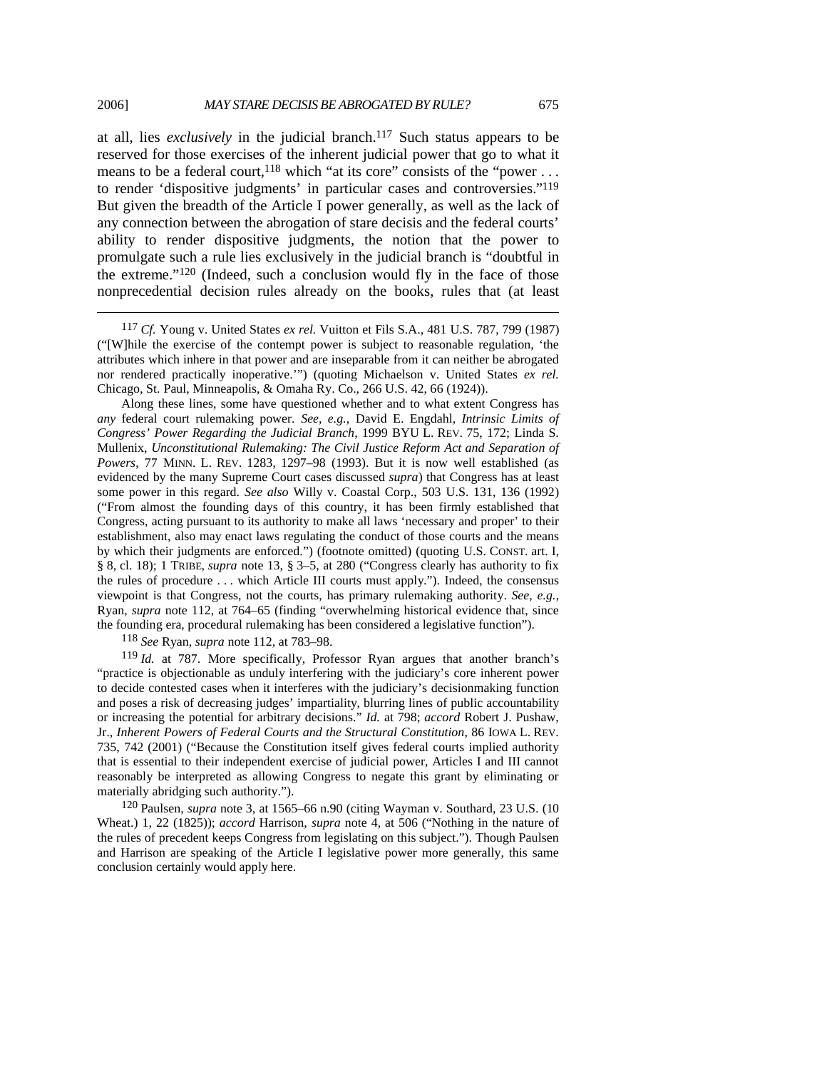at all, lies *exclusively* in the judicial branch.[117] Such status appears to be reserved for those exercises of the inherent judicial power that go to what it means to be a federal court,[118] which "at its core" consists of the "power . . . to render 'dispositive judgments' in particular cases and controversies."[119] But given the breadth of the Article I power generally, as well as the lack of any connection between the abrogation of stare decisis and the federal courts' ability to render dispositive judgments, the notion that the power to promulgate such a rule lies exclusively in the judicial branch is "doubtful in the extreme."[120] (Indeed, such a conclusion would fly in the face of those nonprecedential decision rules already on the books, rules that (at least

---

[117] *Cf.* Young v. United States *ex rel.* Vuitton et Fils S.A., 481 U.S. 787, 799 (1987) ("[W]hile the exercise of the contempt power is subject to reasonable regulation, 'the attributes which inhere in that power and are inseparable from it can neither be abrogated nor rendered practically inoperative.'") (quoting Michaelson v. United States *ex rel.* Chicago, St. Paul, Minneapolis, & Omaha Ry. Co., 266 U.S. 42, 66 (1924)).

Along these lines, some have questioned whether and to what extent Congress has *any* federal court rulemaking power. *See, e.g.*, David E. Engdahl, *Intrinsic Limits of Congress' Power Regarding the Judicial Branch*, 1999 BYU L. REV. 75, 172; Linda S. Mullenix, *Unconstitutional Rulemaking: The Civil Justice Reform Act and Separation of Powers*, 77 MINN. L. REV. 1283, 1297–98 (1993). But it is now well established (as evidenced by the many Supreme Court cases discussed *supra*) that Congress has at least some power in this regard. *See also* Willy v. Coastal Corp., 503 U.S. 131, 136 (1992) ("From almost the founding days of this country, it has been firmly established that Congress, acting pursuant to its authority to make all laws 'necessary and proper' to their establishment, also may enact laws regulating the conduct of those courts and the means by which their judgments are enforced.") (footnote omitted) (quoting U.S. CONST. art. I, § 8, cl. 18); 1 TRIBE, *supra* note 13, § 3–5, at 280 ("Congress clearly has authority to fix the rules of procedure . . . which Article III courts must apply."). Indeed, the consensus viewpoint is that Congress, not the courts, has primary rulemaking authority. *See, e.g.*, Ryan, *supra* note 112, at 764–65 (finding "overwhelming historical evidence that, since the founding era, procedural rulemaking has been considered a legislative function").

[118] *See* Ryan, *supra* note 112, at 783–98.

[119] *Id.* at 787. More specifically, Professor Ryan argues that another branch's "practice is objectionable as unduly interfering with the judiciary's core inherent power to decide contested cases when it interferes with the judiciary's decisionmaking function and poses a risk of decreasing judges' impartiality, blurring lines of public accountability or increasing the potential for arbitrary decisions." *Id.* at 798; *accord* Robert J. Pushaw, Jr., *Inherent Powers of Federal Courts and the Structural Constitution*, 86 IOWA L. REV. 735, 742 (2001) ("Because the Constitution itself gives federal courts implied authority that is essential to their independent exercise of judicial power, Articles I and III cannot reasonably be interpreted as allowing Congress to negate this grant by eliminating or materially abridging such authority.").

[120] Paulsen, *supra* note 3, at 1565–66 n.90 (citing Wayman v. Southard, 23 U.S. (10 Wheat.) 1, 22 (1825)); *accord* Harrison, *supra* note 4, at 506 ("Nothing in the nature of the rules of precedent keeps Congress from legislating on this subject."). Though Paulsen and Harrison are speaking of the Article I legislative power more generally, this same conclusion certainly would apply here.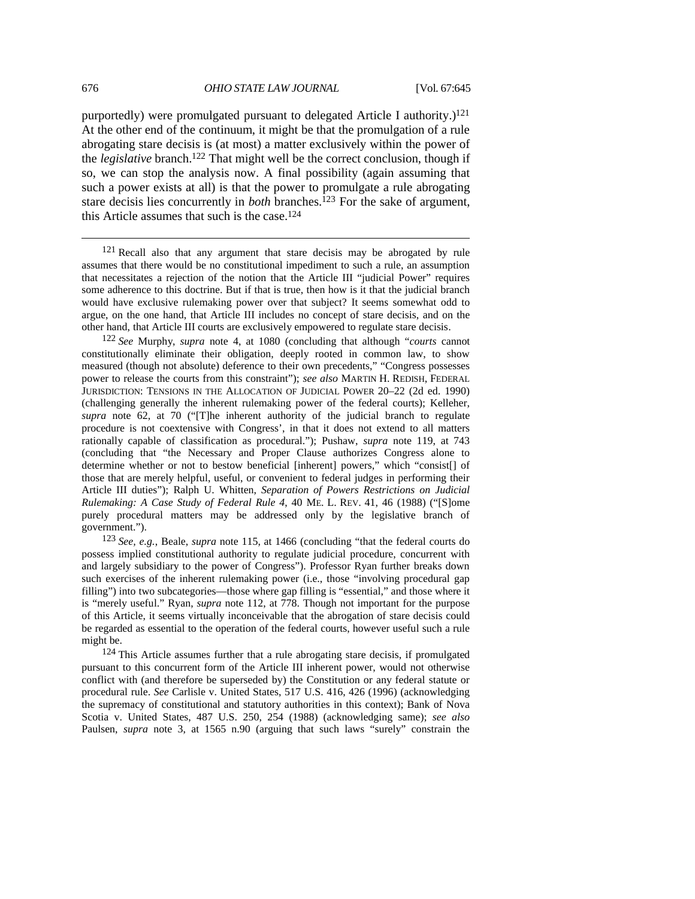purportedly) were promulgated pursuant to delegated Article I authority.)[121] At the other end of the continuum, it might be that the promulgation of a rule abrogating stare decisis is (at most) a matter exclusively within the power of the *legislative* branch.[122] That might well be the correct conclusion, though if so, we can stop the analysis now. A final possibility (again assuming that such a power exists at all) is that the power to promulgate a rule abrogating stare decisis lies concurrently in *both* branches.[123] For the sake of argument, this Article assumes that such is the case.[124]

---

[121] Recall also that any argument that stare decisis may be abrogated by rule assumes that there would be no constitutional impediment to such a rule, an assumption that necessitates a rejection of the notion that the Article III "judicial Power" requires some adherence to this doctrine. But if that is true, then how is it that the judicial branch would have exclusive rulemaking power over that subject? It seems somewhat odd to argue, on the one hand, that Article III includes no concept of stare decisis, and on the other hand, that Article III courts are exclusively empowered to regulate stare decisis.

[122] *See* Murphy, *supra* note 4, at 1080 (concluding that although "*courts* cannot constitutionally eliminate their obligation, deeply rooted in common law, to show measured (though not absolute) deference to their own precedents," "Congress possesses power to release the courts from this constraint"); *see also* MARTIN H. REDISH, FEDERAL JURISDICTION: TENSIONS IN THE ALLOCATION OF JUDICIAL POWER 20–22 (2d ed. 1990) (challenging generally the inherent rulemaking power of the federal courts); Kelleher, *supra* note 62, at 70 ("[T]he inherent authority of the judicial branch to regulate procedure is not coextensive with Congress', in that it does not extend to all matters rationally capable of classification as procedural."); Pushaw, *supra* note 119, at 743 (concluding that "the Necessary and Proper Clause authorizes Congress alone to determine whether or not to bestow beneficial [inherent] powers," which "consist[] of those that are merely helpful, useful, or convenient to federal judges in performing their Article III duties"); Ralph U. Whitten, *Separation of Powers Restrictions on Judicial Rulemaking: A Case Study of Federal Rule 4*, 40 ME. L. REV. 41, 46 (1988) ("[S]ome purely procedural matters may be addressed only by the legislative branch of government.").

[123] *See, e.g.*, Beale, *supra* note 115, at 1466 (concluding "that the federal courts do possess implied constitutional authority to regulate judicial procedure, concurrent with and largely subsidiary to the power of Congress"). Professor Ryan further breaks down such exercises of the inherent rulemaking power (i.e., those "involving procedural gap filling") into two subcategories—those where gap filling is "essential," and those where it is "merely useful." Ryan, *supra* note 112, at 778. Though not important for the purpose of this Article, it seems virtually inconceivable that the abrogation of stare decisis could be regarded as essential to the operation of the federal courts, however useful such a rule might be.

[124] This Article assumes further that a rule abrogating stare decisis, if promulgated pursuant to this concurrent form of the Article III inherent power, would not otherwise conflict with (and therefore be superseded by) the Constitution or any federal statute or procedural rule. *See* Carlisle v. United States, 517 U.S. 416, 426 (1996) (acknowledging the supremacy of constitutional and statutory authorities in this context); Bank of Nova Scotia v. United States, 487 U.S. 250, 254 (1988) (acknowledging same); *see also* Paulsen, *supra* note 3, at 1565 n.90 (arguing that such laws "surely" constrain the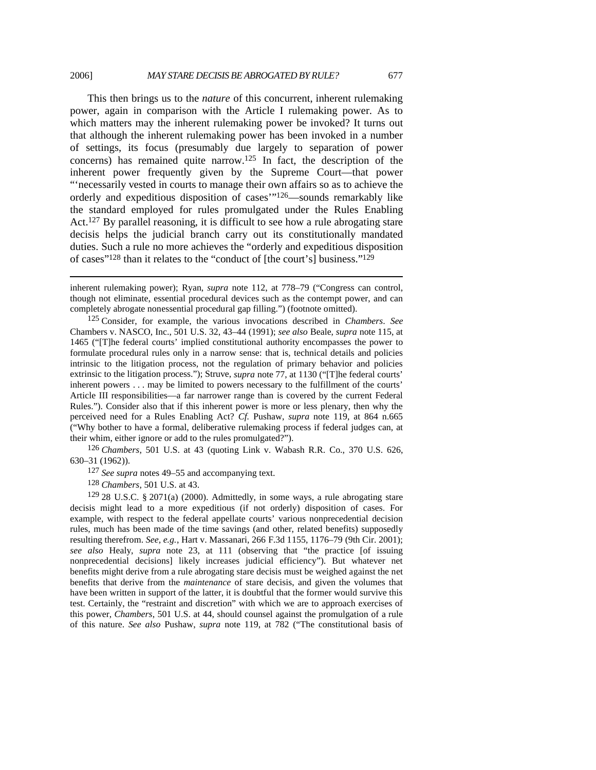This then brings us to the *nature* of this concurrent, inherent rulemaking power, again in comparison with the Article I rulemaking power. As to which matters may the inherent rulemaking power be invoked? It turns out that although the inherent rulemaking power has been invoked in a number of settings, its focus (presumably due largely to separation of power concerns) has remained quite narrow.[125] In fact, the description of the inherent power frequently given by the Supreme Court—that power "'necessarily vested in courts to manage their own affairs so as to achieve the orderly and expeditious disposition of cases'"[126]—sounds remarkably like the standard employed for rules promulgated under the Rules Enabling Act.[127] By parallel reasoning, it is difficult to see how a rule abrogating stare decisis helps the judicial branch carry out its constitutionally mandated duties. Such a rule no more achieves the "orderly and expeditious disposition of cases"[128] than it relates to the "conduct of [the court's] business."[129]

---

inherent rulemaking power); Ryan, *supra* note 112, at 778–79 ("Congress can control, though not eliminate, essential procedural devices such as the contempt power, and can completely abrogate nonessential procedural gap filling.") (footnote omitted).

[125] Consider, for example, the various invocations described in *Chambers*. *See* Chambers v. NASCO, Inc., 501 U.S. 32, 43–44 (1991); *see also* Beale, *supra* note 115, at 1465 ("[T]he federal courts' implied constitutional authority encompasses the power to formulate procedural rules only in a narrow sense: that is, technical details and policies intrinsic to the litigation process, not the regulation of primary behavior and policies extrinsic to the litigation process."); Struve, *supra* note 77, at 1130 ("[T]he federal courts' inherent powers . . . may be limited to powers necessary to the fulfillment of the courts' Article III responsibilities—a far narrower range than is covered by the current Federal Rules."). Consider also that if this inherent power is more or less plenary, then why the perceived need for a Rules Enabling Act? *Cf.* Pushaw, *supra* note 119, at 864 n.665 ("Why bother to have a formal, deliberative rulemaking process if federal judges can, at their whim, either ignore or add to the rules promulgated?").

[126] *Chambers*, 501 U.S. at 43 (quoting Link v. Wabash R.R. Co., 370 U.S. 626, 630–31 (1962)).

[127] *See supra* notes 49–55 and accompanying text.

[128] *Chambers*, 501 U.S. at 43.

[129] 28 U.S.C. § 2071(a) (2000). Admittedly, in some ways, a rule abrogating stare decisis might lead to a more expeditious (if not orderly) disposition of cases. For example, with respect to the federal appellate courts' various nonprecedential decision rules, much has been made of the time savings (and other, related benefits) supposedly resulting therefrom. *See, e.g.*, Hart v. Massanari, 266 F.3d 1155, 1176–79 (9th Cir. 2001); *see also* Healy, *supra* note 23, at 111 (observing that "the practice [of issuing nonprecedential decisions] likely increases judicial efficiency"). But whatever net benefits might derive from a rule abrogating stare decisis must be weighed against the net benefits that derive from the *maintenance* of stare decisis, and given the volumes that have been written in support of the latter, it is doubtful that the former would survive this test. Certainly, the "restraint and discretion" with which we are to approach exercises of this power, *Chambers*, 501 U.S. at 44, should counsel against the promulgation of a rule of this nature. *See also* Pushaw, *supra* note 119, at 782 ("The constitutional basis of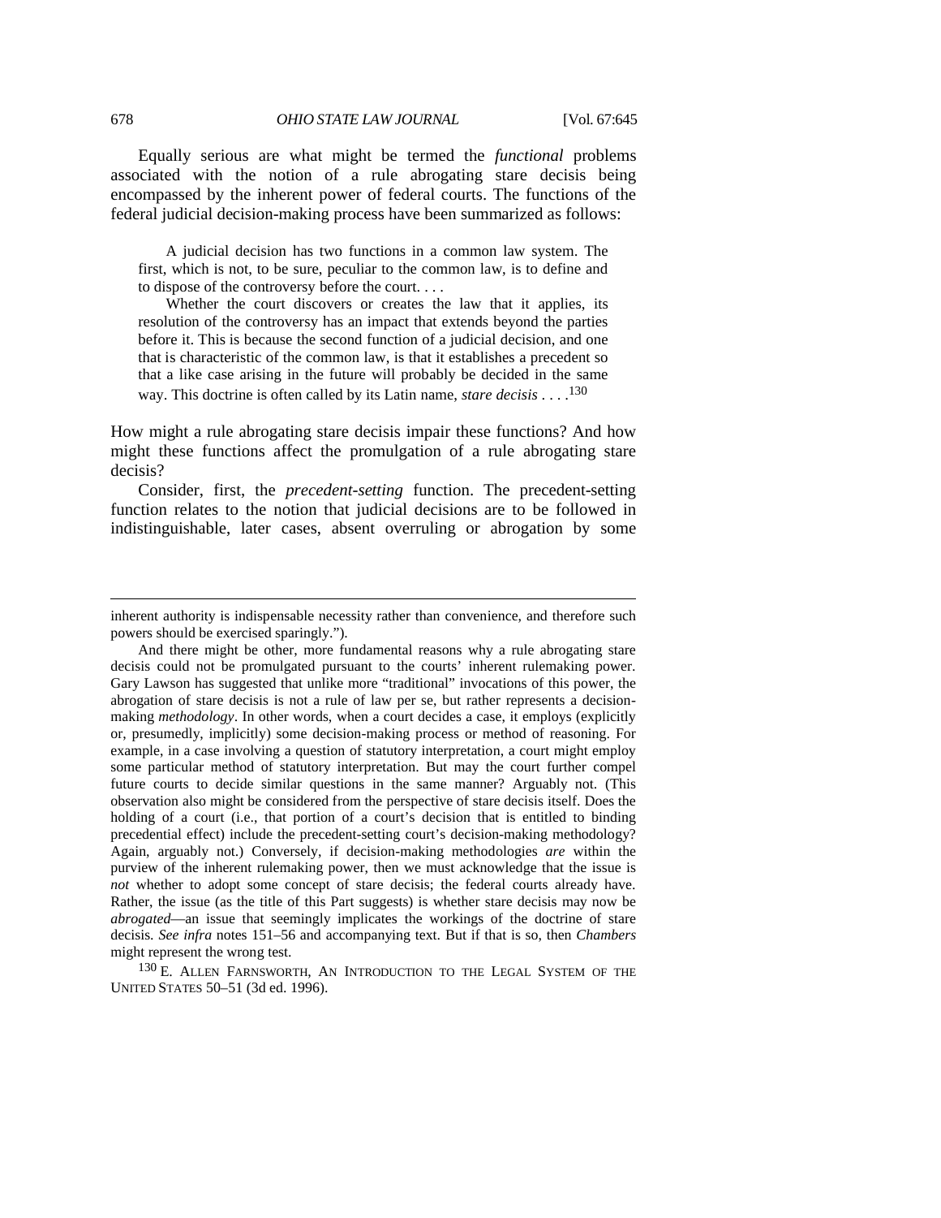Equally serious are what might be termed the *functional* problems associated with the notion of a rule abrogating stare decisis being encompassed by the inherent power of federal courts. The functions of the federal judicial decision-making process have been summarized as follows:

> A judicial decision has two functions in a common law system. The first, which is not, to be sure, peculiar to the common law, is to define and to dispose of the controversy before the court. . . .
>
> Whether the court discovers or creates the law that it applies, its resolution of the controversy has an impact that extends beyond the parties before it. This is because the second function of a judicial decision, and one that is characteristic of the common law, is that it establishes a precedent so that a like case arising in the future will probably be decided in the same way. This doctrine is often called by its Latin name, *stare decisis* . . . .[130]

How might a rule abrogating stare decisis impair these functions? And how might these functions affect the promulgation of a rule abrogating stare decisis?

Consider, first, the *precedent-setting* function. The precedent-setting function relates to the notion that judicial decisions are to be followed in indistinguishable, later cases, absent overruling or abrogation by some

---

inherent authority is indispensable necessity rather than convenience, and therefore such powers should be exercised sparingly.").

And there might be other, more fundamental reasons why a rule abrogating stare decisis could not be promulgated pursuant to the courts' inherent rulemaking power. Gary Lawson has suggested that unlike more "traditional" invocations of this power, the abrogation of stare decisis is not a rule of law per se, but rather represents a decision-making *methodology*. In other words, when a court decides a case, it employs (explicitly or, presumedly, implicitly) some decision-making process or method of reasoning. For example, in a case involving a question of statutory interpretation, a court might employ some particular method of statutory interpretation. But may the court further compel future courts to decide similar questions in the same manner? Arguably not. (This observation also might be considered from the perspective of stare decisis itself. Does the holding of a court (i.e., that portion of a court's decision that is entitled to binding precedential effect) include the precedent-setting court's decision-making methodology? Again, arguably not.) Conversely, if decision-making methodologies *are* within the purview of the inherent rulemaking power, then we must acknowledge that the issue is *not* whether to adopt some concept of stare decisis; the federal courts already have. Rather, the issue (as the title of this Part suggests) is whether stare decisis may now be *abrogated*—an issue that seemingly implicates the workings of the doctrine of stare decisis. *See infra* notes 151–56 and accompanying text. But if that is so, then *Chambers* might represent the wrong test.

[130] E. ALLEN FARNSWORTH, AN INTRODUCTION TO THE LEGAL SYSTEM OF THE UNITED STATES 50–51 (3d ed. 1996).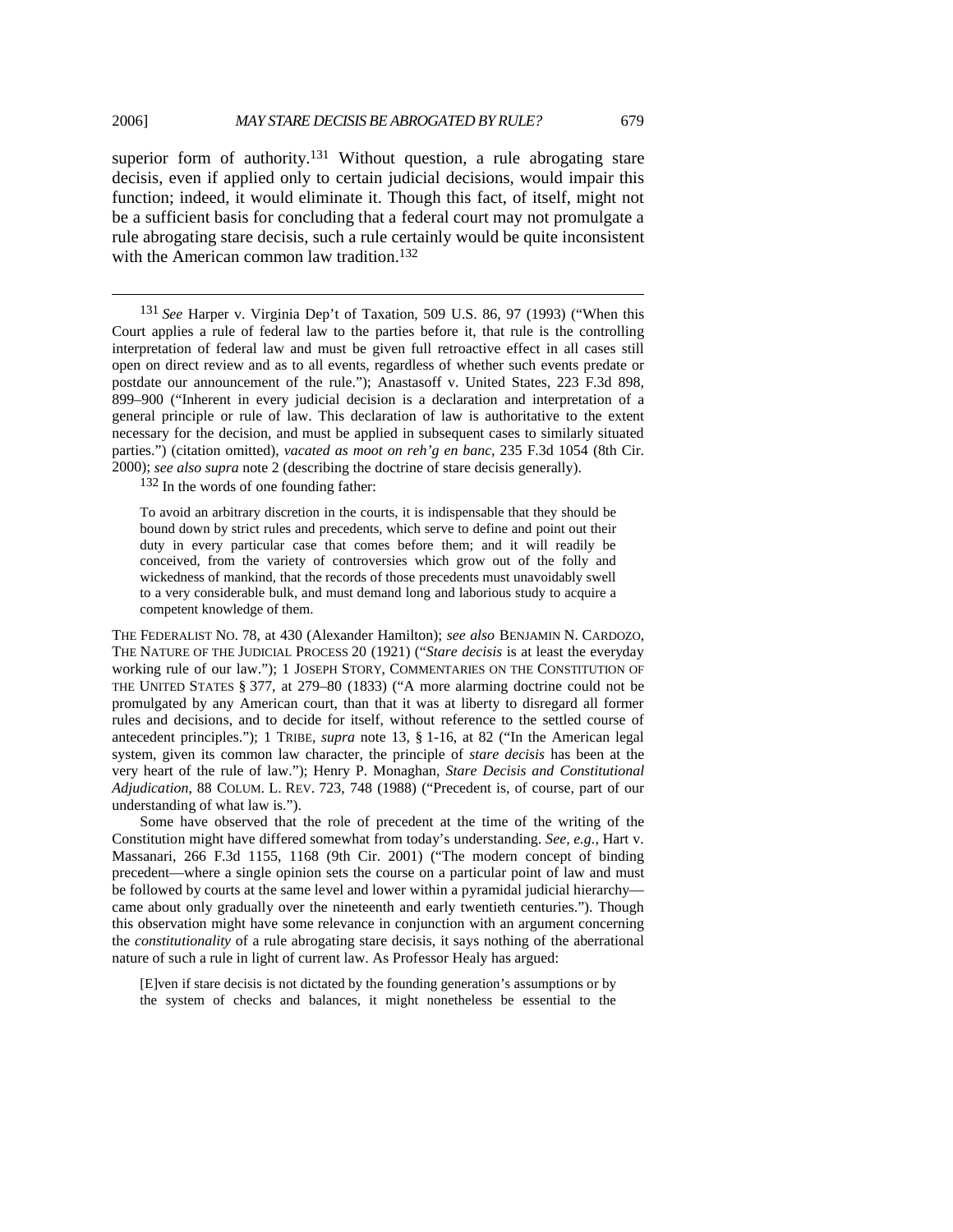superior form of authority.[131] Without question, a rule abrogating stare decisis, even if applied only to certain judicial decisions, would impair this function; indeed, it would eliminate it. Though this fact, of itself, might not be a sufficient basis for concluding that a federal court may not promulgate a rule abrogating stare decisis, such a rule certainly would be quite inconsistent with the American common law tradition.[132]

---

[131] *See* Harper v. Virginia Dep't of Taxation, 509 U.S. 86, 97 (1993) ("When this Court applies a rule of federal law to the parties before it, that rule is the controlling interpretation of federal law and must be given full retroactive effect in all cases still open on direct review and as to all events, regardless of whether such events predate or postdate our announcement of the rule."); Anastasoff v. United States, 223 F.3d 898, 899–900 ("Inherent in every judicial decision is a declaration and interpretation of a general principle or rule of law. This declaration of law is authoritative to the extent necessary for the decision, and must be applied in subsequent cases to similarly situated parties.") (citation omitted), *vacated as moot on reh'g en banc*, 235 F.3d 1054 (8th Cir. 2000); *see also supra* note 2 (describing the doctrine of stare decisis generally).

[132] In the words of one founding father:

> To avoid an arbitrary discretion in the courts, it is indispensable that they should be bound down by strict rules and precedents, which serve to define and point out their duty in every particular case that comes before them; and it will readily be conceived, from the variety of controversies which grow out of the folly and wickedness of mankind, that the records of those precedents must unavoidably swell to a very considerable bulk, and must demand long and laborious study to acquire a competent knowledge of them.

THE FEDERALIST NO. 78, at 430 (Alexander Hamilton); *see also* BENJAMIN N. CARDOZO, THE NATURE OF THE JUDICIAL PROCESS 20 (1921) ("*Stare decisis* is at least the everyday working rule of our law."); 1 JOSEPH STORY, COMMENTARIES ON THE CONSTITUTION OF THE UNITED STATES § 377, at 279–80 (1833) ("A more alarming doctrine could not be promulgated by any American court, than that it was at liberty to disregard all former rules and decisions, and to decide for itself, without reference to the settled course of antecedent principles."); 1 TRIBE, *supra* note 13, § 1-16, at 82 ("In the American legal system, given its common law character, the principle of *stare decisis* has been at the very heart of the rule of law."); Henry P. Monaghan, *Stare Decisis and Constitutional Adjudication*, 88 COLUM. L. REV. 723, 748 (1988) ("Precedent is, of course, part of our understanding of what law is.").

Some have observed that the role of precedent at the time of the writing of the Constitution might have differed somewhat from today's understanding. *See, e.g.*, Hart v. Massanari, 266 F.3d 1155, 1168 (9th Cir. 2001) ("The modern concept of binding precedent—where a single opinion sets the course on a particular point of law and must be followed by courts at the same level and lower within a pyramidal judicial hierarchy—came about only gradually over the nineteenth and early twentieth centuries."). Though this observation might have some relevance in conjunction with an argument concerning the *constitutionality* of a rule abrogating stare decisis, it says nothing of the aberrational nature of such a rule in light of current law. As Professor Healy has argued:

> [E]ven if stare decisis is not dictated by the founding generation's assumptions or by the system of checks and balances, it might nonetheless be essential to the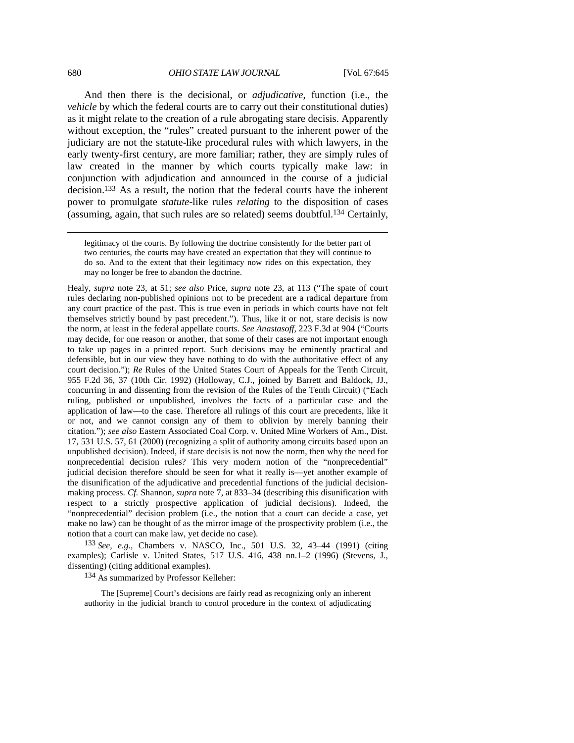And then there is the decisional, or *adjudicative*, function (i.e., the *vehicle* by which the federal courts are to carry out their constitutional duties) as it might relate to the creation of a rule abrogating stare decisis. Apparently without exception, the "rules" created pursuant to the inherent power of the judiciary are not the statute-like procedural rules with which lawyers, in the early twenty-first century, are more familiar; rather, they are simply rules of law created in the manner by which courts typically make law: in conjunction with adjudication and announced in the course of a judicial decision.[133] As a result, the notion that the federal courts have the inherent power to promulgate *statute*-like rules *relating* to the disposition of cases (assuming, again, that such rules are so related) seems doubtful.[134] Certainly,

---

> legitimacy of the courts. By following the doctrine consistently for the better part of two centuries, the courts may have created an expectation that they will continue to do so. And to the extent that their legitimacy now rides on this expectation, they may no longer be free to abandon the doctrine.

Healy, *supra* note 23, at 51; *see also* Price, *supra* note 23, at 113 ("The spate of court rules declaring non-published opinions not to be precedent are a radical departure from any court practice of the past. This is true even in periods in which courts have not felt themselves strictly bound by past precedent."). Thus, like it or not, stare decisis is now the norm, at least in the federal appellate courts. *See Anastasoff*, 223 F.3d at 904 ("Courts may decide, for one reason or another, that some of their cases are not important enough to take up pages in a printed report. Such decisions may be eminently practical and defensible, but in our view they have nothing to do with the authoritative effect of any court decision."); *Re* Rules of the United States Court of Appeals for the Tenth Circuit, 955 F.2d 36, 37 (10th Cir. 1992) (Holloway, C.J., joined by Barrett and Baldock, JJ., concurring in and dissenting from the revision of the Rules of the Tenth Circuit) ("Each ruling, published or unpublished, involves the facts of a particular case and the application of law—to the case. Therefore all rulings of this court are precedents, like it or not, and we cannot consign any of them to oblivion by merely banning their citation."); *see also* Eastern Associated Coal Corp. v. United Mine Workers of Am., Dist. 17, 531 U.S. 57, 61 (2000) (recognizing a split of authority among circuits based upon an unpublished decision). Indeed, if stare decisis is not now the norm, then why the need for nonprecedential decision rules? This very modern notion of the "nonprecedential" judicial decision therefore should be seen for what it really is—yet another example of the disunification of the adjudicative and precedential functions of the judicial decision-making process. *Cf.* Shannon, *supra* note 7, at 833–34 (describing this disunification with respect to a strictly prospective application of judicial decisions). Indeed, the "nonprecedential" decision problem (i.e., the notion that a court can decide a case, yet make no law) can be thought of as the mirror image of the prospectivity problem (i.e., the notion that a court can make law, yet decide no case).

[133] *See, e.g.*, Chambers v. NASCO, Inc., 501 U.S. 32, 43–44 (1991) (citing examples); Carlisle v. United States, 517 U.S. 416, 438 nn.1–2 (1996) (Stevens, J., dissenting) (citing additional examples).

[134] As summarized by Professor Kelleher:

> The [Supreme] Court's decisions are fairly read as recognizing only an inherent authority in the judicial branch to control procedure in the context of adjudicating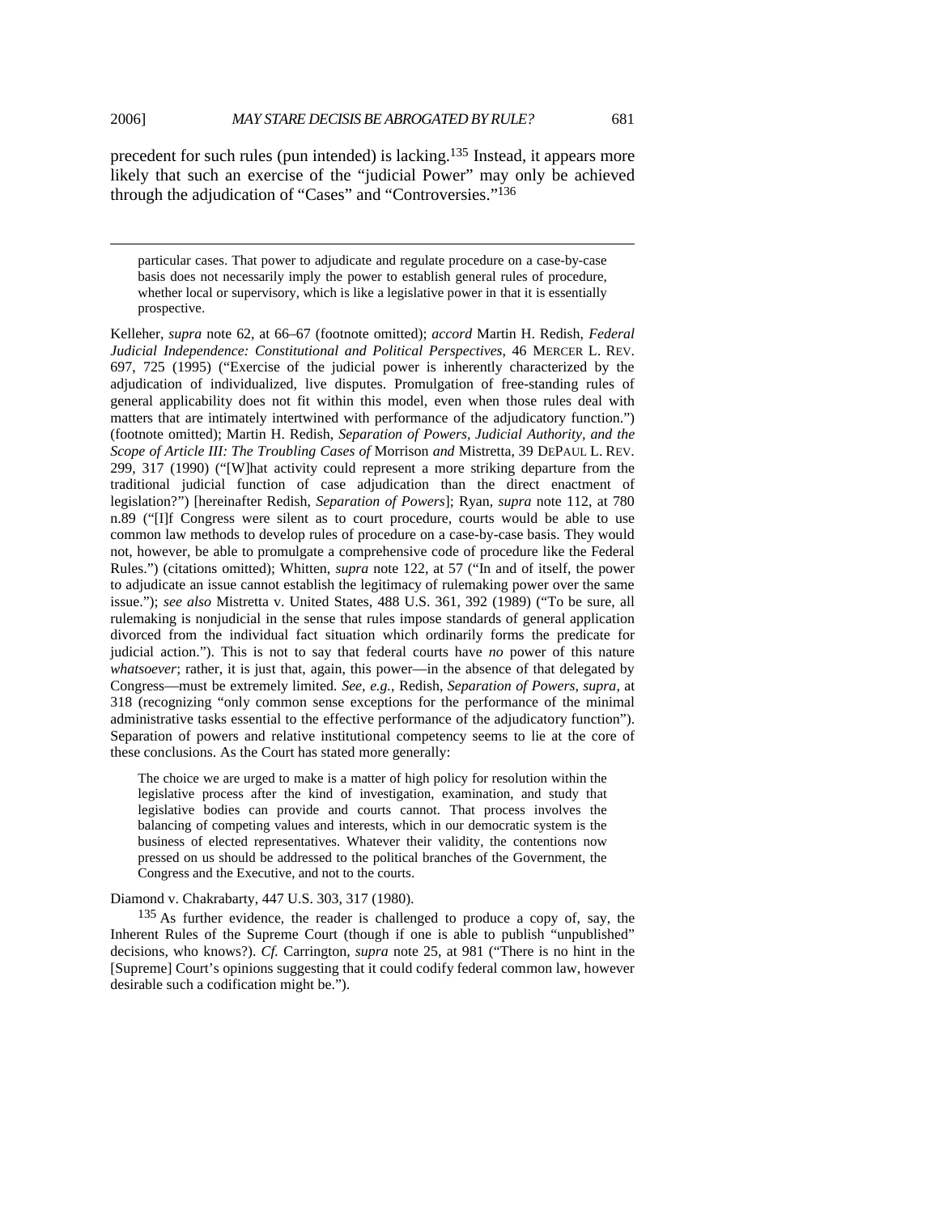precedent for such rules (pun intended) is lacking.[135] Instead, it appears more likely that such an exercise of the "judicial Power" may only be achieved through the adjudication of "Cases" and "Controversies."[136]

---

> particular cases. That power to adjudicate and regulate procedure on a case-by-case basis does not necessarily imply the power to establish general rules of procedure, whether local or supervisory, which is like a legislative power in that it is essentially prospective.

Kelleher, *supra* note 62, at 66–67 (footnote omitted); *accord* Martin H. Redish, *Federal Judicial Independence: Constitutional and Political Perspectives*, 46 MERCER L. REV. 697, 725 (1995) ("Exercise of the judicial power is inherently characterized by the adjudication of individualized, live disputes. Promulgation of free-standing rules of general applicability does not fit within this model, even when those rules deal with matters that are intimately intertwined with performance of the adjudicatory function.") (footnote omitted); Martin H. Redish, *Separation of Powers, Judicial Authority, and the Scope of Article III: The Troubling Cases of* Morrison *and* Mistretta, 39 DEPAUL L. REV. 299, 317 (1990) ("[W]hat activity could represent a more striking departure from the traditional judicial function of case adjudication than the direct enactment of legislation?") [hereinafter Redish, *Separation of Powers*]; Ryan, *supra* note 112, at 780 n.89 ("[I]f Congress were silent as to court procedure, courts would be able to use common law methods to develop rules of procedure on a case-by-case basis. They would not, however, be able to promulgate a comprehensive code of procedure like the Federal Rules.") (citations omitted); Whitten, *supra* note 122, at 57 ("In and of itself, the power to adjudicate an issue cannot establish the legitimacy of rulemaking power over the same issue."); *see also* Mistretta v. United States, 488 U.S. 361, 392 (1989) ("To be sure, all rulemaking is nonjudicial in the sense that rules impose standards of general application divorced from the individual fact situation which ordinarily forms the predicate for judicial action."). This is not to say that federal courts have *no* power of this nature *whatsoever*; rather, it is just that, again, this power—in the absence of that delegated by Congress—must be extremely limited. *See, e.g.*, Redish, *Separation of Powers*, *supra*, at 318 (recognizing "only common sense exceptions for the performance of the minimal administrative tasks essential to the effective performance of the adjudicatory function"). Separation of powers and relative institutional competency seems to lie at the core of these conclusions. As the Court has stated more generally:

> The choice we are urged to make is a matter of high policy for resolution within the legislative process after the kind of investigation, examination, and study that legislative bodies can provide and courts cannot. That process involves the balancing of competing values and interests, which in our democratic system is the business of elected representatives. Whatever their validity, the contentions now pressed on us should be addressed to the political branches of the Government, the Congress and the Executive, and not to the courts.

Diamond v. Chakrabarty, 447 U.S. 303, 317 (1980).

[135] As further evidence, the reader is challenged to produce a copy of, say, the Inherent Rules of the Supreme Court (though if one is able to publish "unpublished" decisions, who knows?). *Cf.* Carrington, *supra* note 25, at 981 ("There is no hint in the [Supreme] Court's opinions suggesting that it could codify federal common law, however desirable such a codification might be.").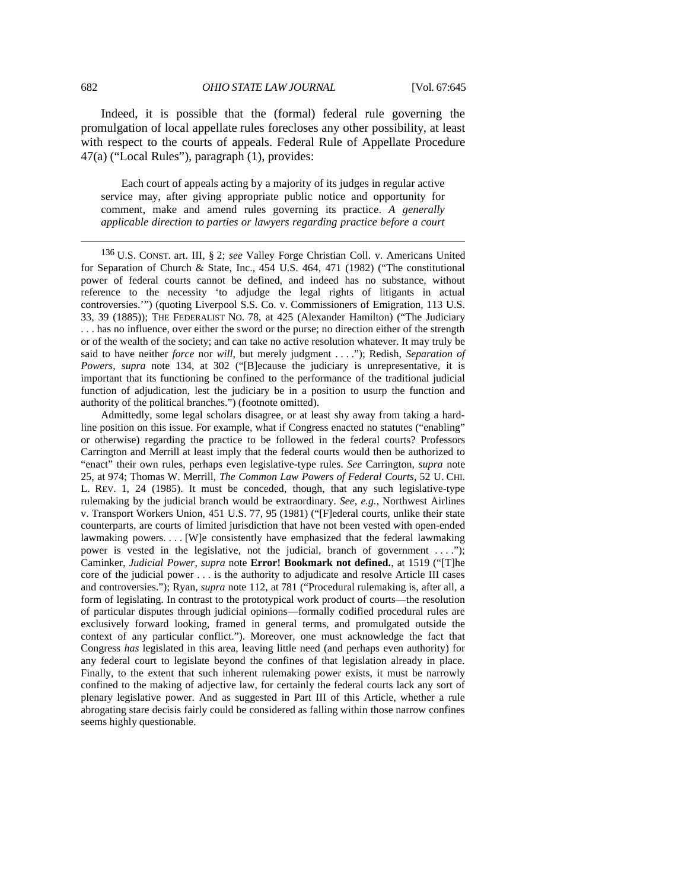Indeed, it is possible that the (formal) federal rule governing the promulgation of local appellate rules forecloses any other possibility, at least with respect to the courts of appeals. Federal Rule of Appellate Procedure 47(a) ("Local Rules"), paragraph (1), provides:

> Each court of appeals acting by a majority of its judges in regular active service may, after giving appropriate public notice and opportunity for comment, make and amend rules governing its practice. *A generally applicable direction to parties or lawyers regarding practice before a court*

---

[136] U.S. CONST. art. III, § 2; *see* Valley Forge Christian Coll. v. Americans United for Separation of Church & State, Inc., 454 U.S. 464, 471 (1982) ("The constitutional power of federal courts cannot be defined, and indeed has no substance, without reference to the necessity 'to adjudge the legal rights of litigants in actual controversies.'") (quoting Liverpool S.S. Co. v. Commissioners of Emigration, 113 U.S. 33, 39 (1885)); THE FEDERALIST NO. 78, at 425 (Alexander Hamilton) ("The Judiciary . . . has no influence, over either the sword or the purse; no direction either of the strength or of the wealth of the society; and can take no active resolution whatever. It may truly be said to have neither *force* nor *will*, but merely judgment . . . ."); Redish, *Separation of Powers*, *supra* note 134, at 302 ("[B]ecause the judiciary is unrepresentative, it is important that its functioning be confined to the performance of the traditional judicial function of adjudication, lest the judiciary be in a position to usurp the function and authority of the political branches.") (footnote omitted).

Admittedly, some legal scholars disagree, or at least shy away from taking a hard-line position on this issue. For example, what if Congress enacted no statutes ("enabling" or otherwise) regarding the practice to be followed in the federal courts? Professors Carrington and Merrill at least imply that the federal courts would then be authorized to "enact" their own rules, perhaps even legislative-type rules. *See* Carrington, *supra* note 25, at 974; Thomas W. Merrill, *The Common Law Powers of Federal Courts*, 52 U. CHI. L. REV. 1, 24 (1985). It must be conceded, though, that any such legislative-type rulemaking by the judicial branch would be extraordinary. *See, e.g.*, Northwest Airlines v. Transport Workers Union, 451 U.S. 77, 95 (1981) ("[F]ederal courts, unlike their state counterparts, are courts of limited jurisdiction that have not been vested with open-ended lawmaking powers. . . . [W]e consistently have emphasized that the federal lawmaking power is vested in the legislative, not the judicial, branch of government . . . ."); Caminker, *Judicial Power*, *supra* note **Error! Bookmark not defined.**, at 1519 ("[T]he core of the judicial power . . . is the authority to adjudicate and resolve Article III cases and controversies."); Ryan, *supra* note 112, at 781 ("Procedural rulemaking is, after all, a form of legislating. In contrast to the prototypical work product of courts—the resolution of particular disputes through judicial opinions—formally codified procedural rules are exclusively forward looking, framed in general terms, and promulgated outside the context of any particular conflict."). Moreover, one must acknowledge the fact that Congress *has* legislated in this area, leaving little need (and perhaps even authority) for any federal court to legislate beyond the confines of that legislation already in place. Finally, to the extent that such inherent rulemaking power exists, it must be narrowly confined to the making of adjective law, for certainly the federal courts lack any sort of plenary legislative power. And as suggested in Part III of this Article, whether a rule abrogating stare decisis fairly could be considered as falling within those narrow confines seems highly questionable.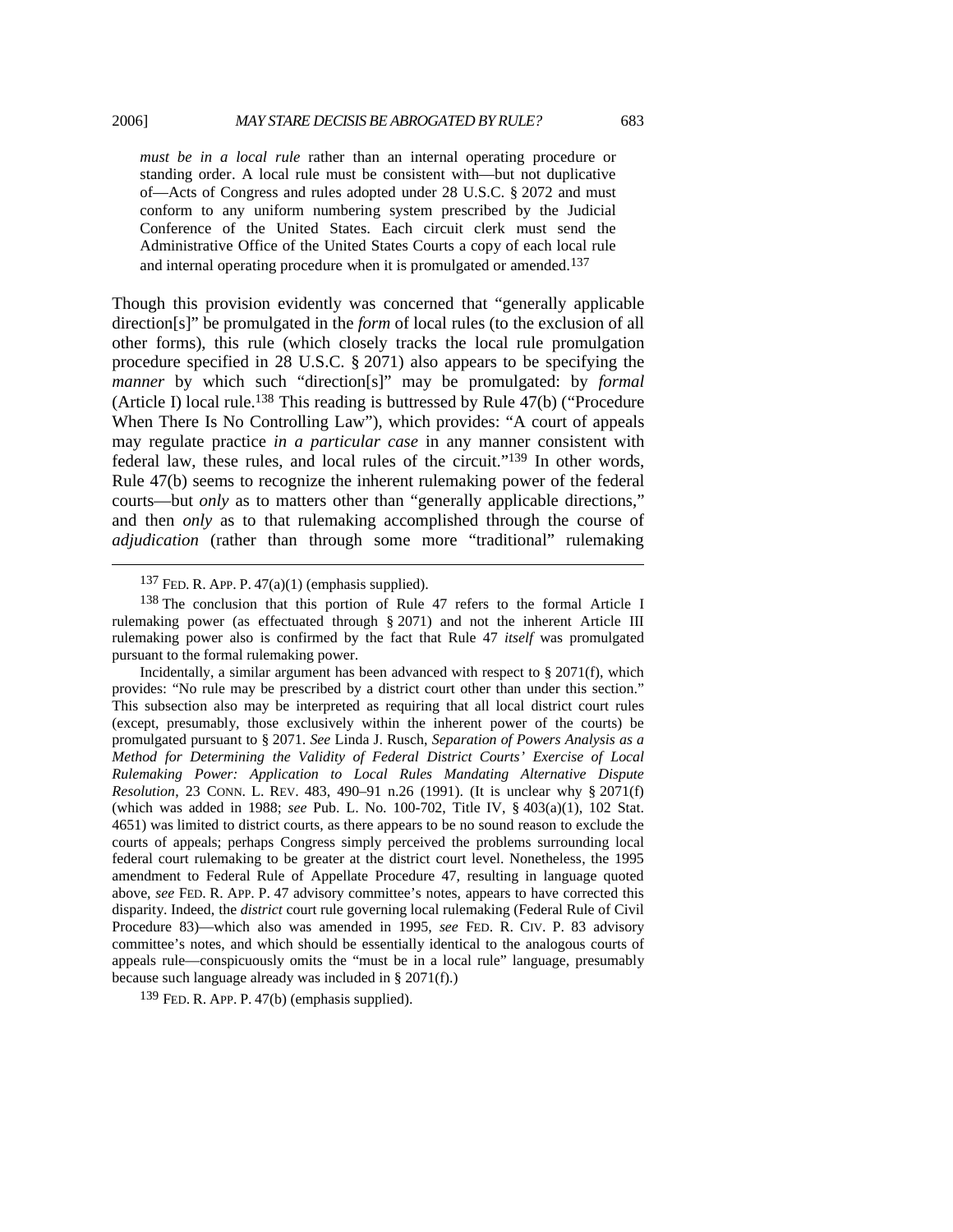*must be in a local rule* rather than an internal operating procedure or standing order. A local rule must be consistent with—but not duplicative of—Acts of Congress and rules adopted under 28 U.S.C. § 2072 and must conform to any uniform numbering system prescribed by the Judicial Conference of the United States. Each circuit clerk must send the Administrative Office of the United States Courts a copy of each local rule and internal operating procedure when it is promulgated or amended.[137]

Though this provision evidently was concerned that "generally applicable direction[s]" be promulgated in the *form* of local rules (to the exclusion of all other forms), this rule (which closely tracks the local rule promulgation procedure specified in 28 U.S.C. § 2071) also appears to be specifying the *manner* by which such "direction[s]" may be promulgated: by *formal* (Article I) local rule.[138] This reading is buttressed by Rule 47(b) ("Procedure When There Is No Controlling Law"), which provides: "A court of appeals may regulate practice *in a particular case* in any manner consistent with federal law, these rules, and local rules of the circuit."[139] In other words, Rule 47(b) seems to recognize the inherent rulemaking power of the federal courts—but *only* as to matters other than "generally applicable directions," and then *only* as to that rulemaking accomplished through the course of *adjudication* (rather than through some more "traditional" rulemaking

---

[137] FED. R. APP. P. 47(a)(1) (emphasis supplied).

[138] The conclusion that this portion of Rule 47 refers to the formal Article I rulemaking power (as effectuated through § 2071) and not the inherent Article III rulemaking power also is confirmed by the fact that Rule 47 *itself* was promulgated pursuant to the formal rulemaking power.

Incidentally, a similar argument has been advanced with respect to § 2071(f), which provides: "No rule may be prescribed by a district court other than under this section." This subsection also may be interpreted as requiring that all local district court rules (except, presumably, those exclusively within the inherent power of the courts) be promulgated pursuant to § 2071. *See* Linda J. Rusch, *Separation of Powers Analysis as a Method for Determining the Validity of Federal District Courts' Exercise of Local Rulemaking Power: Application to Local Rules Mandating Alternative Dispute Resolution*, 23 CONN. L. REV. 483, 490–91 n.26 (1991). (It is unclear why § 2071(f) (which was added in 1988; *see* Pub. L. No. 100-702, Title IV, § 403(a)(1), 102 Stat. 4651) was limited to district courts, as there appears to be no sound reason to exclude the courts of appeals; perhaps Congress simply perceived the problems surrounding local federal court rulemaking to be greater at the district court level. Nonetheless, the 1995 amendment to Federal Rule of Appellate Procedure 47, resulting in language quoted above, *see* FED. R. APP. P. 47 advisory committee's notes, appears to have corrected this disparity. Indeed, the *district* court rule governing local rulemaking (Federal Rule of Civil Procedure 83)—which also was amended in 1995, *see* FED. R. CIV. P. 83 advisory committee's notes, and which should be essentially identical to the analogous courts of appeals rule—conspicuously omits the "must be in a local rule" language, presumably because such language already was included in § 2071(f).)

[139] FED. R. APP. P. 47(b) (emphasis supplied).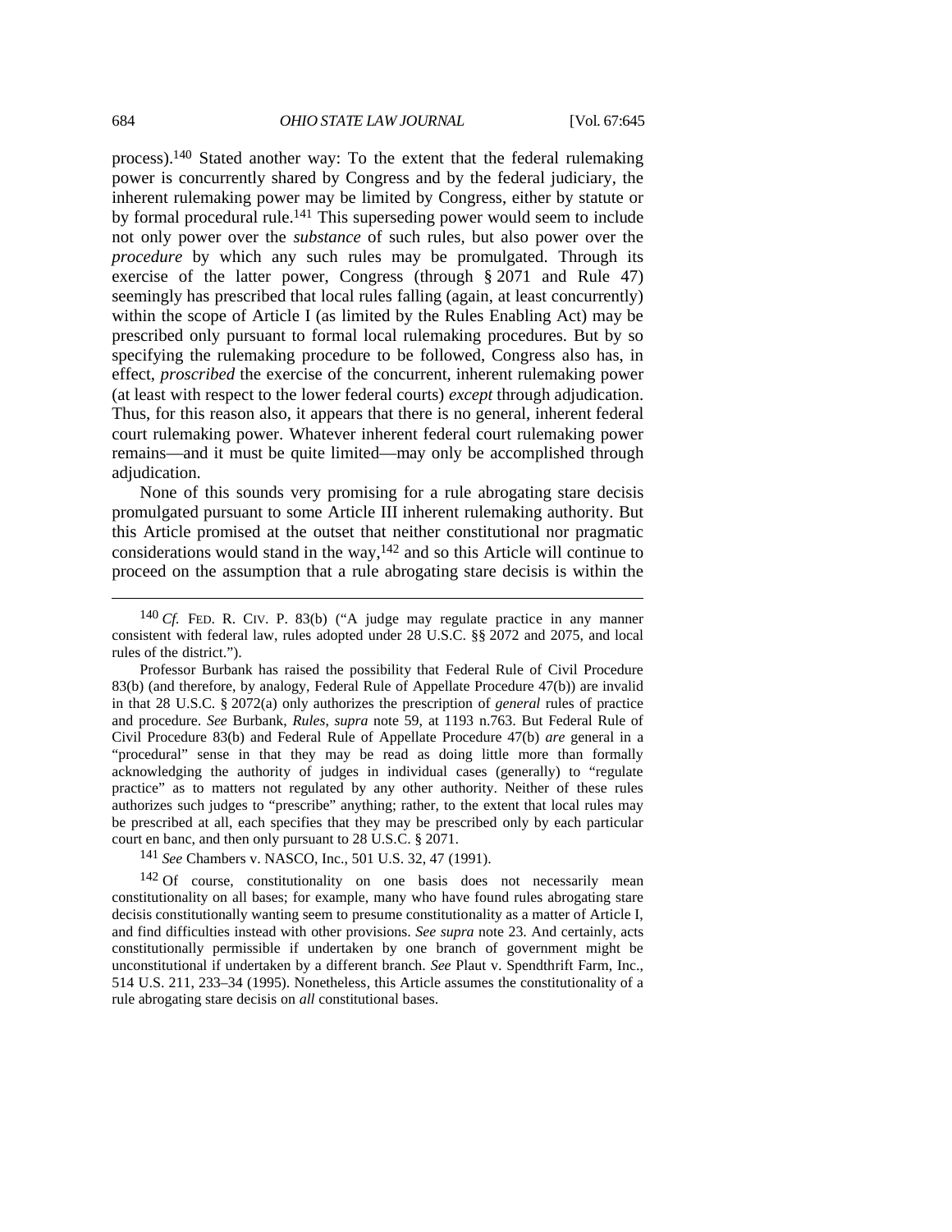process).[140] Stated another way: To the extent that the federal rulemaking power is concurrently shared by Congress and by the federal judiciary, the inherent rulemaking power may be limited by Congress, either by statute or by formal procedural rule.[141] This superseding power would seem to include not only power over the *substance* of such rules, but also power over the *procedure* by which any such rules may be promulgated. Through its exercise of the latter power, Congress (through § 2071 and Rule 47) seemingly has prescribed that local rules falling (again, at least concurrently) within the scope of Article I (as limited by the Rules Enabling Act) may be prescribed only pursuant to formal local rulemaking procedures. But by so specifying the rulemaking procedure to be followed, Congress also has, in effect, *proscribed* the exercise of the concurrent, inherent rulemaking power (at least with respect to the lower federal courts) *except* through adjudication. Thus, for this reason also, it appears that there is no general, inherent federal court rulemaking power. Whatever inherent federal court rulemaking power remains—and it must be quite limited—may only be accomplished through adjudication.

None of this sounds very promising for a rule abrogating stare decisis promulgated pursuant to some Article III inherent rulemaking authority. But this Article promised at the outset that neither constitutional nor pragmatic considerations would stand in the way,[142] and so this Article will continue to proceed on the assumption that a rule abrogating stare decisis is within the

---

[140] *Cf.* FED. R. CIV. P. 83(b) ("A judge may regulate practice in any manner consistent with federal law, rules adopted under 28 U.S.C. §§ 2072 and 2075, and local rules of the district.").

Professor Burbank has raised the possibility that Federal Rule of Civil Procedure 83(b) (and therefore, by analogy, Federal Rule of Appellate Procedure 47(b)) are invalid in that 28 U.S.C. § 2072(a) only authorizes the prescription of *general* rules of practice and procedure. *See* Burbank, *Rules*, *supra* note 59, at 1193 n.763. But Federal Rule of Civil Procedure 83(b) and Federal Rule of Appellate Procedure 47(b) *are* general in a "procedural" sense in that they may be read as doing little more than formally acknowledging the authority of judges in individual cases (generally) to "regulate practice" as to matters not regulated by any other authority. Neither of these rules authorizes such judges to "prescribe" anything; rather, to the extent that local rules may be prescribed at all, each specifies that they may be prescribed only by each particular court en banc, and then only pursuant to 28 U.S.C. § 2071.

[141] *See* Chambers v. NASCO, Inc., 501 U.S. 32, 47 (1991).

[142] Of course, constitutionality on one basis does not necessarily mean constitutionality on all bases; for example, many who have found rules abrogating stare decisis constitutionally wanting seem to presume constitutionality as a matter of Article I, and find difficulties instead with other provisions. *See supra* note 23. And certainly, acts constitutionally permissible if undertaken by one branch of government might be unconstitutional if undertaken by a different branch. *See* Plaut v. Spendthrift Farm, Inc., 514 U.S. 211, 233–34 (1995). Nonetheless, this Article assumes the constitutionality of a rule abrogating stare decisis on *all* constitutional bases.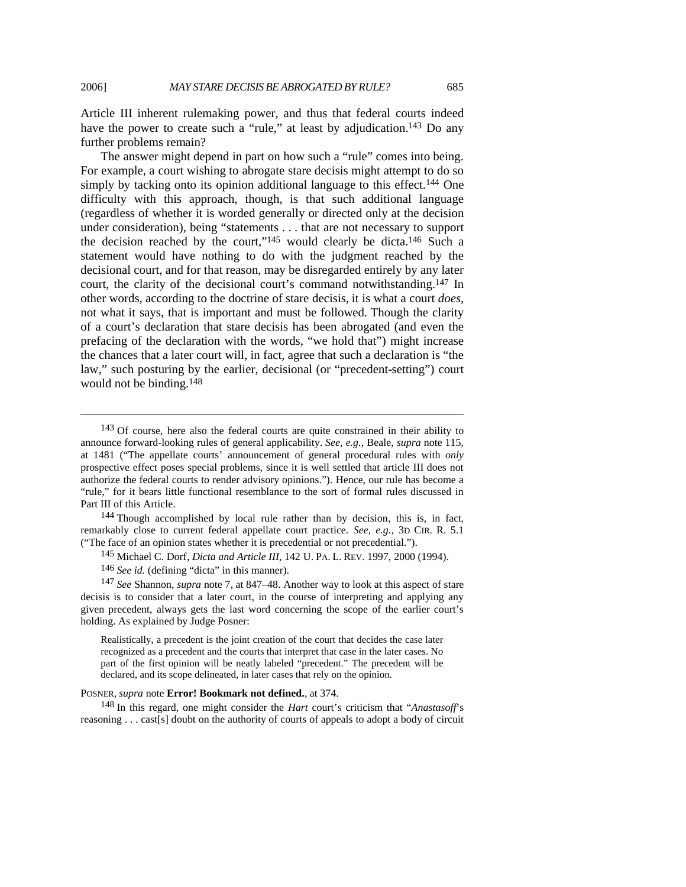Article III inherent rulemaking power, and thus that federal courts indeed have the power to create such a "rule," at least by adjudication.[143] Do any further problems remain?

The answer might depend in part on how such a "rule" comes into being. For example, a court wishing to abrogate stare decisis might attempt to do so simply by tacking onto its opinion additional language to this effect.[144] One difficulty with this approach, though, is that such additional language (regardless of whether it is worded generally or directed only at the decision under consideration), being "statements . . . that are not necessary to support the decision reached by the court,"[145] would clearly be dicta.[146] Such a statement would have nothing to do with the judgment reached by the decisional court, and for that reason, may be disregarded entirely by any later court, the clarity of the decisional court's command notwithstanding.[147] In other words, according to the doctrine of stare decisis, it is what a court *does*, not what it says, that is important and must be followed. Though the clarity of a court's declaration that stare decisis has been abrogated (and even the prefacing of the declaration with the words, "we hold that") might increase the chances that a later court will, in fact, agree that such a declaration is "the law," such posturing by the earlier, decisional (or "precedent-setting") court would not be binding.[148]

---

[143] Of course, here also the federal courts are quite constrained in their ability to announce forward-looking rules of general applicability. *See, e.g.*, Beale, *supra* note 115, at 1481 ("The appellate courts' announcement of general procedural rules with *only* prospective effect poses special problems, since it is well settled that article III does not authorize the federal courts to render advisory opinions."). Hence, our rule has become a "rule," for it bears little functional resemblance to the sort of formal rules discussed in Part III of this Article.

[144] Though accomplished by local rule rather than by decision, this is, in fact, remarkably close to current federal appellate court practice. *See, e.g.*, 3D CIR. R. 5.1 ("The face of an opinion states whether it is precedential or not precedential.").

[145] Michael C. Dorf, *Dicta and Article III*, 142 U. PA. L. REV. 1997, 2000 (1994).

[146] *See id.* (defining "dicta" in this manner).

[147] *See* Shannon, *supra* note 7, at 847–48. Another way to look at this aspect of stare decisis is to consider that a later court, in the course of interpreting and applying any given precedent, always gets the last word concerning the scope of the earlier court's holding. As explained by Judge Posner:

> Realistically, a precedent is the joint creation of the court that decides the case later recognized as a precedent and the courts that interpret that case in the later cases. No part of the first opinion will be neatly labeled "precedent." The precedent will be declared, and its scope delineated, in later cases that rely on the opinion.

POSNER, *supra* note **Error! Bookmark not defined.**, at 374.

[148] In this regard, one might consider the *Hart* court's criticism that "*Anastasoff*'s reasoning . . . cast[s] doubt on the authority of courts of appeals to adopt a body of circuit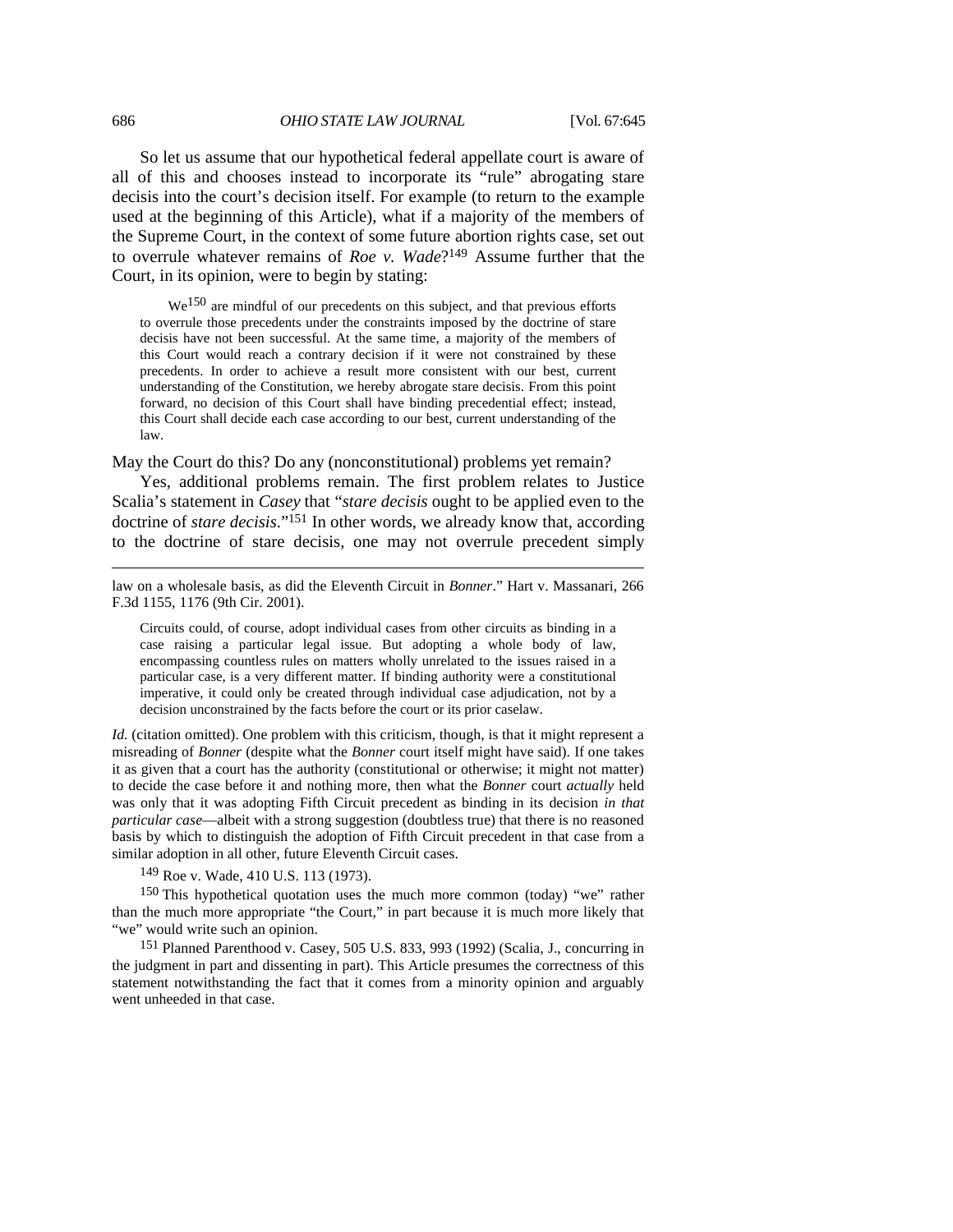So let us assume that our hypothetical federal appellate court is aware of all of this and chooses instead to incorporate its "rule" abrogating stare decisis into the court's decision itself. For example (to return to the example used at the beginning of this Article), what if a majority of the members of the Supreme Court, in the context of some future abortion rights case, set out to overrule whatever remains of *Roe v. Wade*?[149] Assume further that the Court, in its opinion, were to begin by stating:

> We[150] are mindful of our precedents on this subject, and that previous efforts to overrule those precedents under the constraints imposed by the doctrine of stare decisis have not been successful. At the same time, a majority of the members of this Court would reach a contrary decision if it were not constrained by these precedents. In order to achieve a result more consistent with our best, current understanding of the Constitution, we hereby abrogate stare decisis. From this point forward, no decision of this Court shall have binding precedential effect; instead, this Court shall decide each case according to our best, current understanding of the law.

May the Court do this? Do any (nonconstitutional) problems yet remain?

Yes, additional problems remain. The first problem relates to Justice Scalia's statement in *Casey* that "*stare decisis* ought to be applied even to the doctrine of *stare decisis*."[151] In other words, we already know that, according to the doctrine of stare decisis, one may not overrule precedent simply

---

law on a wholesale basis, as did the Eleventh Circuit in *Bonner*." Hart v. Massanari, 266 F.3d 1155, 1176 (9th Cir. 2001).

> Circuits could, of course, adopt individual cases from other circuits as binding in a case raising a particular legal issue. But adopting a whole body of law, encompassing countless rules on matters wholly unrelated to the issues raised in a particular case, is a very different matter. If binding authority were a constitutional imperative, it could only be created through individual case adjudication, not by a decision unconstrained by the facts before the court or its prior caselaw.

*Id.* (citation omitted). One problem with this criticism, though, is that it might represent a misreading of *Bonner* (despite what the *Bonner* court itself might have said). If one takes it as given that a court has the authority (constitutional or otherwise; it might not matter) to decide the case before it and nothing more, then what the *Bonner* court *actually* held was only that it was adopting Fifth Circuit precedent as binding in its decision *in that particular case*—albeit with a strong suggestion (doubtless true) that there is no reasoned basis by which to distinguish the adoption of Fifth Circuit precedent in that case from a similar adoption in all other, future Eleventh Circuit cases.

[149] Roe v. Wade, 410 U.S. 113 (1973).

[150] This hypothetical quotation uses the much more common (today) "we" rather than the much more appropriate "the Court," in part because it is much more likely that "we" would write such an opinion.

[151] Planned Parenthood v. Casey, 505 U.S. 833, 993 (1992) (Scalia, J., concurring in the judgment in part and dissenting in part). This Article presumes the correctness of this statement notwithstanding the fact that it comes from a minority opinion and arguably went unheeded in that case.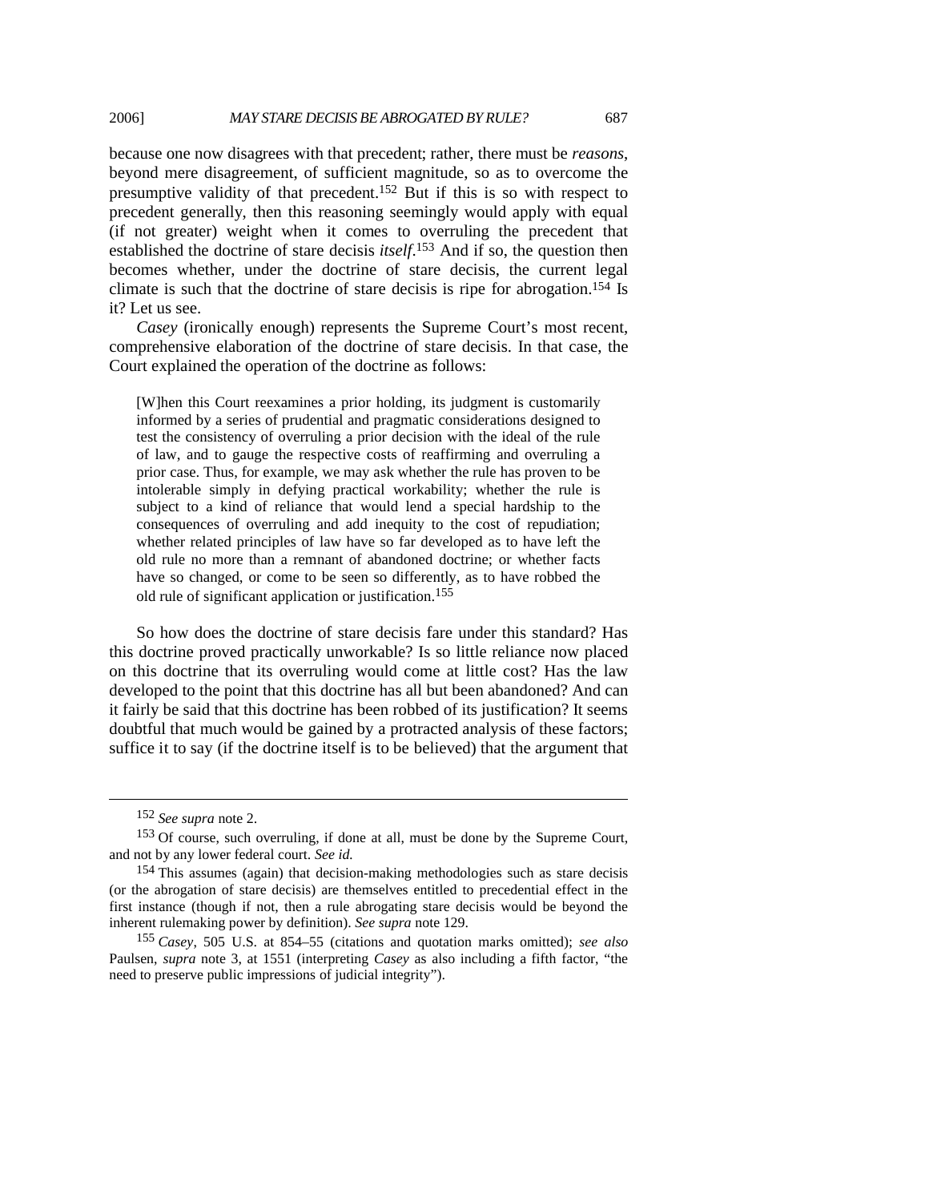because one now disagrees with that precedent; rather, there must be *reasons*, beyond mere disagreement, of sufficient magnitude, so as to overcome the presumptive validity of that precedent.[152] But if this is so with respect to precedent generally, then this reasoning seemingly would apply with equal (if not greater) weight when it comes to overruling the precedent that established the doctrine of stare decisis *itself*.[153] And if so, the question then becomes whether, under the doctrine of stare decisis, the current legal climate is such that the doctrine of stare decisis is ripe for abrogation.[154] Is it? Let us see.

*Casey* (ironically enough) represents the Supreme Court's most recent, comprehensive elaboration of the doctrine of stare decisis. In that case, the Court explained the operation of the doctrine as follows:

> [W]hen this Court reexamines a prior holding, its judgment is customarily informed by a series of prudential and pragmatic considerations designed to test the consistency of overruling a prior decision with the ideal of the rule of law, and to gauge the respective costs of reaffirming and overruling a prior case. Thus, for example, we may ask whether the rule has proven to be intolerable simply in defying practical workability; whether the rule is subject to a kind of reliance that would lend a special hardship to the consequences of overruling and add inequity to the cost of repudiation; whether related principles of law have so far developed as to have left the old rule no more than a remnant of abandoned doctrine; or whether facts have so changed, or come to be seen so differently, as to have robbed the old rule of significant application or justification.[155]

So how does the doctrine of stare decisis fare under this standard? Has this doctrine proved practically unworkable? Is so little reliance now placed on this doctrine that its overruling would come at little cost? Has the law developed to the point that this doctrine has all but been abandoned? And can it fairly be said that this doctrine has been robbed of its justification? It seems doubtful that much would be gained by a protracted analysis of these factors; suffice it to say (if the doctrine itself is to be believed) that the argument that

---

[152] *See supra* note 2.

[153] Of course, such overruling, if done at all, must be done by the Supreme Court, and not by any lower federal court. *See id.*

[154] This assumes (again) that decision-making methodologies such as stare decisis (or the abrogation of stare decisis) are themselves entitled to precedential effect in the first instance (though if not, then a rule abrogating stare decisis would be beyond the inherent rulemaking power by definition). *See supra* note 129.

[155] *Casey*, 505 U.S. at 854–55 (citations and quotation marks omitted); *see also* Paulsen, *supra* note 3, at 1551 (interpreting *Casey* as also including a fifth factor, "the need to preserve public impressions of judicial integrity").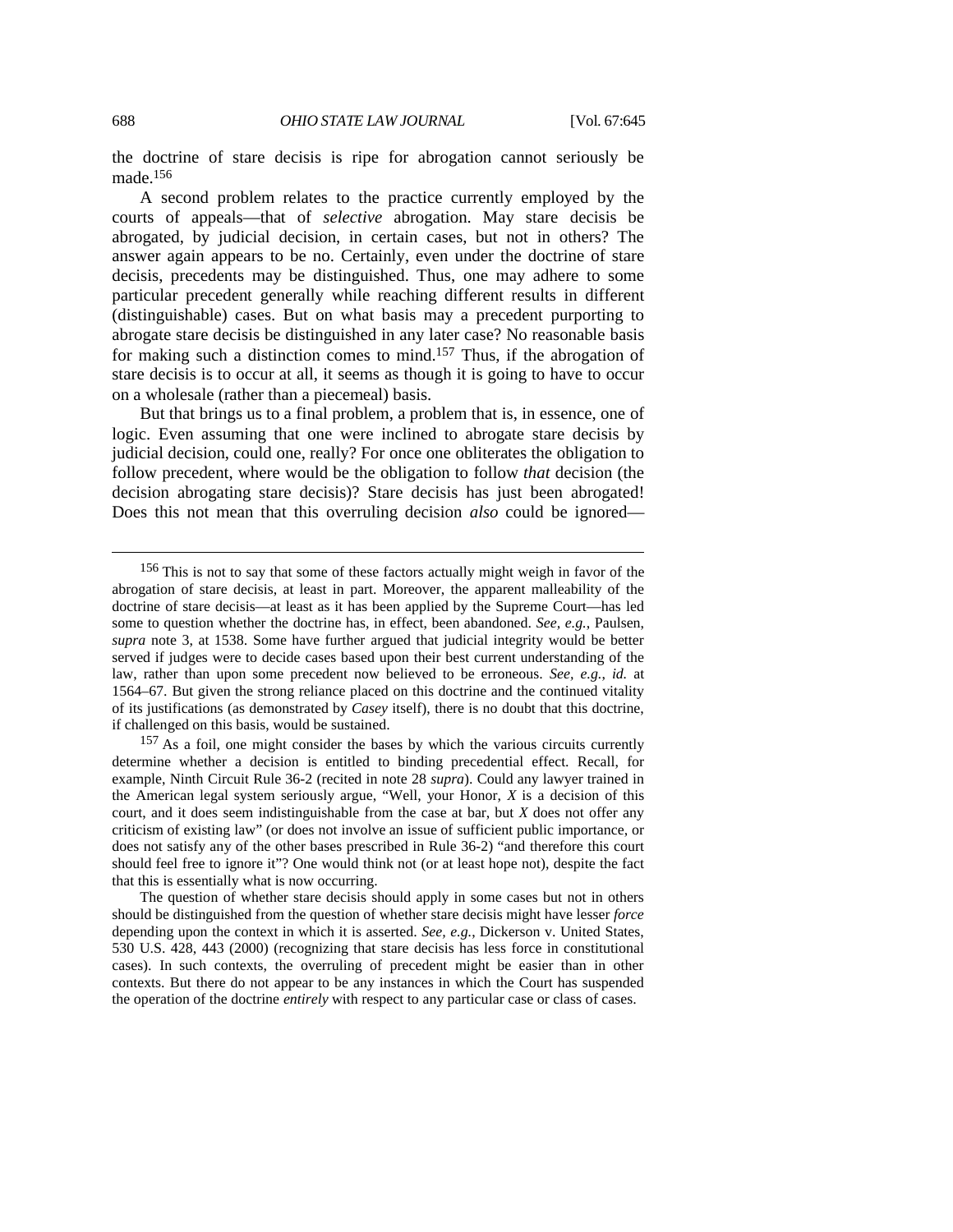the doctrine of stare decisis is ripe for abrogation cannot seriously be made.[156]

A second problem relates to the practice currently employed by the courts of appeals—that of *selective* abrogation. May stare decisis be abrogated, by judicial decision, in certain cases, but not in others? The answer again appears to be no. Certainly, even under the doctrine of stare decisis, precedents may be distinguished. Thus, one may adhere to some particular precedent generally while reaching different results in different (distinguishable) cases. But on what basis may a precedent purporting to abrogate stare decisis be distinguished in any later case? No reasonable basis for making such a distinction comes to mind.[157] Thus, if the abrogation of stare decisis is to occur at all, it seems as though it is going to have to occur on a wholesale (rather than a piecemeal) basis.

But that brings us to a final problem, a problem that is, in essence, one of logic. Even assuming that one were inclined to abrogate stare decisis by judicial decision, could one, really? For once one obliterates the obligation to follow precedent, where would be the obligation to follow *that* decision (the decision abrogating stare decisis)? Stare decisis has just been abrogated! Does this not mean that this overruling decision *also* could be ignored—

---

[156] This is not to say that some of these factors actually might weigh in favor of the abrogation of stare decisis, at least in part. Moreover, the apparent malleability of the doctrine of stare decisis—at least as it has been applied by the Supreme Court—has led some to question whether the doctrine has, in effect, been abandoned. *See, e.g.*, Paulsen, *supra* note 3, at 1538. Some have further argued that judicial integrity would be better served if judges were to decide cases based upon their best current understanding of the law, rather than upon some precedent now believed to be erroneous. *See, e.g.*, *id.* at 1564–67. But given the strong reliance placed on this doctrine and the continued vitality of its justifications (as demonstrated by *Casey* itself), there is no doubt that this doctrine, if challenged on this basis, would be sustained.

[157] As a foil, one might consider the bases by which the various circuits currently determine whether a decision is entitled to binding precedential effect. Recall, for example, Ninth Circuit Rule 36-2 (recited in note 28 *supra*). Could any lawyer trained in the American legal system seriously argue, "Well, your Honor, *X* is a decision of this court, and it does seem indistinguishable from the case at bar, but *X* does not offer any criticism of existing law" (or does not involve an issue of sufficient public importance, or does not satisfy any of the other bases prescribed in Rule 36-2) "and therefore this court should feel free to ignore it"? One would think not (or at least hope not), despite the fact that this is essentially what is now occurring.

The question of whether stare decisis should apply in some cases but not in others should be distinguished from the question of whether stare decisis might have lesser *force* depending upon the context in which it is asserted. *See, e.g.*, Dickerson v. United States, 530 U.S. 428, 443 (2000) (recognizing that stare decisis has less force in constitutional cases). In such contexts, the overruling of precedent might be easier than in other contexts. But there do not appear to be any instances in which the Court has suspended the operation of the doctrine *entirely* with respect to any particular case or class of cases.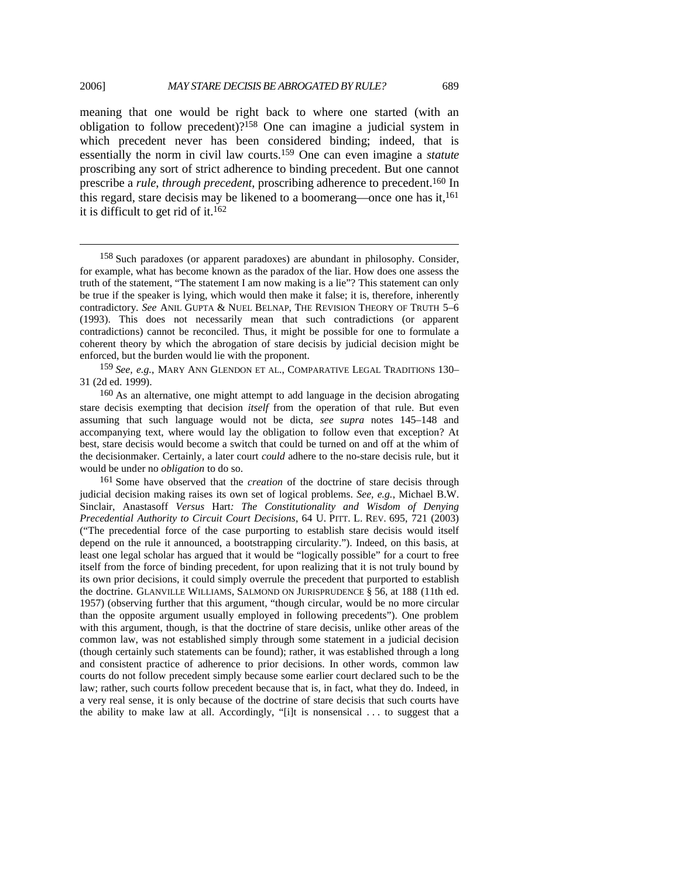meaning that one would be right back to where one started (with an obligation to follow precedent)?[158] One can imagine a judicial system in which precedent never has been considered binding; indeed, that is essentially the norm in civil law courts.[159] One can even imagine a *statute* proscribing any sort of strict adherence to binding precedent. But one cannot prescribe a *rule*, *through precedent*, proscribing adherence to precedent.[160] In this regard, stare decisis may be likened to a boomerang—once one has it,[161] it is difficult to get rid of it.[162]

---

[158] Such paradoxes (or apparent paradoxes) are abundant in philosophy. Consider, for example, what has become known as the paradox of the liar. How does one assess the truth of the statement, "The statement I am now making is a lie"? This statement can only be true if the speaker is lying, which would then make it false; it is, therefore, inherently contradictory. *See* ANIL GUPTA & NUEL BELNAP, THE REVISION THEORY OF TRUTH 5–6 (1993). This does not necessarily mean that such contradictions (or apparent contradictions) cannot be reconciled. Thus, it might be possible for one to formulate a coherent theory by which the abrogation of stare decisis by judicial decision might be enforced, but the burden would lie with the proponent.

[159] *See, e.g.*, MARY ANN GLENDON ET AL., COMPARATIVE LEGAL TRADITIONS 130–31 (2d ed. 1999).

[160] As an alternative, one might attempt to add language in the decision abrogating stare decisis exempting that decision *itself* from the operation of that rule. But even assuming that such language would not be dicta, *see supra* notes 145–148 and accompanying text, where would lay the obligation to follow even that exception? At best, stare decisis would become a switch that could be turned on and off at the whim of the decisionmaker. Certainly, a later court *could* adhere to the no-stare decisis rule, but it would be under no *obligation* to do so.

[161] Some have observed that the *creation* of the doctrine of stare decisis through judicial decision making raises its own set of logical problems. *See, e.g.*, Michael B.W. Sinclair, Anastasoff *Versus* Hart*: The Constitutionality and Wisdom of Denying Precedential Authority to Circuit Court Decisions*, 64 U. PITT. L. REV. 695, 721 (2003) ("The precedential force of the case purporting to establish stare decisis would itself depend on the rule it announced, a bootstrapping circularity."). Indeed, on this basis, at least one legal scholar has argued that it would be "logically possible" for a court to free itself from the force of binding precedent, for upon realizing that it is not truly bound by its own prior decisions, it could simply overrule the precedent that purported to establish the doctrine. GLANVILLE WILLIAMS, SALMOND ON JURISPRUDENCE § 56, at 188 (11th ed. 1957) (observing further that this argument, "though circular, would be no more circular than the opposite argument usually employed in following precedents"). One problem with this argument, though, is that the doctrine of stare decisis, unlike other areas of the common law, was not established simply through some statement in a judicial decision (though certainly such statements can be found); rather, it was established through a long and consistent practice of adherence to prior decisions. In other words, common law courts do not follow precedent simply because some earlier court declared such to be the law; rather, such courts follow precedent because that is, in fact, what they do. Indeed, in a very real sense, it is only because of the doctrine of stare decisis that such courts have the ability to make law at all. Accordingly, "[i]t is nonsensical . . . to suggest that a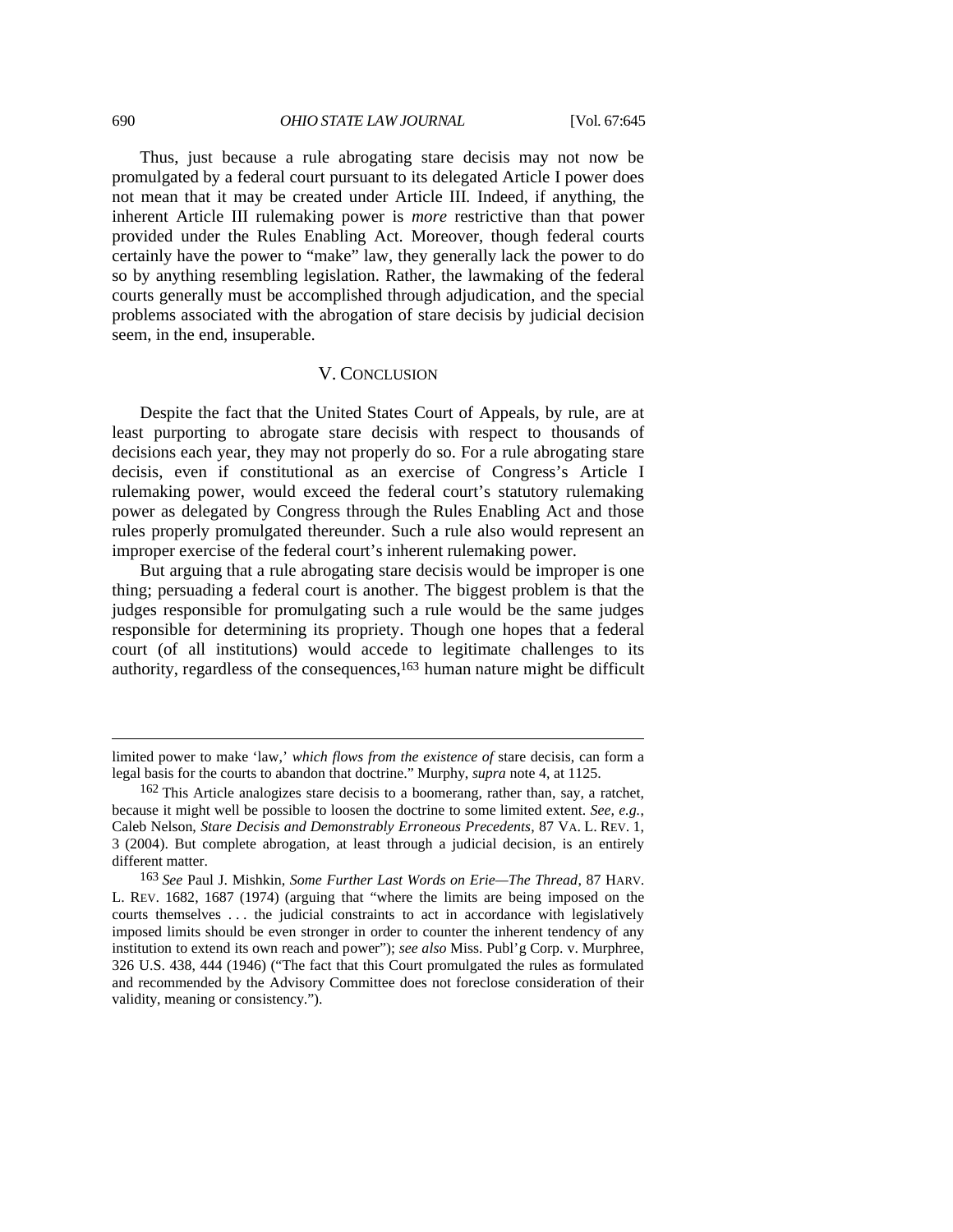Thus, just because a rule abrogating stare decisis may not now be promulgated by a federal court pursuant to its delegated Article I power does not mean that it may be created under Article III. Indeed, if anything, the inherent Article III rulemaking power is *more* restrictive than that power provided under the Rules Enabling Act. Moreover, though federal courts certainly have the power to "make" law, they generally lack the power to do so by anything resembling legislation. Rather, the lawmaking of the federal courts generally must be accomplished through adjudication, and the special problems associated with the abrogation of stare decisis by judicial decision seem, in the end, insuperable.

## V. CONCLUSION

Despite the fact that the United States Court of Appeals, by rule, are at least purporting to abrogate stare decisis with respect to thousands of decisions each year, they may not properly do so. For a rule abrogating stare decisis, even if constitutional as an exercise of Congress's Article I rulemaking power, would exceed the federal court's statutory rulemaking power as delegated by Congress through the Rules Enabling Act and those rules properly promulgated thereunder. Such a rule also would represent an improper exercise of the federal court's inherent rulemaking power.

But arguing that a rule abrogating stare decisis would be improper is one thing; persuading a federal court is another. The biggest problem is that the judges responsible for promulgating such a rule would be the same judges responsible for determining its propriety. Though one hopes that a federal court (of all institutions) would accede to legitimate challenges to its authority, regardless of the consequences,[163] human nature might be difficult

---

limited power to make 'law,' *which flows from the existence of* stare decisis, can form a legal basis for the courts to abandon that doctrine." Murphy, *supra* note 4, at 1125.

[162] This Article analogizes stare decisis to a boomerang, rather than, say, a ratchet, because it might well be possible to loosen the doctrine to some limited extent. *See, e.g.*, Caleb Nelson, *Stare Decisis and Demonstrably Erroneous Precedents*, 87 VA. L. REV. 1, 3 (2004). But complete abrogation, at least through a judicial decision, is an entirely different matter.

[163] *See* Paul J. Mishkin, *Some Further Last Words on Erie—The Thread*, 87 HARV. L. REV. 1682, 1687 (1974) (arguing that "where the limits are being imposed on the courts themselves . . . the judicial constraints to act in accordance with legislatively imposed limits should be even stronger in order to counter the inherent tendency of any institution to extend its own reach and power"); *see also* Miss. Publ'g Corp. v. Murphree, 326 U.S. 438, 444 (1946) ("The fact that this Court promulgated the rules as formulated and recommended by the Advisory Committee does not foreclose consideration of their validity, meaning or consistency.").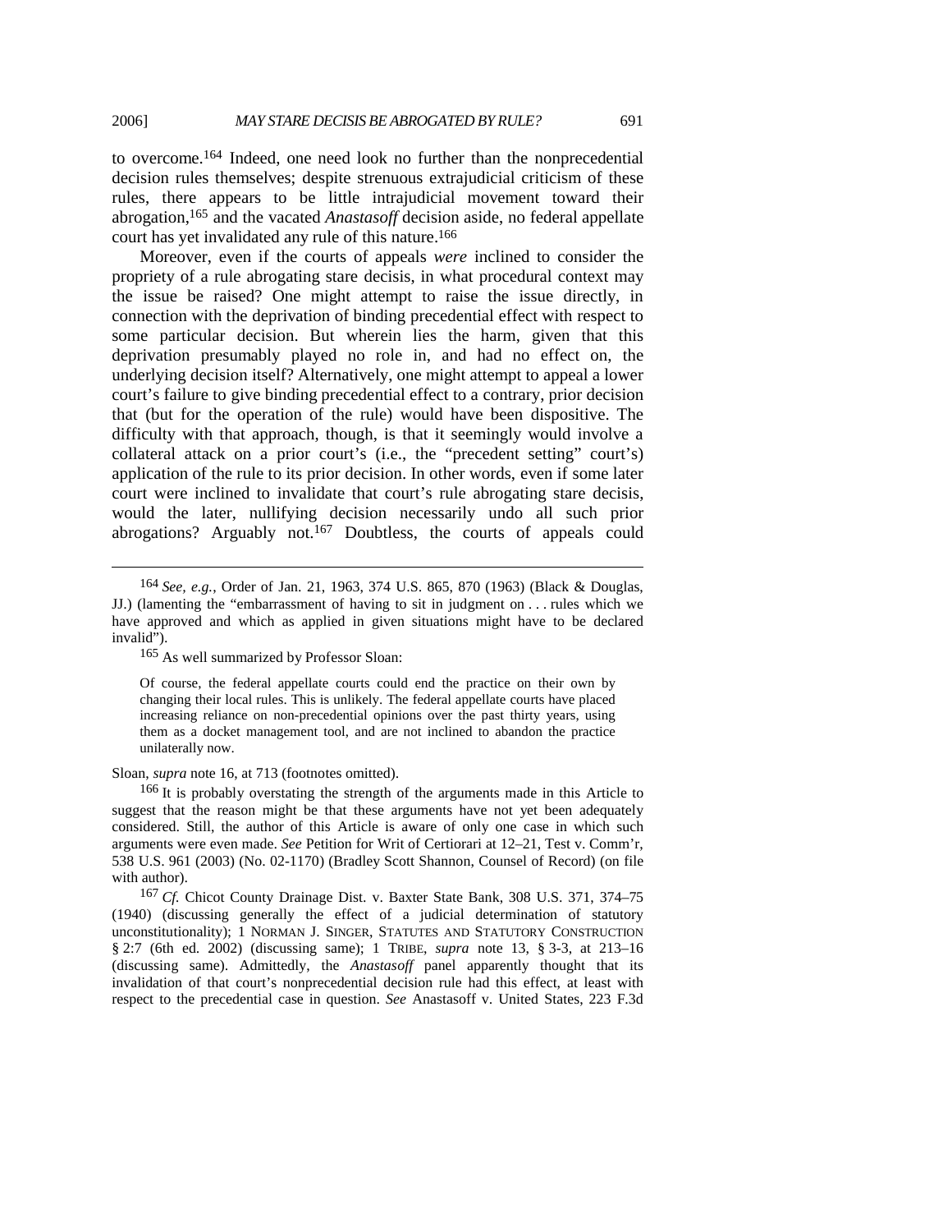to overcome.[164] Indeed, one need look no further than the nonprecedential decision rules themselves; despite strenuous extrajudicial criticism of these rules, there appears to be little intrajudicial movement toward their abrogation,[165] and the vacated *Anastasoff* decision aside, no federal appellate court has yet invalidated any rule of this nature.[166]

Moreover, even if the courts of appeals *were* inclined to consider the propriety of a rule abrogating stare decisis, in what procedural context may the issue be raised? One might attempt to raise the issue directly, in connection with the deprivation of binding precedential effect with respect to some particular decision. But wherein lies the harm, given that this deprivation presumably played no role in, and had no effect on, the underlying decision itself? Alternatively, one might attempt to appeal a lower court's failure to give binding precedential effect to a contrary, prior decision that (but for the operation of the rule) would have been dispositive. The difficulty with that approach, though, is that it seemingly would involve a collateral attack on a prior court's (i.e., the "precedent setting" court's) application of the rule to its prior decision. In other words, even if some later court were inclined to invalidate that court's rule abrogating stare decisis, would the later, nullifying decision necessarily undo all such prior abrogations? Arguably not.[167] Doubtless, the courts of appeals could

---

[164] *See, e.g.*, Order of Jan. 21, 1963, 374 U.S. 865, 870 (1963) (Black & Douglas, JJ.) (lamenting the "embarrassment of having to sit in judgment on . . . rules which we have approved and which as applied in given situations might have to be declared invalid").

[165] As well summarized by Professor Sloan:

> Of course, the federal appellate courts could end the practice on their own by changing their local rules. This is unlikely. The federal appellate courts have placed increasing reliance on non-precedential opinions over the past thirty years, using them as a docket management tool, and are not inclined to abandon the practice unilaterally now.

Sloan, *supra* note 16, at 713 (footnotes omitted).

[166] It is probably overstating the strength of the arguments made in this Article to suggest that the reason might be that these arguments have not yet been adequately considered. Still, the author of this Article is aware of only one case in which such arguments were even made. *See* Petition for Writ of Certiorari at 12–21, Test v. Comm'r, 538 U.S. 961 (2003) (No. 02-1170) (Bradley Scott Shannon, Counsel of Record) (on file with author).

[167] *Cf.* Chicot County Drainage Dist. v. Baxter State Bank, 308 U.S. 371, 374–75 (1940) (discussing generally the effect of a judicial determination of statutory unconstitutionality); 1 NORMAN J. SINGER, STATUTES AND STATUTORY CONSTRUCTION § 2:7 (6th ed. 2002) (discussing same); 1 TRIBE, *supra* note 13, § 3-3, at 213–16 (discussing same). Admittedly, the *Anastasoff* panel apparently thought that its invalidation of that court's nonprecedential decision rule had this effect, at least with respect to the precedential case in question. *See* Anastasoff v. United States, 223 F.3d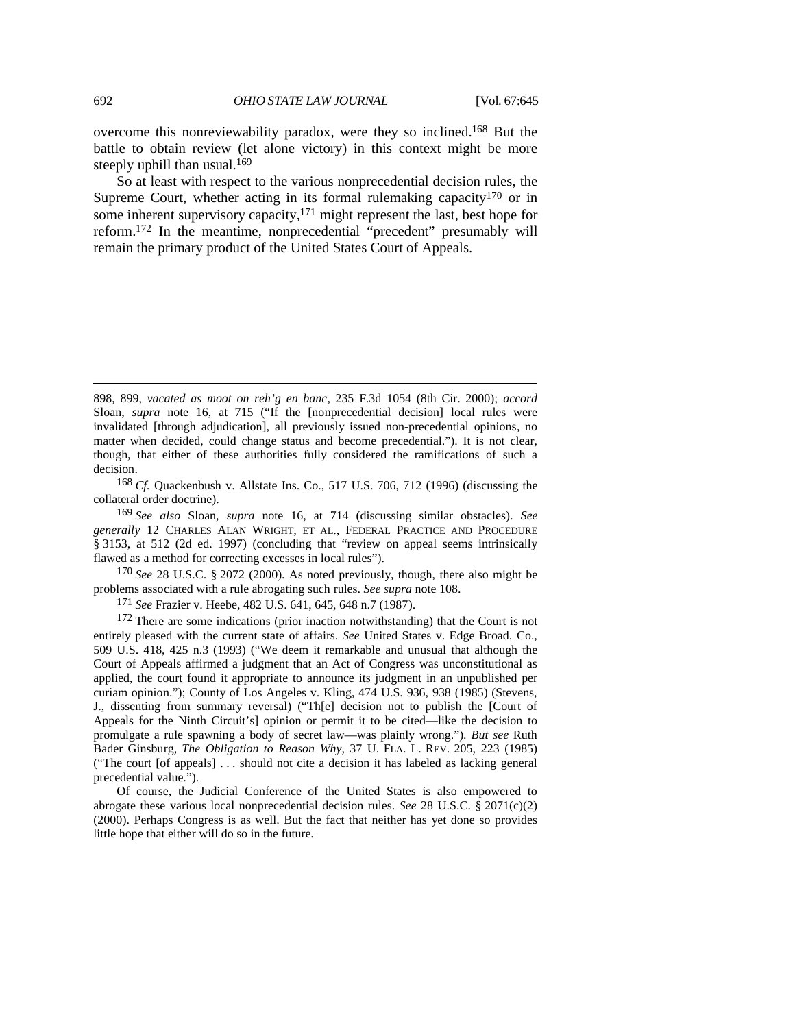overcome this nonreviewability paradox, were they so inclined.[168] But the battle to obtain review (let alone victory) in this context might be more steeply uphill than usual.[169]

So at least with respect to the various nonprecedential decision rules, the Supreme Court, whether acting in its formal rulemaking capacity[170] or in some inherent supervisory capacity,[171] might represent the last, best hope for reform.[172] In the meantime, nonprecedential "precedent" presumably will remain the primary product of the United States Court of Appeals.

---

898, 899, *vacated as moot on reh'g en banc*, 235 F.3d 1054 (8th Cir. 2000); *accord* Sloan, *supra* note 16, at 715 ("If the [nonprecedential decision] local rules were invalidated [through adjudication], all previously issued non-precedential opinions, no matter when decided, could change status and become precedential."). It is not clear, though, that either of these authorities fully considered the ramifications of such a decision.

[168] *Cf.* Quackenbush v. Allstate Ins. Co., 517 U.S. 706, 712 (1996) (discussing the collateral order doctrine).

[169] *See also* Sloan, *supra* note 16, at 714 (discussing similar obstacles). *See generally* 12 CHARLES ALAN WRIGHT, ET AL., FEDERAL PRACTICE AND PROCEDURE § 3153, at 512 (2d ed. 1997) (concluding that "review on appeal seems intrinsically flawed as a method for correcting excesses in local rules").

[170] *See* 28 U.S.C. § 2072 (2000). As noted previously, though, there also might be problems associated with a rule abrogating such rules. *See supra* note 108.

[171] *See* Frazier v. Heebe, 482 U.S. 641, 645, 648 n.7 (1987).

[172] There are some indications (prior inaction notwithstanding) that the Court is not entirely pleased with the current state of affairs. *See* United States v. Edge Broad. Co., 509 U.S. 418, 425 n.3 (1993) ("We deem it remarkable and unusual that although the Court of Appeals affirmed a judgment that an Act of Congress was unconstitutional as applied, the court found it appropriate to announce its judgment in an unpublished per curiam opinion."); County of Los Angeles v. Kling, 474 U.S. 936, 938 (1985) (Stevens, J., dissenting from summary reversal) ("Th[e] decision not to publish the [Court of Appeals for the Ninth Circuit's] opinion or permit it to be cited—like the decision to promulgate a rule spawning a body of secret law—was plainly wrong."). *But see* Ruth Bader Ginsburg, *The Obligation to Reason Why*, 37 U. FLA. L. REV. 205, 223 (1985) ("The court [of appeals] . . . should not cite a decision it has labeled as lacking general precedential value.").

Of course, the Judicial Conference of the United States is also empowered to abrogate these various local nonprecedential decision rules. *See* 28 U.S.C. § 2071(c)(2) (2000). Perhaps Congress is as well. But the fact that neither has yet done so provides little hope that either will do so in the future.